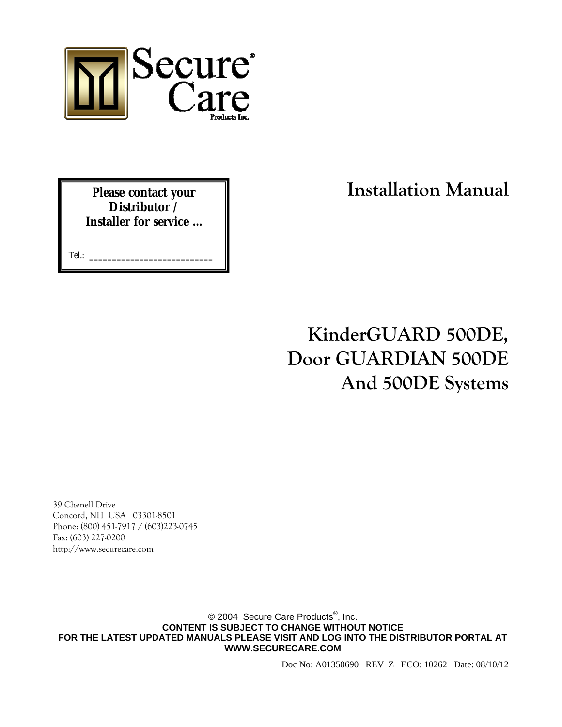Secure® Care

Products Inc.

**Please contact your Distributor / Installer for service …**

Tel.: ____________________________

# Installation Manual

# KinderGUARD 500DE, Door GUARDIAN 500DE And 500DE Systems

39 Chenell Drive
Concord, NH USA 03301-8501
Phone: (800) 451-7917 / (603)223-0745
Fax: (603) 227-0200
http://www.securecare.com

© 2004 Secure Care Products®, Inc.
**CONTENT IS SUBJECT TO CHANGE WITHOUT NOTICE**
**FOR THE LATEST UPDATED MANUALS PLEASE VISIT AND LOG INTO THE DISTRIBUTOR PORTAL AT WWW.SECURECARE.COM**

Doc No: A01350690 REV Z ECO: 10262 Date: 08/10/12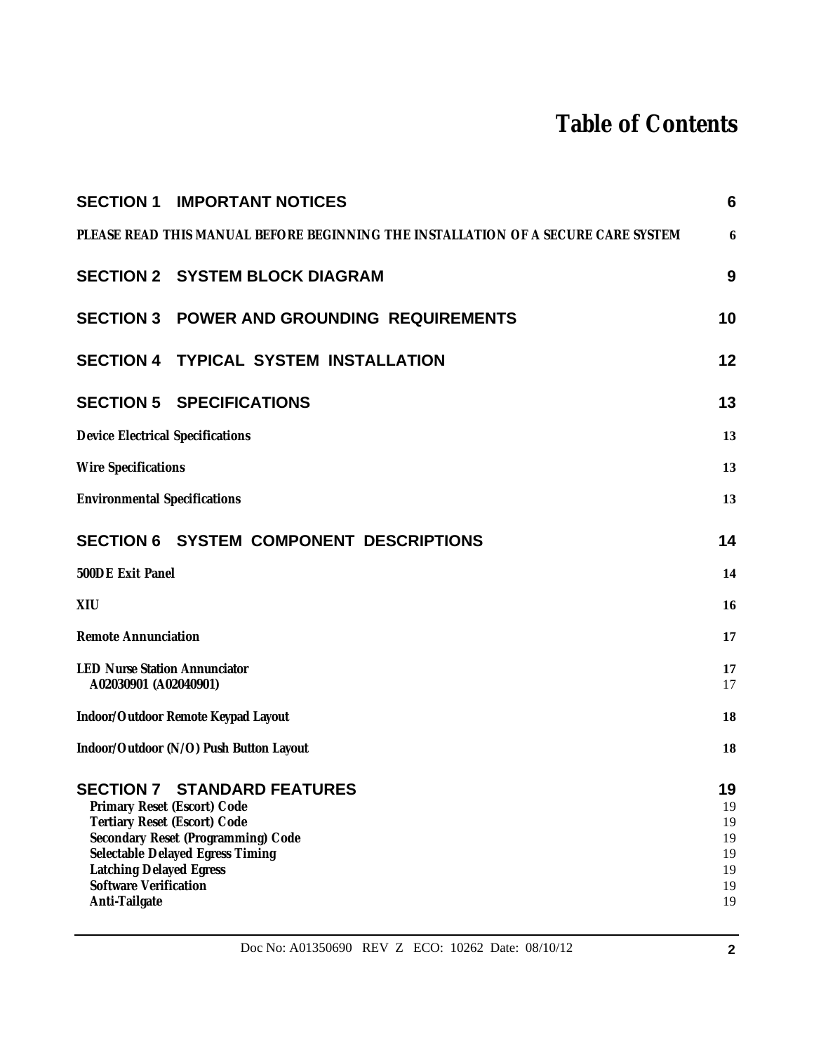# Table of Contents

| | |
|---|---|
| **SECTION 1 IMPORTANT NOTICES** | **6** |
| **PLEASE READ THIS MANUAL BEFORE BEGINNING THE INSTALLATION OF A SECURE CARE SYSTEM** | **6** |
| **SECTION 2 SYSTEM BLOCK DIAGRAM** | **9** |
| **SECTION 3 POWER AND GROUNDING REQUIREMENTS** | **10** |
| **SECTION 4 TYPICAL SYSTEM INSTALLATION** | **12** |
| **SECTION 5 SPECIFICATIONS** | **13** |
| **Device Electrical Specifications** | **13** |
| **Wire Specifications** | **13** |
| **Environmental Specifications** | **13** |
| **SECTION 6 SYSTEM COMPONENT DESCRIPTIONS** | **14** |
| **500DE Exit Panel** | **14** |
| **XIU** | **16** |
| **Remote Annunciation** | **17** |
| **LED Nurse Station Annunciator** | **17** |
| A02030901 (A02040901) | 17 |
| **Indoor/Outdoor Remote Keypad Layout** | **18** |
| **Indoor/Outdoor (N/O) Push Button Layout** | **18** |
| **SECTION 7 STANDARD FEATURES** | **19** |
| Primary Reset (Escort) Code | 19 |
| Tertiary Reset (Escort) Code | 19 |
| Secondary Reset (Programming) Code | 19 |
| Selectable Delayed Egress Timing | 19 |
| Latching Delayed Egress | 19 |
| Software Verification | 19 |
| Anti-Tailgate | 19 |

Doc No: A01350690 REV Z ECO: 10262 Date: 08/10/12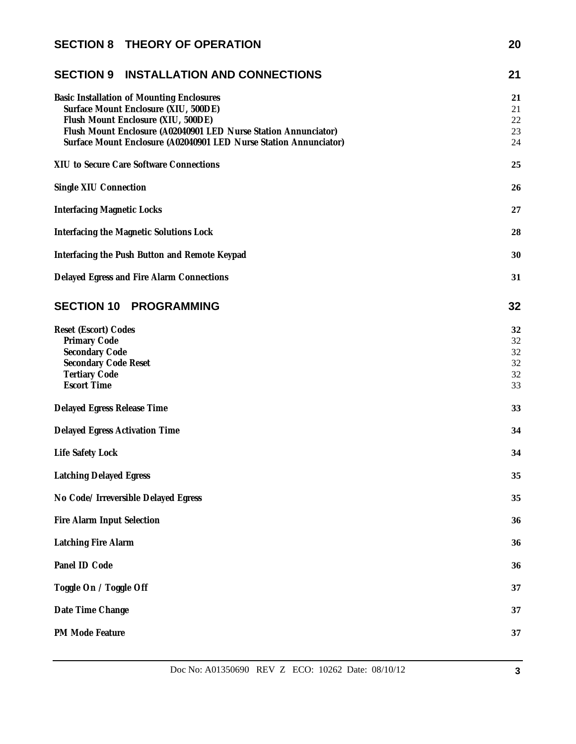**SECTION 8 THEORY OF OPERATION** 20

**SECTION 9 INSTALLATION AND CONNECTIONS** 21

**Basic Installation of Mounting Enclosures** 21
- **Surface Mount Enclosure (XIU, 500DE)** 21
- **Flush Mount Enclosure (XIU, 500DE)** 22
- **Flush Mount Enclosure (A02040901 LED Nurse Station Annunciator)** 23
- **Surface Mount Enclosure (A02040901 LED Nurse Station Annunciator)** 24

**XIU to Secure Care Software Connections** 25

**Single XIU Connection** 26

**Interfacing Magnetic Locks** 27

**Interfacing the Magnetic Solutions Lock** 28

**Interfacing the Push Button and Remote Keypad** 30

**Delayed Egress and Fire Alarm Connections** 31

**SECTION 10 PROGRAMMING** 32

**Reset (Escort) Codes** 32
- **Primary Code** 32
- **Secondary Code** 32
- **Secondary Code Reset** 32
- **Tertiary Code** 32
- **Escort Time** 33

**Delayed Egress Release Time** 33

**Delayed Egress Activation Time** 34

**Life Safety Lock** 34

**Latching Delayed Egress** 35

**No Code/ Irreversible Delayed Egress** 35

**Fire Alarm Input Selection** 36

**Latching Fire Alarm** 36

**Panel ID Code** 36

**Toggle On / Toggle Off** 37

**Date Time Change** 37

**PM Mode Feature** 37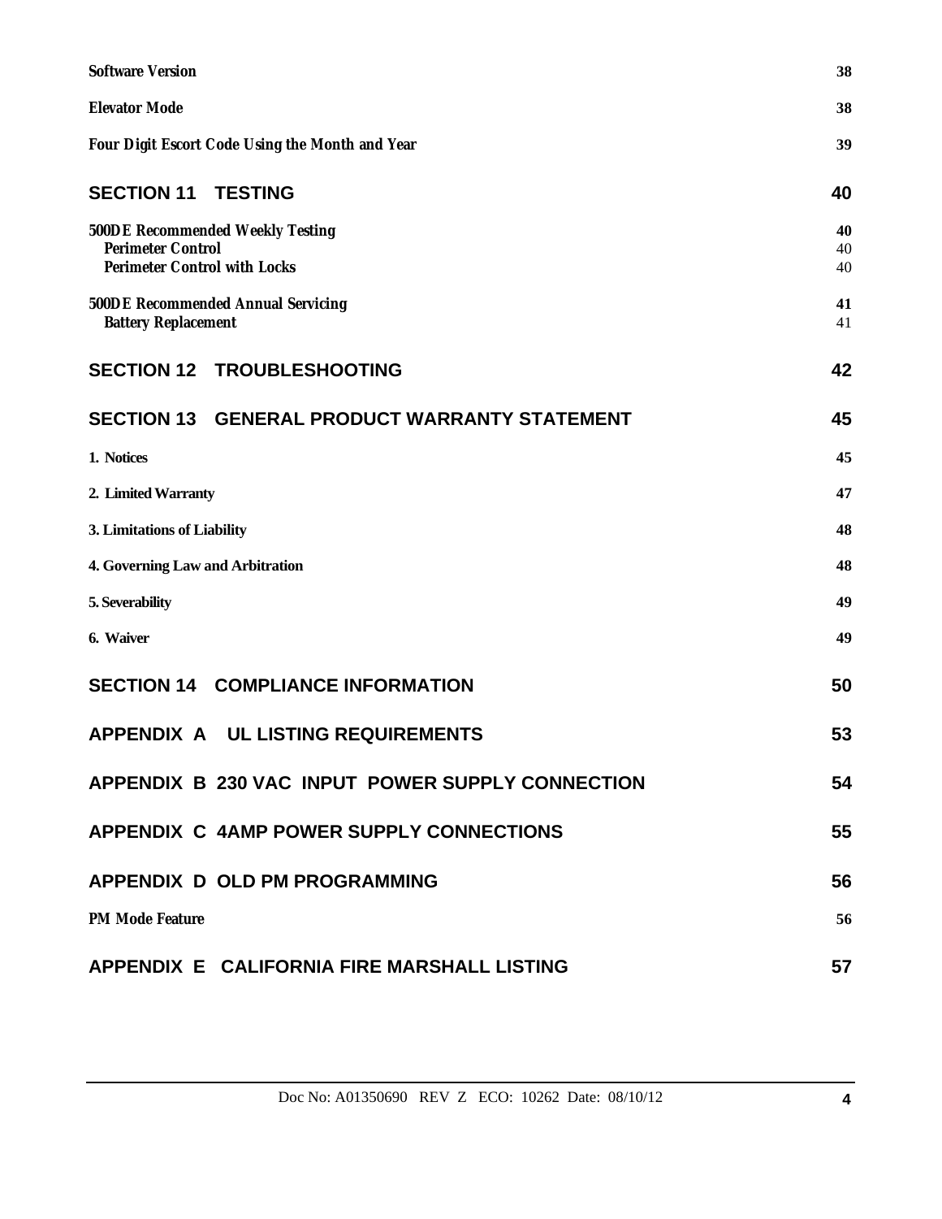**Software Version** 38

**Elevator Mode** 38

**Four Digit Escort Code Using the Month and Year** 39

## SECTION 11 TESTING 40

**500DE Recommended Weekly Testing** 40
- **Perimeter Control** 40
- **Perimeter Control with Locks** 40

**500DE Recommended Annual Servicing** 41
- **Battery Replacement** 41

## SECTION 12 TROUBLESHOOTING 42

## SECTION 13 GENERAL PRODUCT WARRANTY STATEMENT 45

**1. Notices** 45

**2. Limited Warranty** 47

**3. Limitations of Liability** 48

**4. Governing Law and Arbitration** 48

**5. Severability** 49

**6. Waiver** 49

## SECTION 14 COMPLIANCE INFORMATION 50

## APPENDIX A UL LISTING REQUIREMENTS 53

## APPENDIX B 230 VAC INPUT POWER SUPPLY CONNECTION 54

## APPENDIX C 4AMP POWER SUPPLY CONNECTIONS 55

## APPENDIX D OLD PM PROGRAMMING 56

**PM Mode Feature** 56

## APPENDIX E CALIFORNIA FIRE MARSHALL LISTING 57

Doc No: A01350690 REV Z ECO: 10262 Date: 08/10/12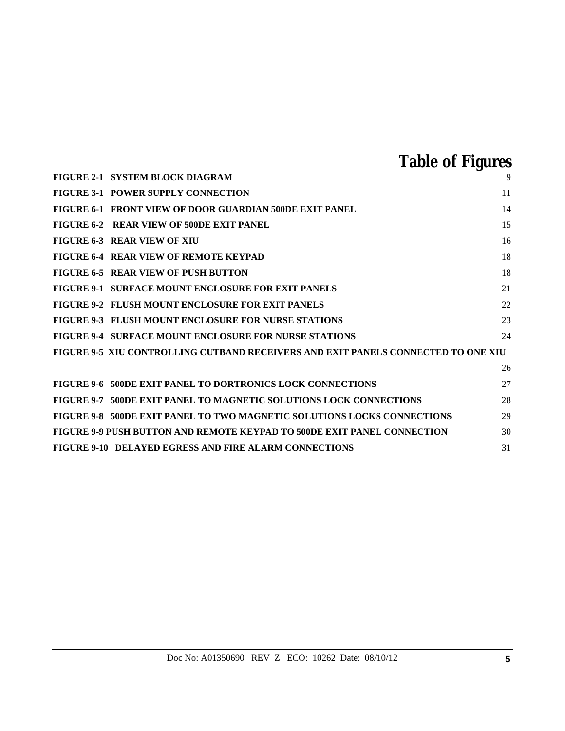# Table of Figures

**FIGURE 2-1 SYSTEM BLOCK DIAGRAM** 9

**FIGURE 3-1 POWER SUPPLY CONNECTION** 11

**FIGURE 6-1 FRONT VIEW OF DOOR GUARDIAN 500DE EXIT PANEL** 14

**FIGURE 6-2 REAR VIEW OF 500DE EXIT PANEL** 15

**FIGURE 6-3 REAR VIEW OF XIU** 16

**FIGURE 6-4 REAR VIEW OF REMOTE KEYPAD** 18

**FIGURE 6-5 REAR VIEW OF PUSH BUTTON** 18

**FIGURE 9-1 SURFACE MOUNT ENCLOSURE FOR EXIT PANELS** 21

**FIGURE 9-2 FLUSH MOUNT ENCLOSURE FOR EXIT PANELS** 22

**FIGURE 9-3 FLUSH MOUNT ENCLOSURE FOR NURSE STATIONS** 23

**FIGURE 9-4 SURFACE MOUNT ENCLOSURE FOR NURSE STATIONS** 24

**FIGURE 9-5 XIU CONTROLLING CUTBAND RECEIVERS AND EXIT PANELS CONNECTED TO ONE XIU** 26

**FIGURE 9-6 500DE EXIT PANEL TO DORTRONICS LOCK CONNECTIONS** 27

**FIGURE 9-7 500DE EXIT PANEL TO MAGNETIC SOLUTIONS LOCK CONNECTIONS** 28

**FIGURE 9-8 500DE EXIT PANEL TO TWO MAGNETIC SOLUTIONS LOCKS CONNECTIONS** 29

**FIGURE 9-9 PUSH BUTTON AND REMOTE KEYPAD TO 500DE EXIT PANEL CONNECTION** 30

**FIGURE 9-10 DELAYED EGRESS AND FIRE ALARM CONNECTIONS** 31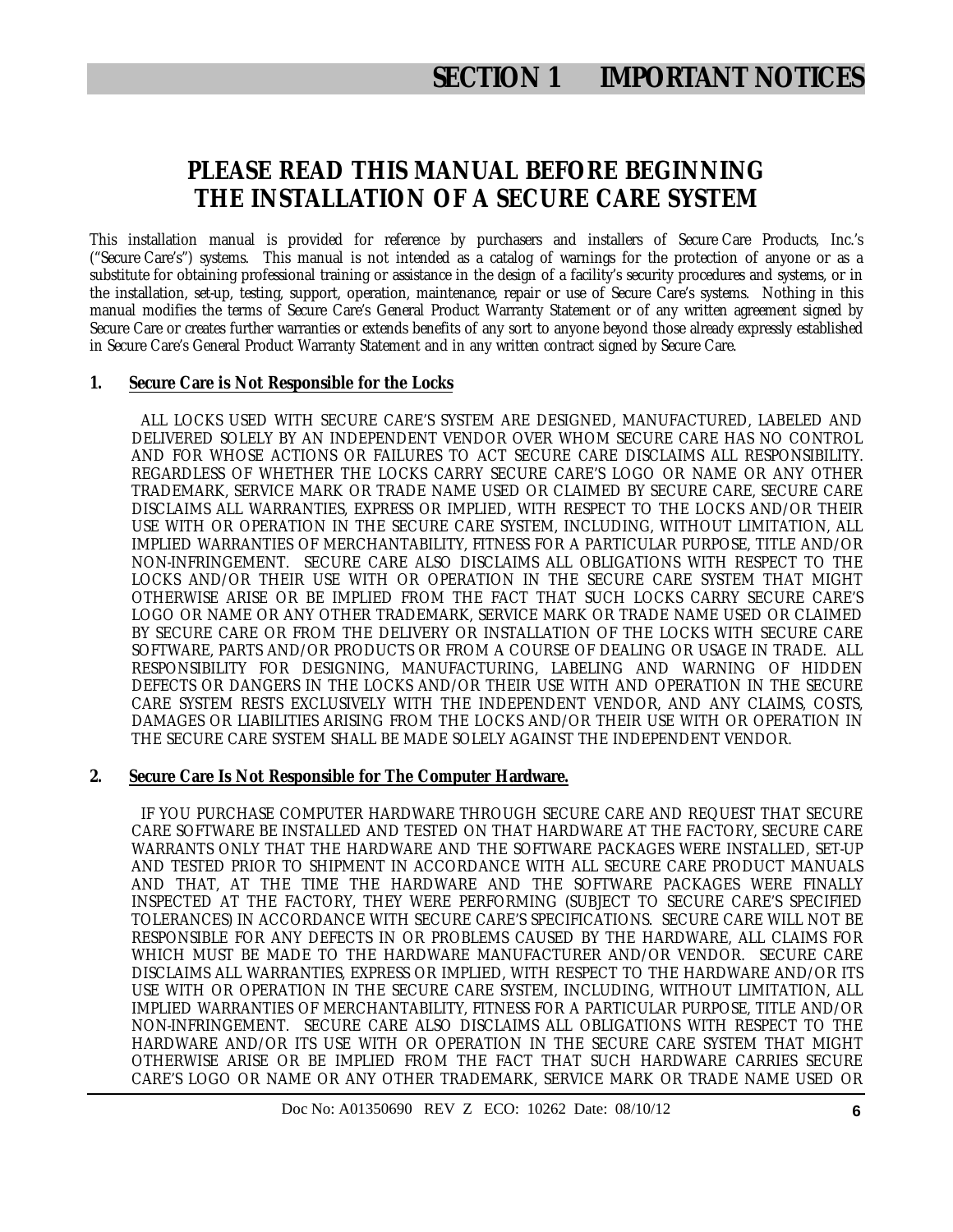# SECTION 1 IMPORTANT NOTICES

## PLEASE READ THIS MANUAL BEFORE BEGINNING THE INSTALLATION OF A SECURE CARE SYSTEM

This installation manual is provided for reference by purchasers and installers of Secure Care Products, Inc.'s ("Secure Care's") systems. This manual is not intended as a catalog of warnings for the protection of anyone or as a substitute for obtaining professional training or assistance in the design of a facility's security procedures and systems, or in the installation, set-up, testing, support, operation, maintenance, repair or use of Secure Care's systems. Nothing in this manual modifies the terms of Secure Care's General Product Warranty Statement or of any written agreement signed by Secure Care or creates further warranties or extends benefits of any sort to anyone beyond those already expressly established in Secure Care's General Product Warranty Statement and in any written contract signed by Secure Care.

### 1. Secure Care is Not Responsible for the Locks

ALL LOCKS USED WITH SECURE CARE'S SYSTEM ARE DESIGNED, MANUFACTURED, LABELED AND DELIVERED SOLELY BY AN INDEPENDENT VENDOR OVER WHOM SECURE CARE HAS NO CONTROL AND FOR WHOSE ACTIONS OR FAILURES TO ACT SECURE CARE DISCLAIMS ALL RESPONSIBILITY. REGARDLESS OF WHETHER THE LOCKS CARRY SECURE CARE'S LOGO OR NAME OR ANY OTHER TRADEMARK, SERVICE MARK OR TRADE NAME USED OR CLAIMED BY SECURE CARE, SECURE CARE DISCLAIMS ALL WARRANTIES, EXPRESS OR IMPLIED, WITH RESPECT TO THE LOCKS AND/OR THEIR USE WITH OR OPERATION IN THE SECURE CARE SYSTEM, INCLUDING, WITHOUT LIMITATION, ALL IMPLIED WARRANTIES OF MERCHANTABILITY, FITNESS FOR A PARTICULAR PURPOSE, TITLE AND/OR NON-INFRINGEMENT. SECURE CARE ALSO DISCLAIMS ALL OBLIGATIONS WITH RESPECT TO THE LOCKS AND/OR THEIR USE WITH OR OPERATION IN THE SECURE CARE SYSTEM THAT MIGHT OTHERWISE ARISE OR BE IMPLIED FROM THE FACT THAT SUCH LOCKS CARRY SECURE CARE'S LOGO OR NAME OR ANY OTHER TRADEMARK, SERVICE MARK OR TRADE NAME USED OR CLAIMED BY SECURE CARE OR FROM THE DELIVERY OR INSTALLATION OF THE LOCKS WITH SECURE CARE SOFTWARE, PARTS AND/OR PRODUCTS OR FROM A COURSE OF DEALING OR USAGE IN TRADE. ALL RESPONSIBILITY FOR DESIGNING, MANUFACTURING, LABELING AND WARNING OF HIDDEN DEFECTS OR DANGERS IN THE LOCKS AND/OR THEIR USE WITH AND OPERATION IN THE SECURE CARE SYSTEM RESTS EXCLUSIVELY WITH THE INDEPENDENT VENDOR, AND ANY CLAIMS, COSTS, DAMAGES OR LIABILITIES ARISING FROM THE LOCKS AND/OR THEIR USE WITH OR OPERATION IN THE SECURE CARE SYSTEM SHALL BE MADE SOLELY AGAINST THE INDEPENDENT VENDOR.

### 2. Secure Care Is Not Responsible for The Computer Hardware.

IF YOU PURCHASE COMPUTER HARDWARE THROUGH SECURE CARE AND REQUEST THAT SECURE CARE SOFTWARE BE INSTALLED AND TESTED ON THAT HARDWARE AT THE FACTORY, SECURE CARE WARRANTS ONLY THAT THE HARDWARE AND THE SOFTWARE PACKAGES WERE INSTALLED, SET-UP AND TESTED PRIOR TO SHIPMENT IN ACCORDANCE WITH ALL SECURE CARE PRODUCT MANUALS AND THAT, AT THE TIME THE HARDWARE AND THE SOFTWARE PACKAGES WERE FINALLY INSPECTED AT THE FACTORY, THEY WERE PERFORMING (SUBJECT TO SECURE CARE'S SPECIFIED TOLERANCES) IN ACCORDANCE WITH SECURE CARE'S SPECIFICATIONS. SECURE CARE WILL NOT BE RESPONSIBLE FOR ANY DEFECTS IN OR PROBLEMS CAUSED BY THE HARDWARE, ALL CLAIMS FOR WHICH MUST BE MADE TO THE HARDWARE MANUFACTURER AND/OR VENDOR. SECURE CARE DISCLAIMS ALL WARRANTIES, EXPRESS OR IMPLIED, WITH RESPECT TO THE HARDWARE AND/OR ITS USE WITH OR OPERATION IN THE SECURE CARE SYSTEM, INCLUDING, WITHOUT LIMITATION, ALL IMPLIED WARRANTIES OF MERCHANTABILITY, FITNESS FOR A PARTICULAR PURPOSE, TITLE AND/OR NON-INFRINGEMENT. SECURE CARE ALSO DISCLAIMS ALL OBLIGATIONS WITH RESPECT TO THE HARDWARE AND/OR ITS USE WITH OR OPERATION IN THE SECURE CARE SYSTEM THAT MIGHT OTHERWISE ARISE OR BE IMPLIED FROM THE FACT THAT SUCH HARDWARE CARRIES SECURE CARE'S LOGO OR NAME OR ANY OTHER TRADEMARK, SERVICE MARK OR TRADE NAME USED OR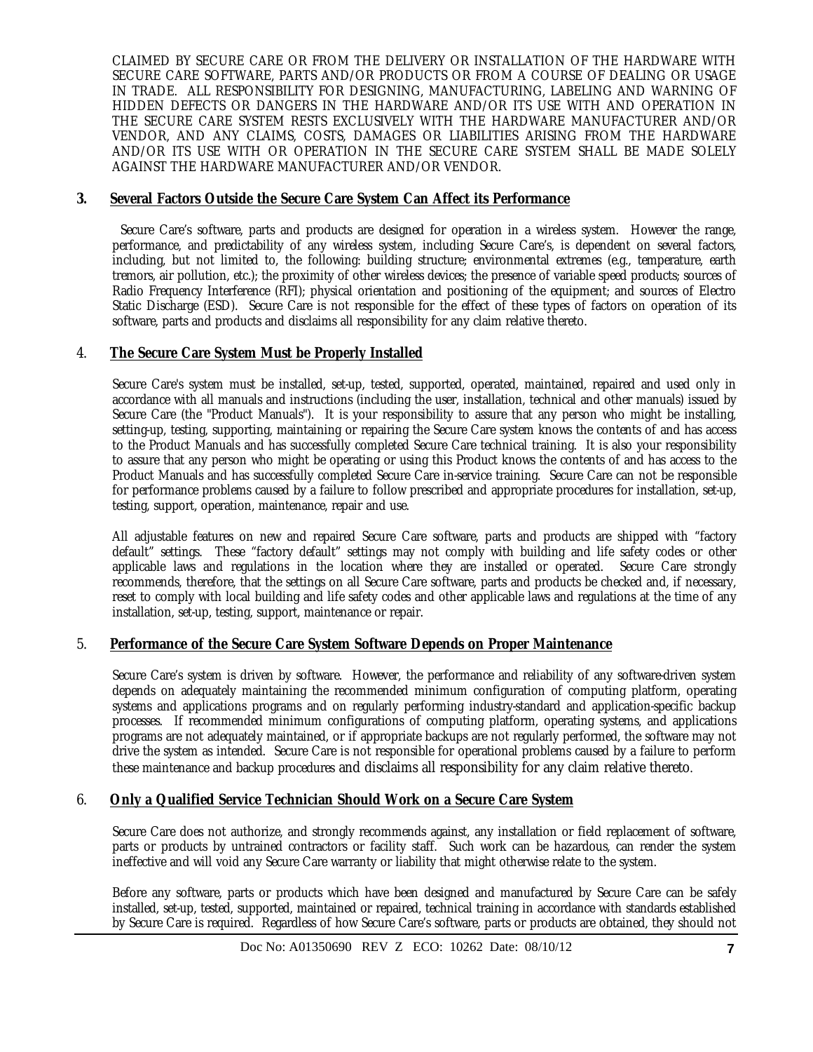CLAIMED BY SECURE CARE OR FROM THE DELIVERY OR INSTALLATION OF THE HARDWARE WITH SECURE CARE SOFTWARE, PARTS AND/OR PRODUCTS OR FROM A COURSE OF DEALING OR USAGE IN TRADE. ALL RESPONSIBILITY FOR DESIGNING, MANUFACTURING, LABELING AND WARNING OF HIDDEN DEFECTS OR DANGERS IN THE HARDWARE AND/OR ITS USE WITH AND OPERATION IN THE SECURE CARE SYSTEM RESTS EXCLUSIVELY WITH THE HARDWARE MANUFACTURER AND/OR VENDOR, AND ANY CLAIMS, COSTS, DAMAGES OR LIABILITIES ARISING FROM THE HARDWARE AND/OR ITS USE WITH OR OPERATION IN THE SECURE CARE SYSTEM SHALL BE MADE SOLELY AGAINST THE HARDWARE MANUFACTURER AND/OR VENDOR.

## 3. Several Factors Outside the Secure Care System Can Affect its Performance

Secure Care's software, parts and products are designed for operation in a wireless system. However the range, performance, and predictability of any wireless system, including Secure Care's, is dependent on several factors, including, but not limited to, the following: building structure; environmental extremes (e.g., temperature, earth tremors, air pollution, etc.); the proximity of other wireless devices; the presence of variable speed products; sources of Radio Frequency Interference (RFI); physical orientation and positioning of the equipment; and sources of Electro Static Discharge (ESD). Secure Care is not responsible for the effect of these types of factors on operation of its software, parts and products and disclaims all responsibility for any claim relative thereto.

## 4. The Secure Care System Must be Properly Installed

Secure Care's system must be installed, set-up, tested, supported, operated, maintained, repaired and used only in accordance with all manuals and instructions (including the user, installation, technical and other manuals) issued by Secure Care (the "Product Manuals"). It is your responsibility to assure that any person who might be installing, setting-up, testing, supporting, maintaining or repairing the Secure Care system knows the contents of and has access to the Product Manuals and has successfully completed Secure Care technical training. It is also your responsibility to assure that any person who might be operating or using this Product knows the contents of and has access to the Product Manuals and has successfully completed Secure Care in-service training. Secure Care can not be responsible for performance problems caused by a failure to follow prescribed and appropriate procedures for installation, set-up, testing, support, operation, maintenance, repair and use.

All adjustable features on new and repaired Secure Care software, parts and products are shipped with "factory default" settings. These "factory default" settings may not comply with building and life safety codes or other applicable laws and regulations in the location where they are installed or operated. Secure Care strongly recommends, therefore, that the settings on all Secure Care software, parts and products be checked and, if necessary, reset to comply with local building and life safety codes and other applicable laws and regulations at the time of any installation, set-up, testing, support, maintenance or repair.

## 5. Performance of the Secure Care System Software Depends on Proper Maintenance

Secure Care's system is driven by software. However, the performance and reliability of any software-driven system depends on adequately maintaining the recommended minimum configuration of computing platform, operating systems and applications programs and on regularly performing industry-standard and application-specific backup processes. If recommended minimum configurations of computing platform, operating systems, and applications programs are not adequately maintained, or if appropriate backups are not regularly performed, the software may not drive the system as intended. Secure Care is not responsible for operational problems caused by a failure to perform these maintenance and backup procedures and disclaims all responsibility for any claim relative thereto.

## 6. Only a Qualified Service Technician Should Work on a Secure Care System

Secure Care does not authorize, and strongly recommends against, any installation or field replacement of software, parts or products by untrained contractors or facility staff. Such work can be hazardous, can render the system ineffective and will void any Secure Care warranty or liability that might otherwise relate to the system.

Before any software, parts or products which have been designed and manufactured by Secure Care can be safely installed, set-up, tested, supported, maintained or repaired, technical training in accordance with standards established by Secure Care is required. Regardless of how Secure Care's software, parts or products are obtained, they should not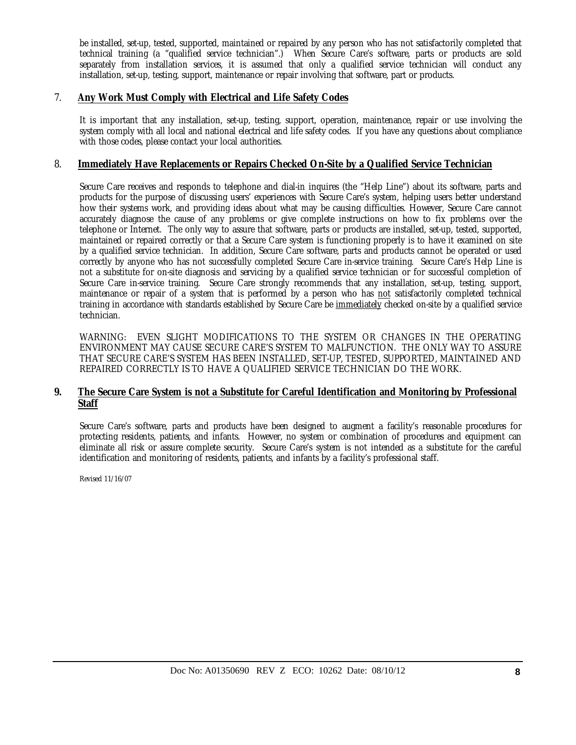be installed, set-up, tested, supported, maintained or repaired by any person who has not satisfactorily completed that technical training (a "qualified service technician".) When Secure Care's software, parts or products are sold separately from installation services, it is assumed that only a qualified service technician will conduct any installation, set-up, testing, support, maintenance or repair involving that software, part or products.

## 7. Any Work Must Comply with Electrical and Life Safety Codes

It is important that any installation, set-up, testing, support, operation, maintenance, repair or use involving the system comply with all local and national electrical and life safety codes. If you have any questions about compliance with those codes, please contact your local authorities.

## 8. Immediately Have Replacements or Repairs Checked On-Site by a Qualified Service Technician

Secure Care receives and responds to telephone and dial-in inquires (the "Help Line") about its software, parts and products for the purpose of discussing users' experiences with Secure Care's system, helping users better understand how their systems work, and providing ideas about what may be causing difficulties. However, Secure Care cannot accurately diagnose the cause of any problems or give complete instructions on how to fix problems over the telephone or Internet. The only way to assure that software, parts or products are installed, set-up, tested, supported, maintained or repaired correctly or that a Secure Care system is functioning properly is to have it examined on site by a qualified service technician. In addition, Secure Care software, parts and products cannot be operated or used correctly by anyone who has not successfully completed Secure Care in-service training. Secure Care's Help Line is not a substitute for on-site diagnosis and servicing by a qualified service technician or for successful completion of Secure Care in-service training. Secure Care strongly recommends that any installation, set-up, testing, support, maintenance or repair of a system that is performed by a person who has not satisfactorily completed technical training in accordance with standards established by Secure Care be immediately checked on-site by a qualified service technician.

WARNING: EVEN SLIGHT MODIFICATIONS TO THE SYSTEM OR CHANGES IN THE OPERATING ENVIRONMENT MAY CAUSE SECURE CARE'S SYSTEM TO MALFUNCTION. THE ONLY WAY TO ASSURE THAT SECURE CARE'S SYSTEM HAS BEEN INSTALLED, SET-UP, TESTED, SUPPORTED, MAINTAINED AND REPAIRED CORRECTLY IS TO HAVE A QUALIFIED SERVICE TECHNICIAN DO THE WORK.

## 9. The Secure Care System is not a Substitute for Careful Identification and Monitoring by Professional Staff

Secure Care's software, parts and products have been designed to augment a facility's reasonable procedures for protecting residents, patients, and infants. However, no system or combination of procedures and equipment can eliminate all risk or assure complete security. Secure Care's system is not intended as a substitute for the careful identification and monitoring of residents, patients, and infants by a facility's professional staff.

Revised 11/16/07

Doc No: A01350690 REV Z ECO: 10262 Date: 08/10/12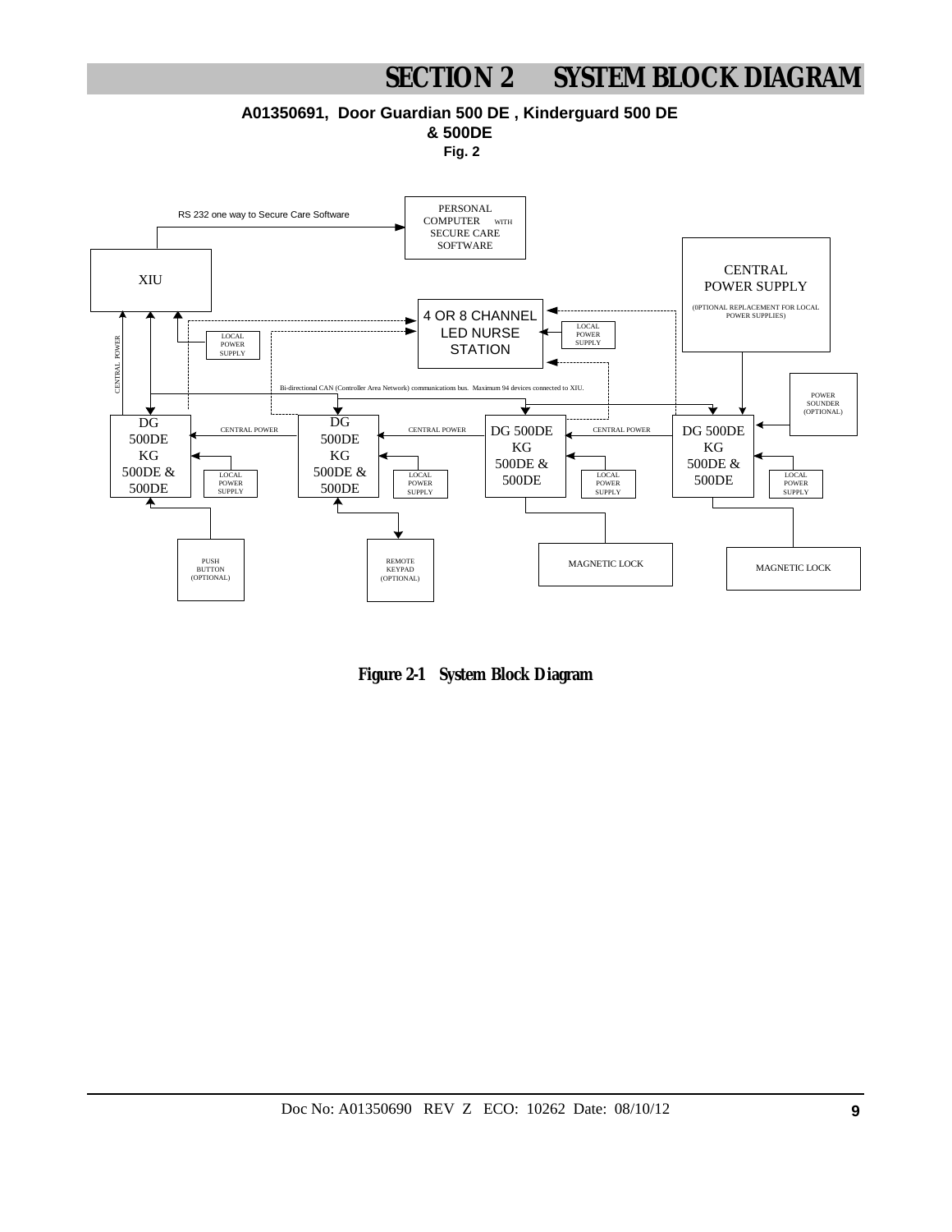# SECTION 2 SYSTEM BLOCK DIAGRAM

**A01350691, Door Guardian 500 DE , Kinderguard 500 DE & 500DE**

**Fig. 2**

RS 232 one way to Secure Care Software

PERSONAL COMPUTER WITH SECURE CARE SOFTWARE

XIU

CENTRAL POWER SUPPLY

(OPTIONAL REPLACEMENT FOR LOCAL POWER SUPPLIES)

4 OR 8 CHANNEL LED NURSE STATION

LOCAL POWER SUPPLY

LOCAL POWER SUPPLY

CENTRAL POWER

Bi-directional CAN (Controller Area Network) communications bus. Maximum 94 devices connected to XIU.

POWER SOUNDER (OPTIONAL)

DG 500DE KG 500DE & 500DE

CENTRAL POWER

DG 500DE KG 500DE & 500DE

CENTRAL POWER

DG 500DE KG 500DE & 500DE

CENTRAL POWER

DG 500DE KG 500DE & 500DE

LOCAL POWER SUPPLY

LOCAL POWER SUPPLY

LOCAL POWER SUPPLY

LOCAL POWER SUPPLY

PUSH BUTTON (OPTIONAL)

REMOTE KEYPAD (OPTIONAL)

MAGNETIC LOCK

MAGNETIC LOCK

**Figure 2-1 System Block Diagram**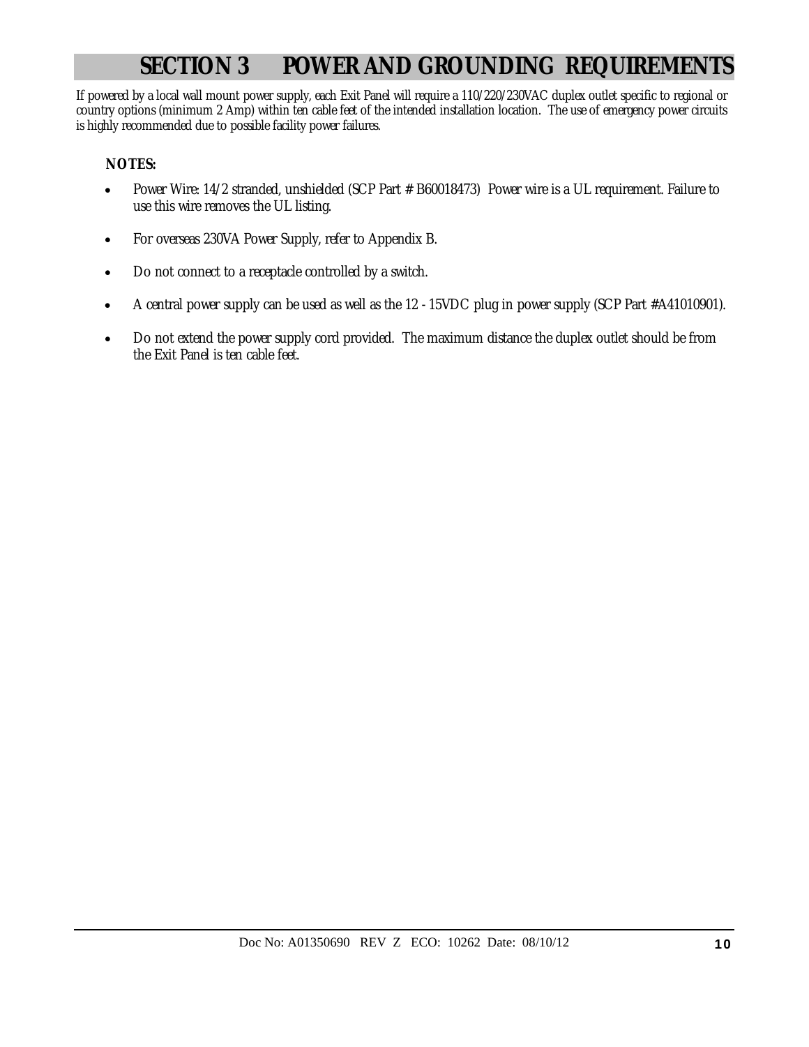# SECTION 3 POWER AND GROUNDING REQUIREMENTS

If powered by a local wall mount power supply, each Exit Panel will require a 110/220/230VAC duplex outlet specific to regional or country options (minimum 2 Amp) within ten cable feet of the intended installation location. The use of emergency power circuits is highly recommended due to possible facility power failures.

**NOTES:**

- Power Wire: 14/2 stranded, unshielded (SCP Part # B60018473) Power wire is a UL requirement. Failure to use this wire removes the UL listing.
- For overseas 230VA Power Supply, refer to Appendix B.
- Do not connect to a receptacle controlled by a switch.
- A central power supply can be used as well as the 12 - 15VDC plug in power supply (SCP Part #A41010901).
- Do not extend the power supply cord provided. The maximum distance the duplex outlet should be from the Exit Panel is ten cable feet.

Doc No: A01350690 REV Z ECO: 10262 Date: 08/10/12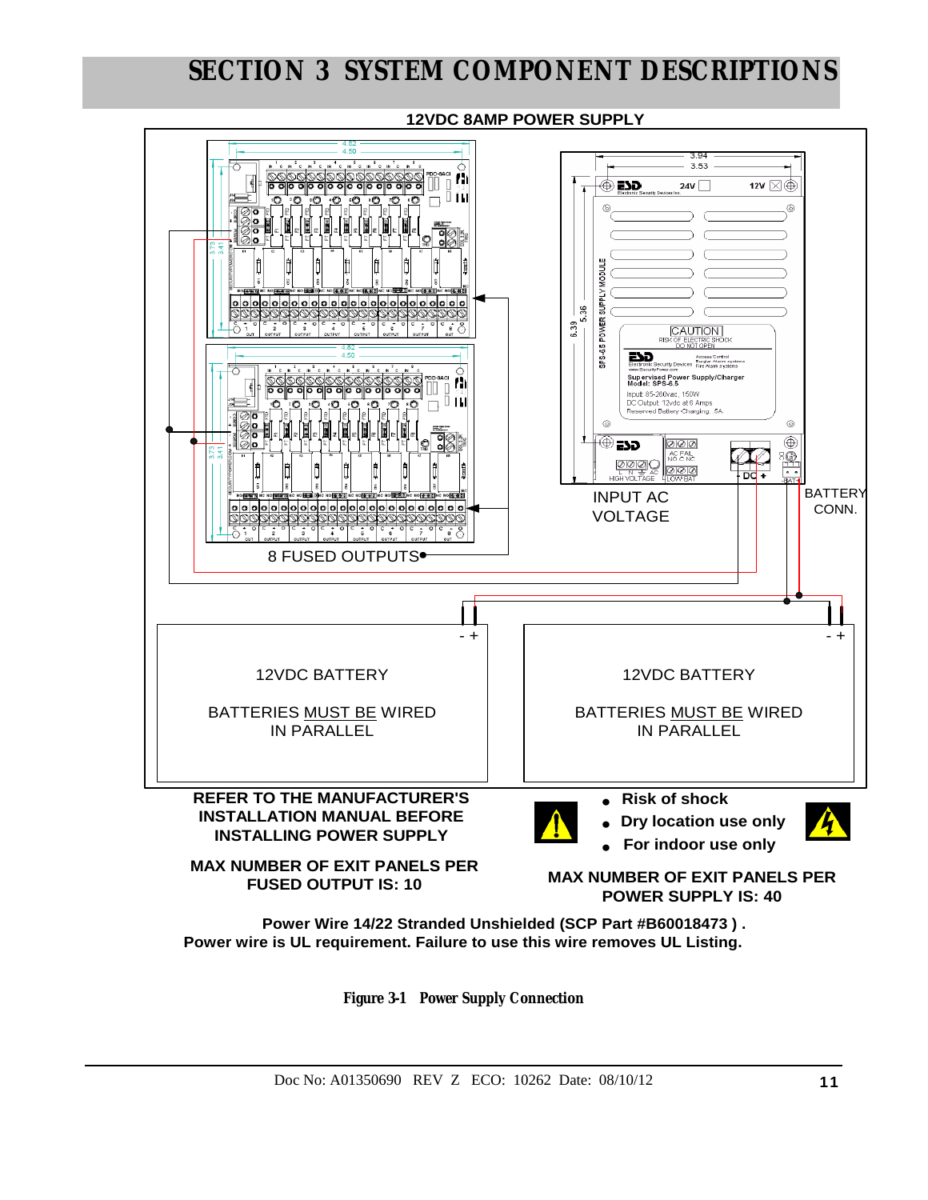# SECTION 3 SYSTEM COMPONENT DESCRIPTIONS

**12VDC 8AMP POWER SUPPLY**

INPUT AC VOLTAGE

BATTERY CONN.

8 FUSED OUTPUTS

12VDC BATTERY

BATTERIES MUST BE WIRED IN PARALLEL

12VDC BATTERY

BATTERIES MUST BE WIRED IN PARALLEL

**REFER TO THE MANUFACTURER'S INSTALLATION MANUAL BEFORE INSTALLING POWER SUPPLY**

- **Risk of shock**
- **Dry location use only**
- **For indoor use only**

**MAX NUMBER OF EXIT PANELS PER FUSED OUTPUT IS: 10**

**MAX NUMBER OF EXIT PANELS PER POWER SUPPLY IS: 40**

**Power Wire 14/22 Stranded Unshielded (SCP Part #B60018473 ) .**
**Power wire is UL requirement. Failure to use this wire removes UL Listing.**

**Figure 3-1 Power Supply Connection**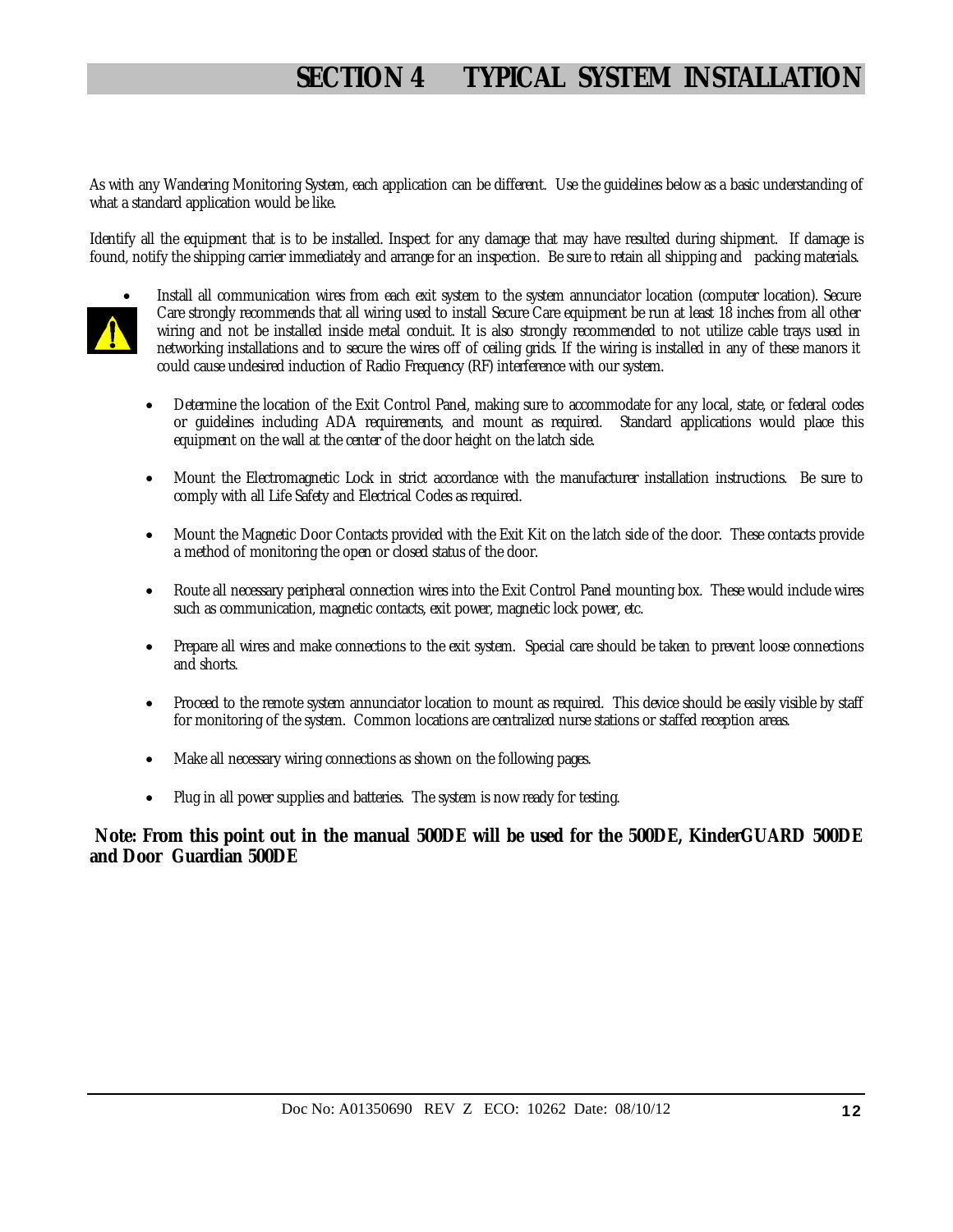# SECTION 4 TYPICAL SYSTEM INSTALLATION

As with any Wandering Monitoring System, each application can be different. Use the guidelines below as a basic understanding of what a standard application would be like.

Identify all the equipment that is to be installed. Inspect for any damage that may have resulted during shipment. If damage is found, notify the shipping carrier immediately and arrange for an inspection. Be sure to retain all shipping and packing materials.

- Install all communication wires from each exit system to the system annunciator location (computer location). Secure Care strongly recommends that all wiring used to install Secure Care equipment be run at least 18 inches from all other wiring and not be installed inside metal conduit. It is also strongly recommended to not utilize cable trays used in networking installations and to secure the wires off of ceiling grids. If the wiring is installed in any of these manors it could cause undesired induction of Radio Frequency (RF) interference with our system.

- Determine the location of the Exit Control Panel, making sure to accommodate for any local, state, or federal codes or guidelines including ADA requirements, and mount as required. Standard applications would place this equipment on the wall at the center of the door height on the latch side.

- Mount the Electromagnetic Lock in strict accordance with the manufacturer installation instructions. Be sure to comply with all Life Safety and Electrical Codes as required.

- Mount the Magnetic Door Contacts provided with the Exit Kit on the latch side of the door. These contacts provide a method of monitoring the open or closed status of the door.

- Route all necessary peripheral connection wires into the Exit Control Panel mounting box. These would include wires such as communication, magnetic contacts, exit power, magnetic lock power, etc.

- Prepare all wires and make connections to the exit system. Special care should be taken to prevent loose connections and shorts.

- Proceed to the remote system annunciator location to mount as required. This device should be easily visible by staff for monitoring of the system. Common locations are centralized nurse stations or staffed reception areas.

- Make all necessary wiring connections as shown on the following pages.

- Plug in all power supplies and batteries. The system is now ready for testing.

**Note: From this point out in the manual 500DE will be used for the 500DE, KinderGUARD 500DE and Door Guardian 500DE**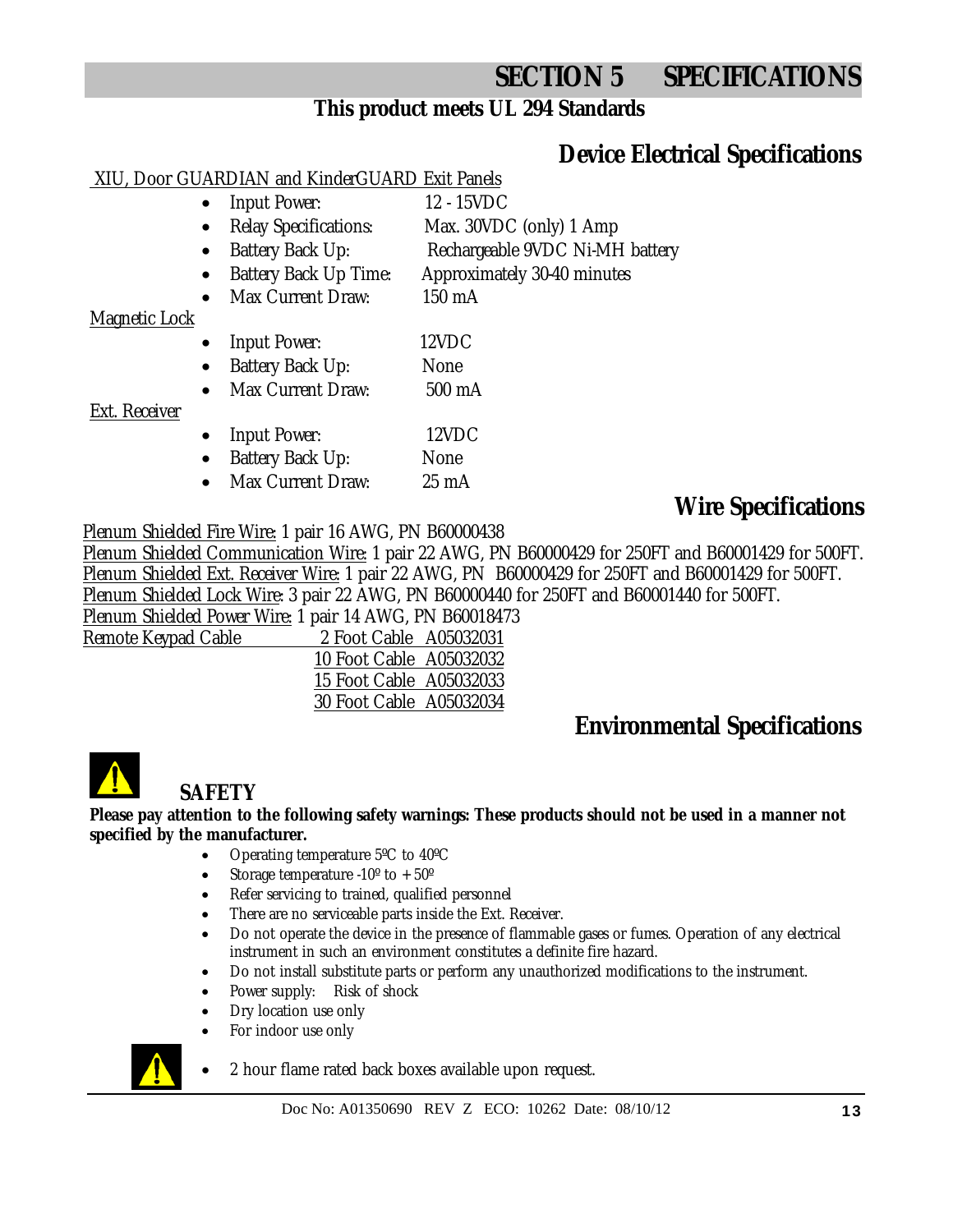# SECTION 5 SPECIFICATIONS

**This product meets UL 294 Standards**

## Device Electrical Specifications

XIU, Door GUARDIAN and KinderGUARD Exit Panels

- Input Power: 12 - 15VDC
- Relay Specifications: Max. 30VDC (only) 1 Amp
- Battery Back Up: Rechargeable 9VDC Ni-MH battery
- Battery Back Up Time: Approximately 30-40 minutes
- Max Current Draw: 150 mA

Magnetic Lock

- Input Power: 12VDC
- Battery Back Up: None
- Max Current Draw: 500 mA

Ext. Receiver

- Input Power: 12VDC
- Battery Back Up: None
- Max Current Draw: 25 mA

## Wire Specifications

Plenum Shielded Fire Wire: 1 pair 16 AWG, PN B60000438
Plenum Shielded Communication Wire: 1 pair 22 AWG, PN B60000429 for 250FT and B60001429 for 500FT.
Plenum Shielded Ext. Receiver Wire: 1 pair 22 AWG, PN B60000429 for 250FT and B60001429 for 500FT.
Plenum Shielded Lock Wire: 3 pair 22 AWG, PN B60000440 for 250FT and B60001440 for 500FT.
Plenum Shielded Power Wire: 1 pair 14 AWG, PN B60018473

| Remote Keypad Cable | |
|---|---|
| 2 Foot Cable | A05032031 |
| 10 Foot Cable | A05032032 |
| 15 Foot Cable | A05032033 |
| 30 Foot Cable | A05032034 |

## Environmental Specifications

### SAFETY

**Please pay attention to the following safety warnings: These products should not be used in a manner not specified by the manufacturer.**

- Operating temperature 5ºC to 40ºC
- Storage temperature -10º to + 50º
- Refer servicing to trained, qualified personnel
- There are no serviceable parts inside the Ext. Receiver.
- Do not operate the device in the presence of flammable gases or fumes. Operation of any electrical instrument in such an environment constitutes a definite fire hazard.
- Do not install substitute parts or perform any unauthorized modifications to the instrument.
- Power supply: Risk of shock
- Dry location use only
- For indoor use only
- 2 hour flame rated back boxes available upon request.

Doc No: A01350690 REV Z ECO: 10262 Date: 08/10/12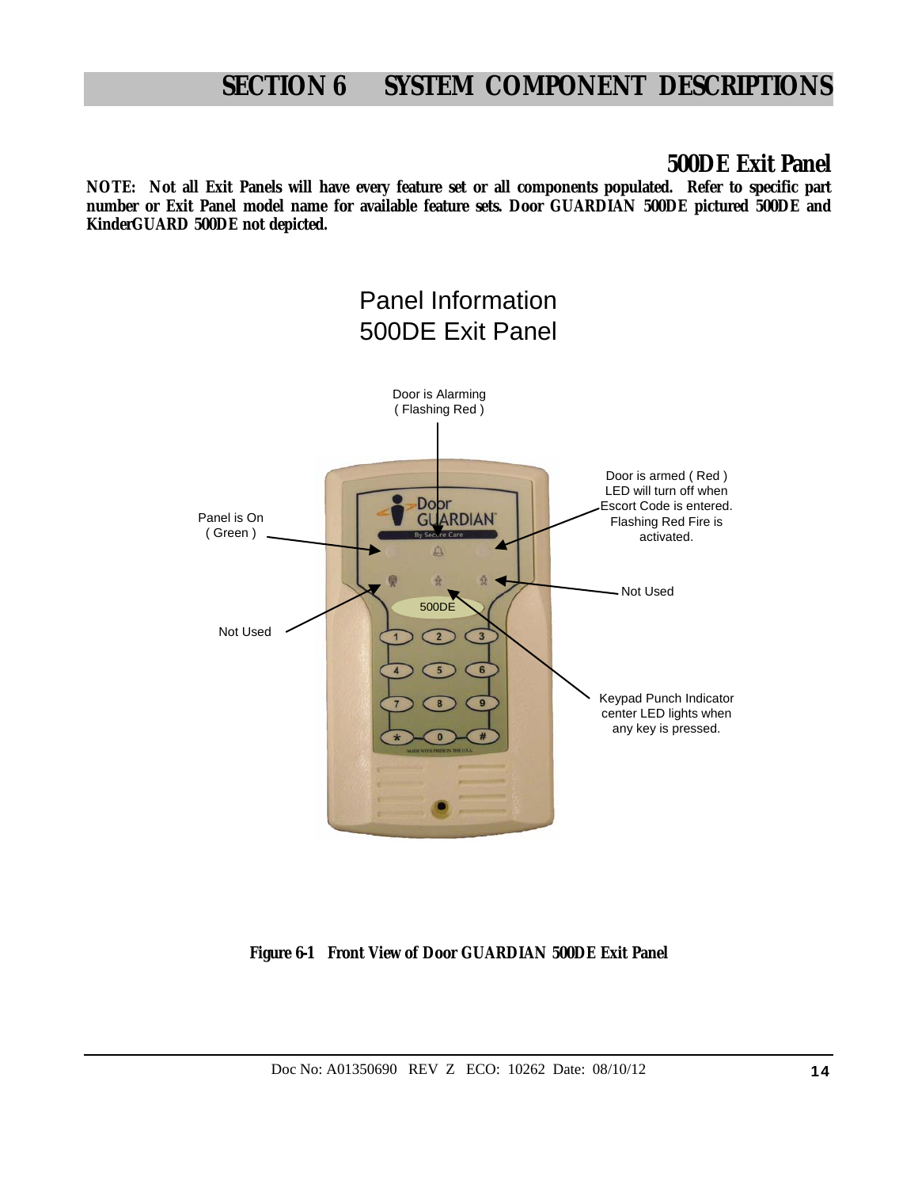# SECTION 6 SYSTEM COMPONENT DESCRIPTIONS

## 500DE Exit Panel

**NOTE: Not all Exit Panels will have every feature set or all components populated. Refer to specific part number or Exit Panel model name for available feature sets. Door GUARDIAN 500DE pictured 500DE and KinderGUARD 500DE not depicted.**

Panel Information
500DE Exit Panel

Door is Alarming ( Flashing Red )

Door is armed ( Red ) LED will turn off when Escort Code is entered. Flashing Red Fire is activated.

Panel is On ( Green )

Not Used

Not Used

Keypad Punch Indicator center LED lights when any key is pressed.

**Figure 6-1 Front View of Door GUARDIAN 500DE Exit Panel**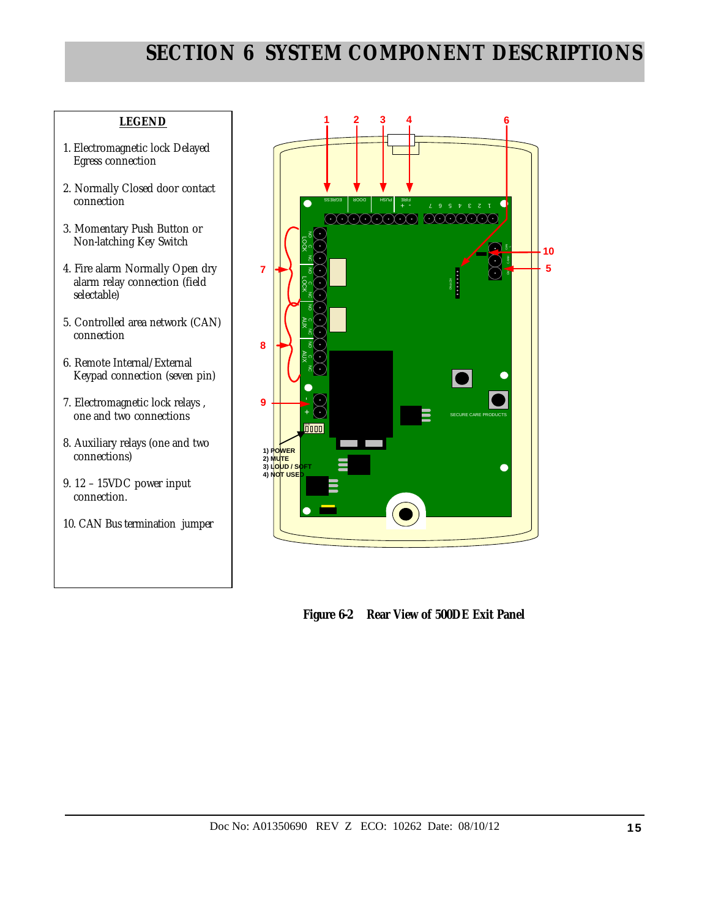# SECTION 6 SYSTEM COMPONENT DESCRIPTIONS

**LEGEND**

1. Electromagnetic lock Delayed Egress connection
2. Normally Closed door contact connection
3. Momentary Push Button or Non-latching Key Switch
4. Fire alarm Normally Open dry alarm relay connection (field selectable)
5. Controlled area network (CAN) connection
6. Remote Internal/External Keypad connection (seven pin)
7. Electromagnetic lock relays, one and two connections
8. Auxiliary relays (one and two connections)
9. 12 – 15VDC power input connection.
10. CAN Bus termination jumper

1) POWER
2) MUTE
3) LOUD / SOFT
4) NOT USED

**Figure 6-2 Rear View of 500DE Exit Panel**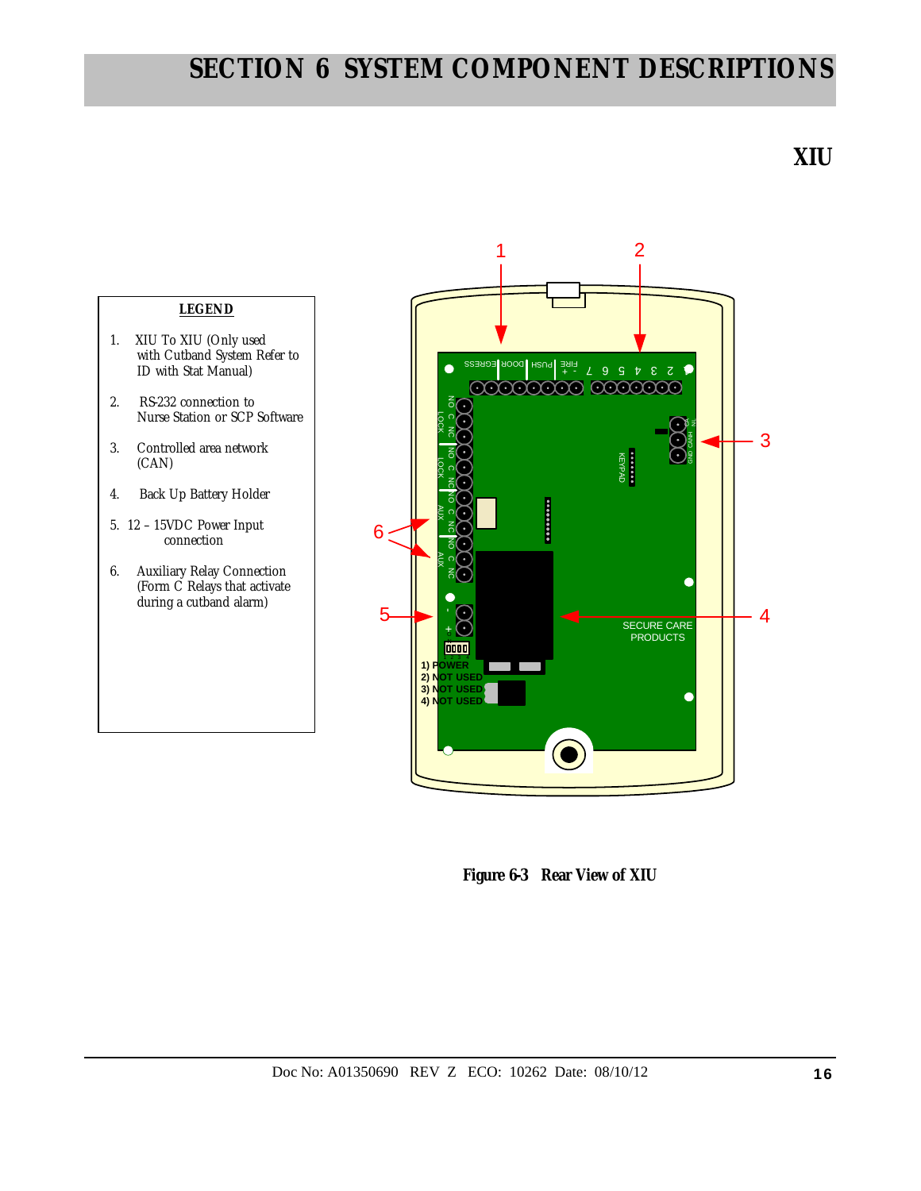# SECTION 6 SYSTEM COMPONENT DESCRIPTIONS

## XIU

**LEGEND**

1. XIU To XIU (Only used with Cutband System Refer to ID with Stat Manual)
2. RS-232 connection to Nurse Station or SCP Software
3. Controlled area network (CAN)
4. Back Up Battery Holder
5. 12 – 15VDC Power Input connection
6. Auxiliary Relay Connection (Form C Relays that activate during a cutband alarm)

**Figure 6-3 Rear View of XIU**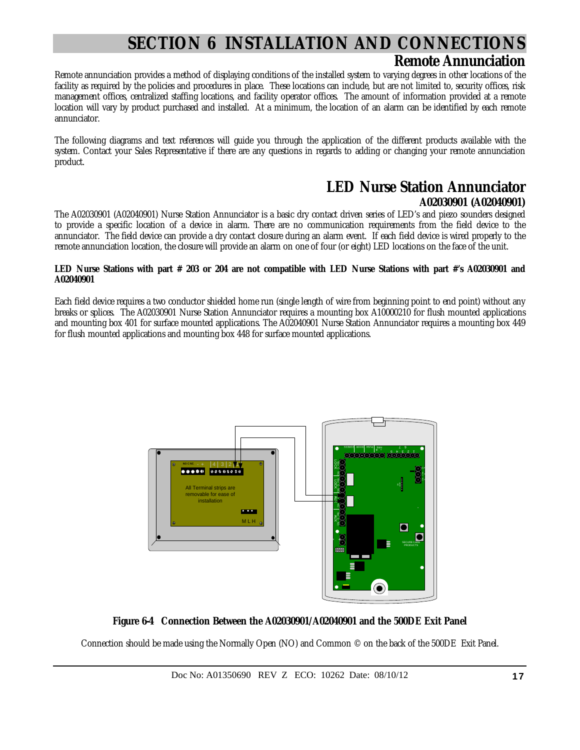# SECTION 6 INSTALLATION AND CONNECTIONS

## Remote Annunciation

Remote annunciation provides a method of displaying conditions of the installed system to varying degrees in other locations of the facility as required by the policies and procedures in place. These locations can include, but are not limited to, security offices, risk management offices, centralized staffing locations, and facility operator offices. The amount of information provided at a remote location will vary by product purchased and installed. At a minimum, the location of an alarm can be identified by each remote annunciator.

The following diagrams and text references will guide you through the application of the different products available with the system. Contact your Sales Representative if there are any questions in regards to adding or changing your remote annunciation product.

## LED Nurse Station Annunciator

### A02030901 (A02040901)

The A02030901 (A02040901) Nurse Station Annunciator is a basic dry contact driven series of LED's and piezo sounders designed to provide a specific location of a device in alarm. There are no communication requirements from the field device to the annunciator. The field device can provide a dry contact closure during an alarm event. If each field device is wired properly to the remote annunciation location, the closure will provide an alarm on one of four (or eight) LED locations on the face of the unit.

**LED Nurse Stations with part # 203 or 204 are not compatible with LED Nurse Stations with part #'s A02030901 and A02040901**

Each field device requires a two conductor shielded home run (single length of wire from beginning point to end point) without any breaks or splices. The A02030901 Nurse Station Annunciator requires a mounting box A10000210 for flush mounted applications and mounting box 401 for surface mounted applications. The A02040901 Nurse Station Annunciator requires a mounting box 449 for flush mounted applications and mounting box 448 for surface mounted applications.

**Figure 6-4 Connection Between the A02030901/A02040901 and the 500DE Exit Panel**

Connection should be made using the Normally Open (NO) and Common © on the back of the 500DE Exit Panel.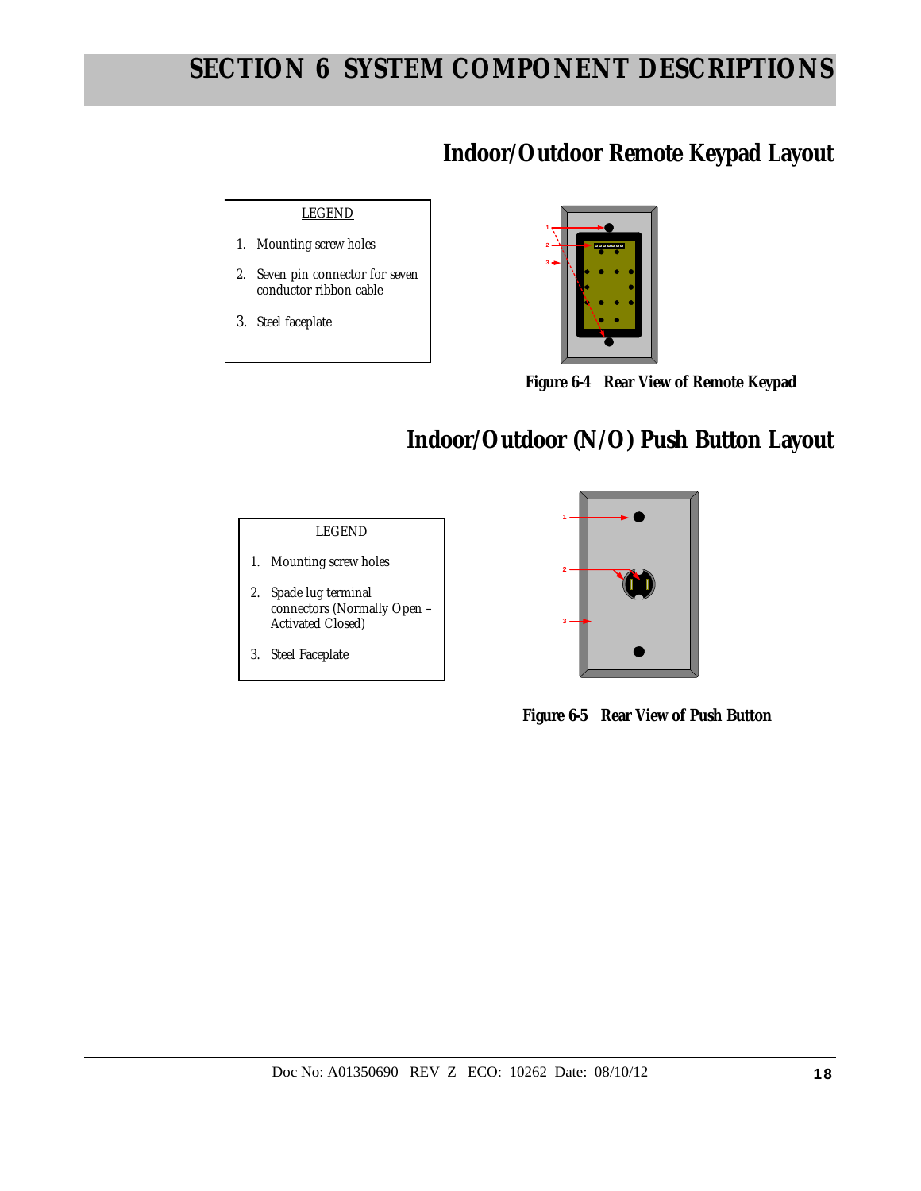# SECTION 6 SYSTEM COMPONENT DESCRIPTIONS

## Indoor/Outdoor Remote Keypad Layout

LEGEND

1. Mounting screw holes
2. Seven pin connector for seven conductor ribbon cable
3. Steel faceplate

Figure 6-4 Rear View of Remote Keypad

## Indoor/Outdoor (N/O) Push Button Layout

LEGEND

1. Mounting screw holes
2. Spade lug terminal connectors (Normally Open – Activated Closed)
3. Steel Faceplate

Figure 6-5 Rear View of Push Button

Doc No: A01350690 REV Z ECO: 10262 Date: 08/10/12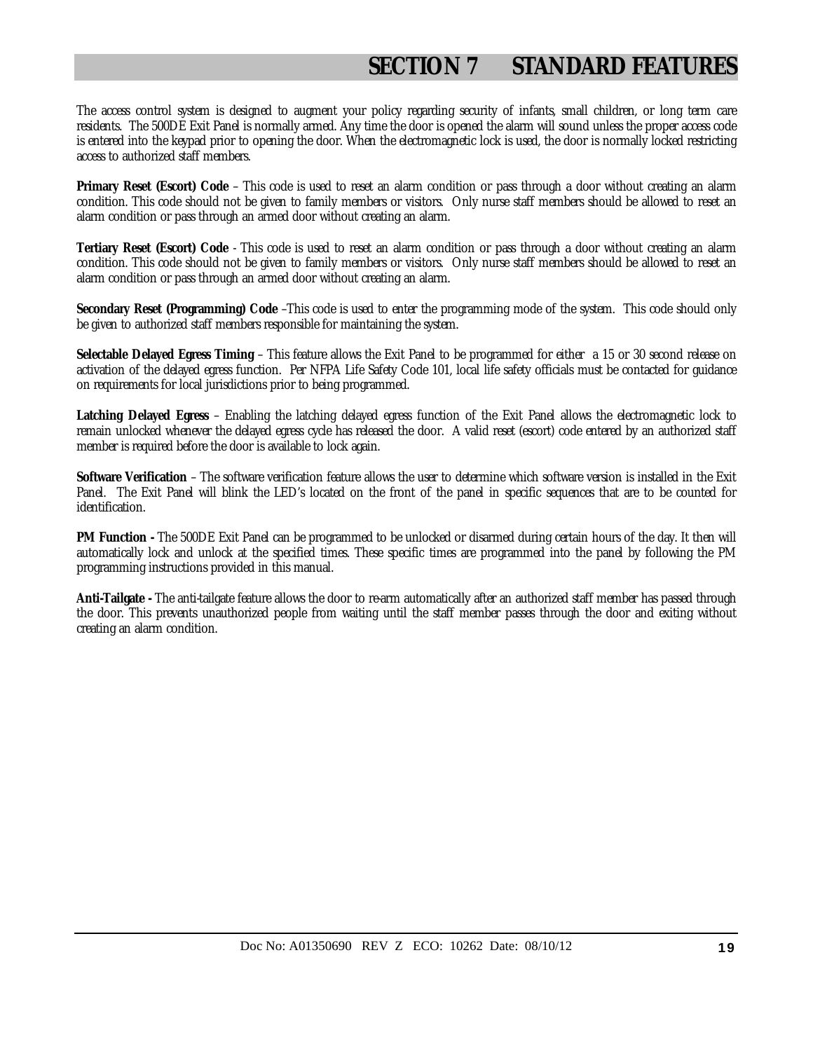# SECTION 7 STANDARD FEATURES

The access control system is designed to augment your policy regarding security of infants, small children, or long term care residents. The 500DE Exit Panel is normally armed. Any time the door is opened the alarm will sound unless the proper access code is entered into the keypad prior to opening the door. When the electromagnetic lock is used, the door is normally locked restricting access to authorized staff members.

**Primary Reset (Escort) Code** – This code is used to reset an alarm condition or pass through a door without creating an alarm condition. This code should not be given to family members or visitors. Only nurse staff members should be allowed to reset an alarm condition or pass through an armed door without creating an alarm.

**Tertiary Reset (Escort) Code** - This code is used to reset an alarm condition or pass through a door without creating an alarm condition. This code should not be given to family members or visitors. Only nurse staff members should be allowed to reset an alarm condition or pass through an armed door without creating an alarm.

**Secondary Reset (Programming) Code** –This code is used to enter the programming mode of the system. This code should only be given to authorized staff members responsible for maintaining the system.

**Selectable Delayed Egress Timing** – This feature allows the Exit Panel to be programmed for either a 15 or 30 second release on activation of the delayed egress function. Per NFPA Life Safety Code 101, local life safety officials must be contacted for guidance on requirements for local jurisdictions prior to being programmed.

**Latching Delayed Egress** – Enabling the latching delayed egress function of the Exit Panel allows the electromagnetic lock to remain unlocked whenever the delayed egress cycle has released the door. A valid reset (escort) code entered by an authorized staff member is required before the door is available to lock again.

**Software Verification** – The software verification feature allows the user to determine which software version is installed in the Exit Panel. The Exit Panel will blink the LED's located on the front of the panel in specific sequences that are to be counted for identification.

**PM Function -** The 500DE Exit Panel can be programmed to be unlocked or disarmed during certain hours of the day. It then will automatically lock and unlock at the specified times. These specific times are programmed into the panel by following the PM programming instructions provided in this manual.

**Anti-Tailgate -** The anti-tailgate feature allows the door to re-arm automatically after an authorized staff member has passed through the door. This prevents unauthorized people from waiting until the staff member passes through the door and exiting without creating an alarm condition.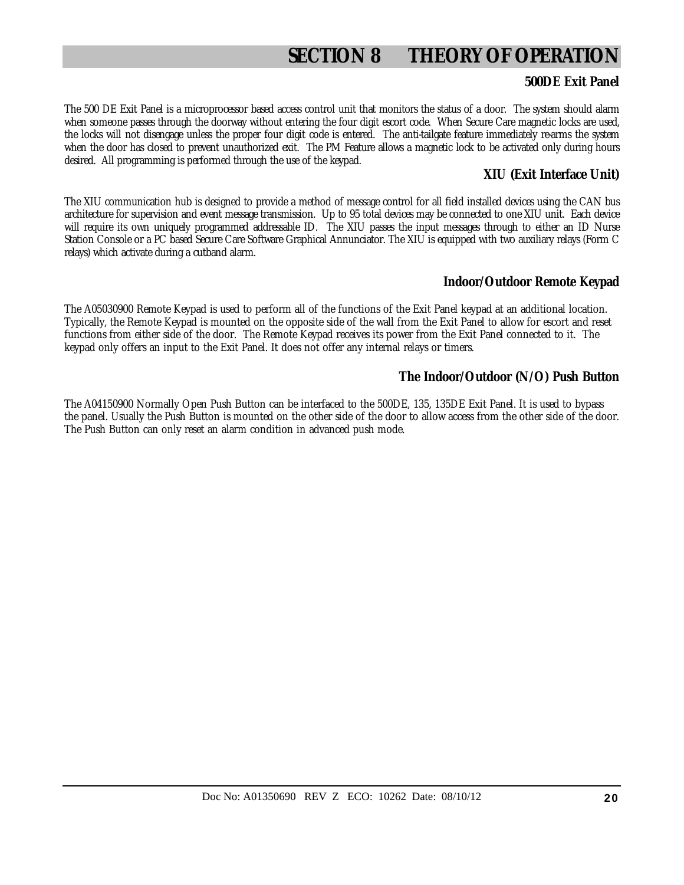# SECTION 8 THEORY OF OPERATION

### 500DE Exit Panel

The 500 DE Exit Panel is a microprocessor based access control unit that monitors the status of a door. The system should alarm when someone passes through the doorway without entering the four digit escort code. When Secure Care magnetic locks are used, the locks will not disengage unless the proper four digit code is entered. The anti-tailgate feature immediately re-arms the system when the door has closed to prevent unauthorized exit. The PM Feature allows a magnetic lock to be activated only during hours desired. All programming is performed through the use of the keypad.

### XIU (Exit Interface Unit)

The XIU communication hub is designed to provide a method of message control for all field installed devices using the CAN bus architecture for supervision and event message transmission. Up to 95 total devices may be connected to one XIU unit. Each device will require its own uniquely programmed addressable ID. The XIU passes the input messages through to either an ID Nurse Station Console or a PC based Secure Care Software Graphical Annunciator. The XIU is equipped with two auxiliary relays (Form C relays) which activate during a cutband alarm.

### Indoor/Outdoor Remote Keypad

The A05030900 Remote Keypad is used to perform all of the functions of the Exit Panel keypad at an additional location. Typically, the Remote Keypad is mounted on the opposite side of the wall from the Exit Panel to allow for escort and reset functions from either side of the door. The Remote Keypad receives its power from the Exit Panel connected to it. The keypad only offers an input to the Exit Panel. It does not offer any internal relays or timers.

### The Indoor/Outdoor (N/O) Push Button

The A04150900 Normally Open Push Button can be interfaced to the 500DE, 135, 135DE Exit Panel. It is used to bypass the panel. Usually the Push Button is mounted on the other side of the door to allow access from the other side of the door. The Push Button can only reset an alarm condition in advanced push mode.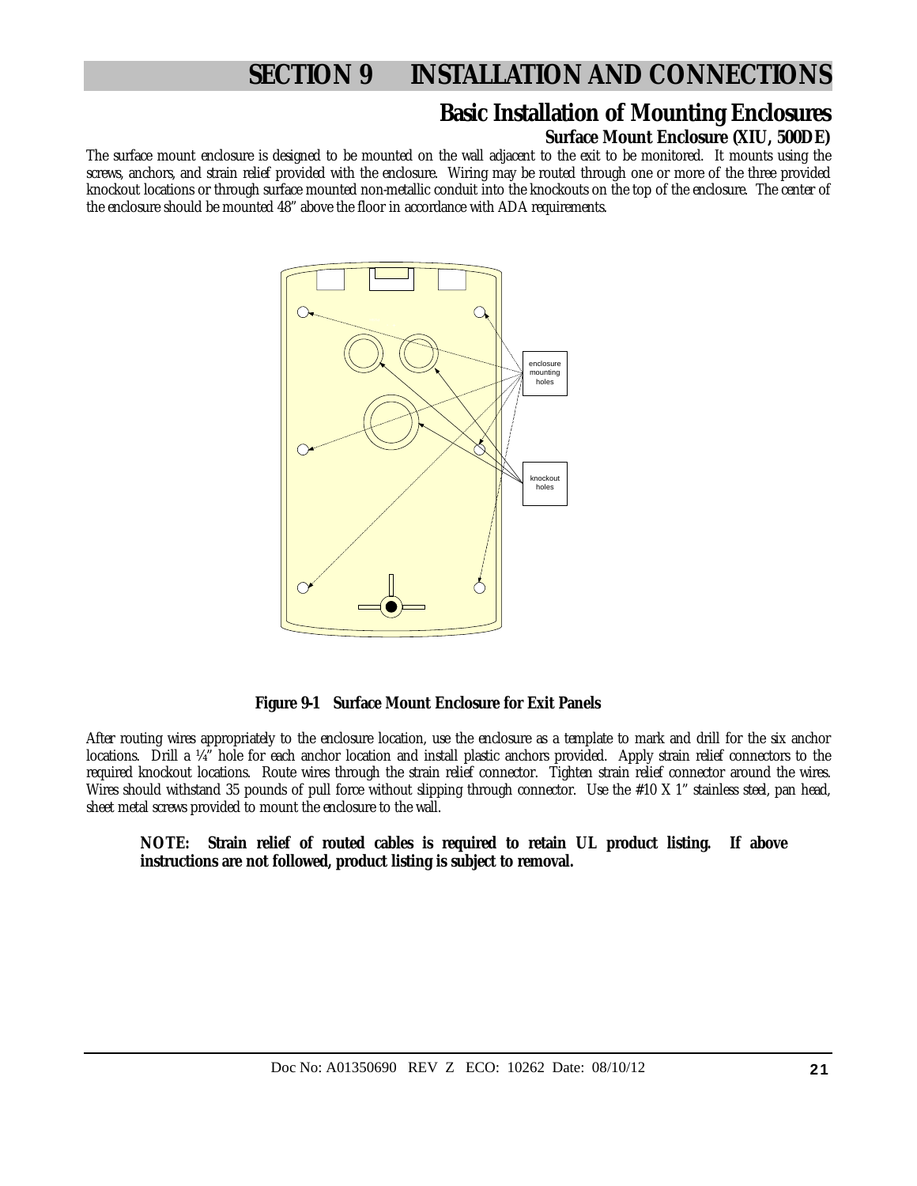# SECTION 9 INSTALLATION AND CONNECTIONS

## Basic Installation of Mounting Enclosures

### Surface Mount Enclosure (XIU, 500DE)

The surface mount enclosure is designed to be mounted on the wall adjacent to the exit to be monitored. It mounts using the screws, anchors, and strain relief provided with the enclosure. Wiring may be routed through one or more of the three provided knockout locations or through surface mounted non-metallic conduit into the knockouts on the top of the enclosure. The center of the enclosure should be mounted 48" above the floor in accordance with ADA requirements.

enclosure mounting holes

knockout holes

**Figure 9-1 Surface Mount Enclosure for Exit Panels**

After routing wires appropriately to the enclosure location, use the enclosure as a template to mark and drill for the six anchor locations. Drill a ¼" hole for each anchor location and install plastic anchors provided. Apply strain relief connectors to the required knockout locations. Route wires through the strain relief connector. Tighten strain relief connector around the wires. Wires should withstand 35 pounds of pull force without slipping through connector. Use the #10 X 1" stainless steel, pan head, sheet metal screws provided to mount the enclosure to the wall.

**NOTE: Strain relief of routed cables is required to retain UL product listing. If above instructions are not followed, product listing is subject to removal.**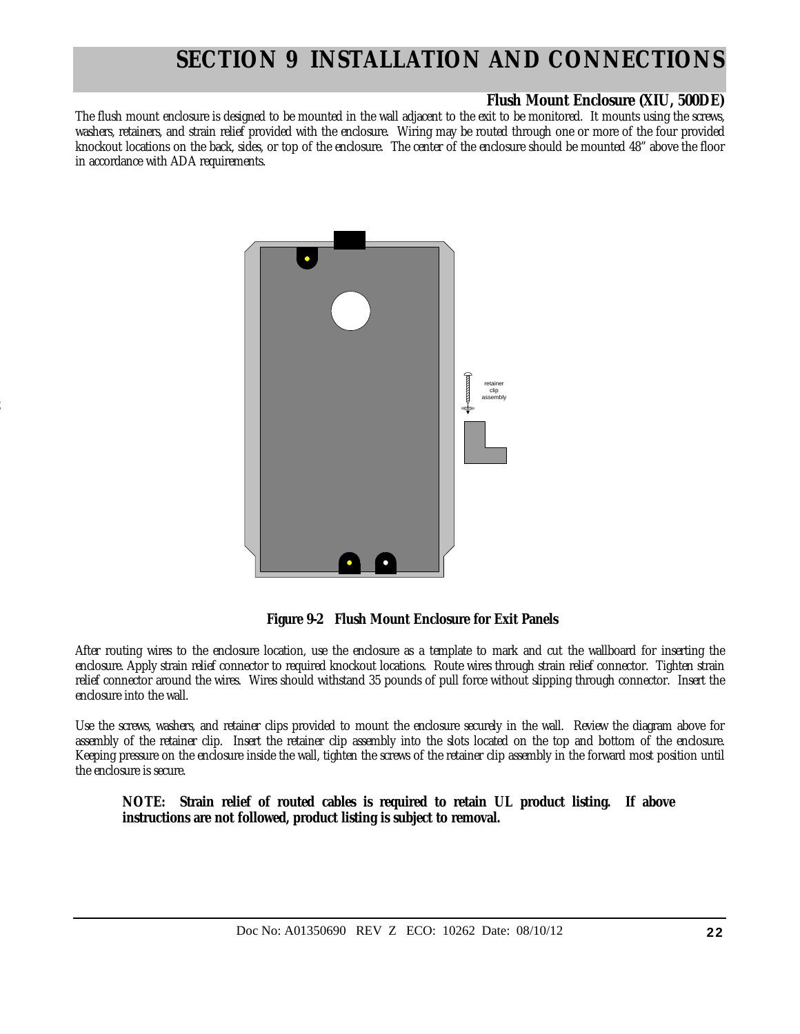# SECTION 9 INSTALLATION AND CONNECTIONS

### Flush Mount Enclosure (XIU, 500DE)

The flush mount enclosure is designed to be mounted in the wall adjacent to the exit to be monitored. It mounts using the screws, washers, retainers, and strain relief provided with the enclosure. Wiring may be routed through one or more of the four provided knockout locations on the back, sides, or top of the enclosure. The center of the enclosure should be mounted 48" above the floor in accordance with ADA requirements.

retainer clip assembly

**Figure 9-2 Flush Mount Enclosure for Exit Panels**

After routing wires to the enclosure location, use the enclosure as a template to mark and cut the wallboard for inserting the enclosure. Apply strain relief connector to required knockout locations. Route wires through strain relief connector. Tighten strain relief connector around the wires. Wires should withstand 35 pounds of pull force without slipping through connector. Insert the enclosure into the wall.

Use the screws, washers, and retainer clips provided to mount the enclosure securely in the wall. Review the diagram above for assembly of the retainer clip. Insert the retainer clip assembly into the slots located on the top and bottom of the enclosure. Keeping pressure on the enclosure inside the wall, tighten the screws of the retainer clip assembly in the forward most position until the enclosure is secure.

> **NOTE: Strain relief of routed cables is required to retain UL product listing. If above instructions are not followed, product listing is subject to removal.**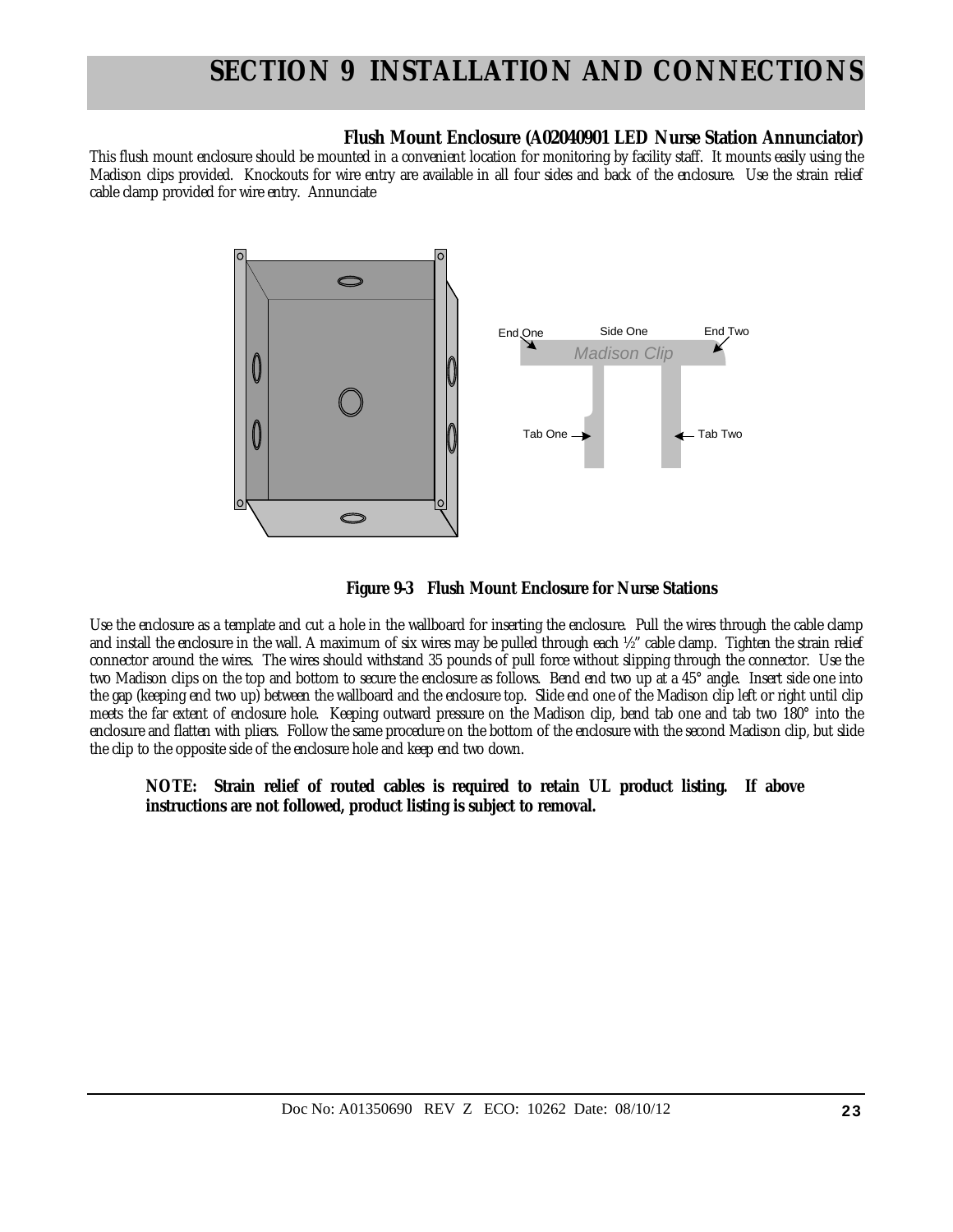# SECTION 9 INSTALLATION AND CONNECTIONS

### Flush Mount Enclosure (A02040901 LED Nurse Station Annunciator)

This flush mount enclosure should be mounted in a convenient location for monitoring by facility staff. It mounts easily using the Madison clips provided. Knockouts for wire entry are available in all four sides and back of the enclosure. Use the strain relief cable clamp provided for wire entry. Annunciate

**Figure 9-3 Flush Mount Enclosure for Nurse Stations**

Use the enclosure as a template and cut a hole in the wallboard for inserting the enclosure. Pull the wires through the cable clamp and install the enclosure in the wall. A maximum of six wires may be pulled through each ½" cable clamp. Tighten the strain relief connector around the wires. The wires should withstand 35 pounds of pull force without slipping through the connector. Use the two Madison clips on the top and bottom to secure the enclosure as follows. Bend end two up at a 45° angle. Insert side one into the gap (keeping end two up) between the wallboard and the enclosure top. Slide end one of the Madison clip left or right until clip meets the far extent of enclosure hole. Keeping outward pressure on the Madison clip, bend tab one and tab two 180° into the enclosure and flatten with pliers. Follow the same procedure on the bottom of the enclosure with the second Madison clip, but slide the clip to the opposite side of the enclosure hole and keep end two down.

> **NOTE: Strain relief of routed cables is required to retain UL product listing. If above instructions are not followed, product listing is subject to removal.**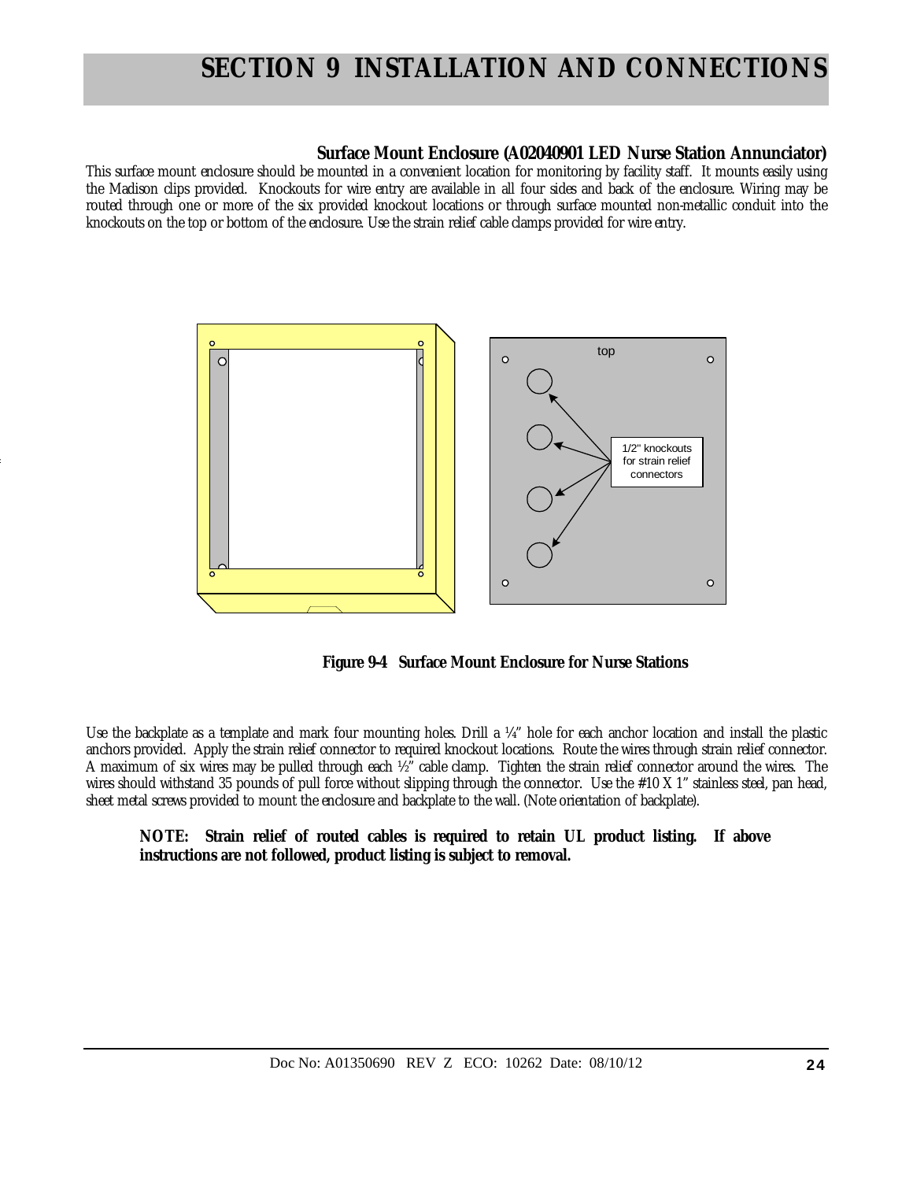## Surface Mount Enclosure (A02040901 LED Nurse Station Annunciator)

This surface mount enclosure should be mounted in a convenient location for monitoring by facility staff. It mounts easily using the Madison clips provided. Knockouts for wire entry are available in all four sides and back of the enclosure. Wiring may be routed through one or more of the six provided knockout locations or through surface mounted non-metallic conduit into the knockouts on the top or bottom of the enclosure. Use the strain relief cable clamps provided for wire entry.

**Figure 9-4 Surface Mount Enclosure for Nurse Stations**

Use the backplate as a template and mark four mounting holes. Drill a ¼" hole for each anchor location and install the plastic anchors provided. Apply the strain relief connector to required knockout locations. Route the wires through strain relief connector. A maximum of six wires may be pulled through each ½" cable clamp. Tighten the strain relief connector around the wires. The wires should withstand 35 pounds of pull force without slipping through the connector. Use the #10 X 1" stainless steel, pan head, sheet metal screws provided to mount the enclosure and backplate to the wall. (Note orientation of backplate).

**NOTE: Strain relief of routed cables is required to retain UL product listing. If above instructions are not followed, product listing is subject to removal.**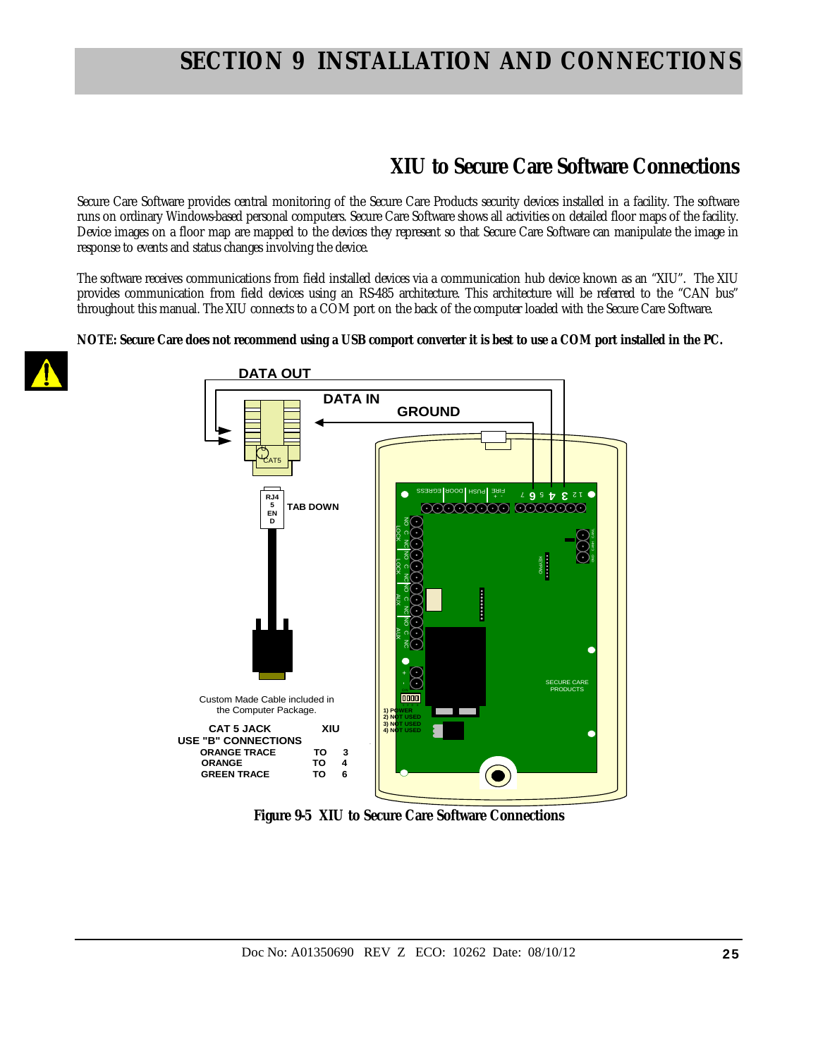# SECTION 9 INSTALLATION AND CONNECTIONS

## XIU to Secure Care Software Connections

Secure Care Software provides central monitoring of the Secure Care Products security devices installed in a facility. The software runs on ordinary Windows-based personal computers. Secure Care Software shows all activities on detailed floor maps of the facility. Device images on a floor map are mapped to the devices they represent so that Secure Care Software can manipulate the image in response to events and status changes involving the device.

The software receives communications from field installed devices via a communication hub device known as an "XIU". The XIU provides communication from field devices using an RS-485 architecture. This architecture will be referred to the "CAN bus" throughout this manual. The XIU connects to a COM port on the back of the computer loaded with the Secure Care Software.

**NOTE: Secure Care does not recommend using a USB comport converter it is best to use a COM port installed in the PC.**

DATA OUT

DATA IN

GROUND

TAB DOWN

Custom Made Cable included in the Computer Package.

| CAT 5 JACK USE "B" CONNECTIONS | | XIU |
|---|---|---|
| ORANGE TRACE | TO | 3 |
| ORANGE | TO | 4 |
| GREEN TRACE | TO | 6 |

**Figure 9-5 XIU to Secure Care Software Connections**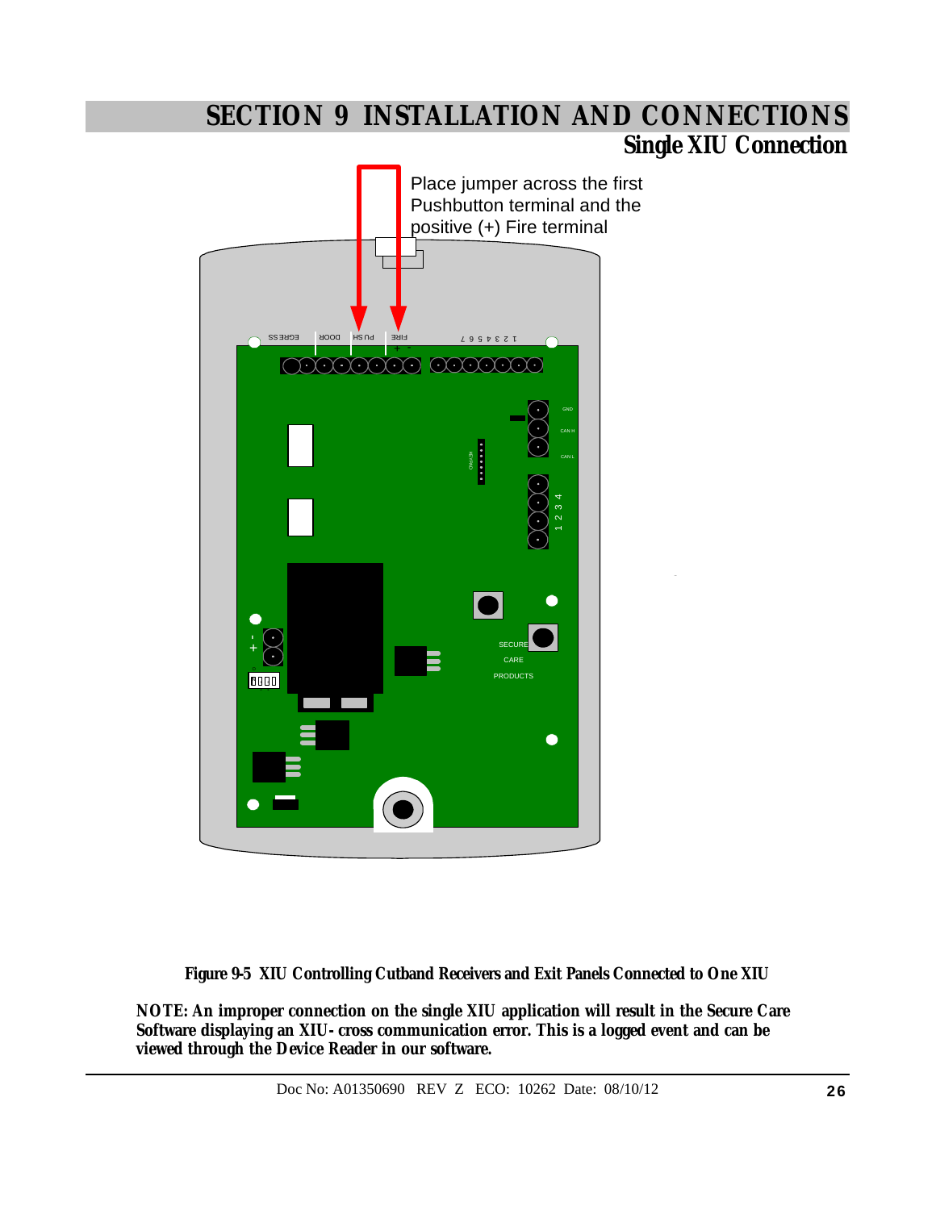# SECTION 9 INSTALLATION AND CONNECTIONS

## Single XIU Connection

Place jumper across the first Pushbutton terminal and the positive (+) Fire terminal

Figure 9-5 XIU Controlling Cutband Receivers and Exit Panels Connected to One XIU

**NOTE: An improper connection on the single XIU application will result in the Secure Care Software displaying an XIU- cross communication error. This is a logged event and can be viewed through the Device Reader in our software.**

Doc No: A01350690 REV Z ECO: 10262 Date: 08/10/12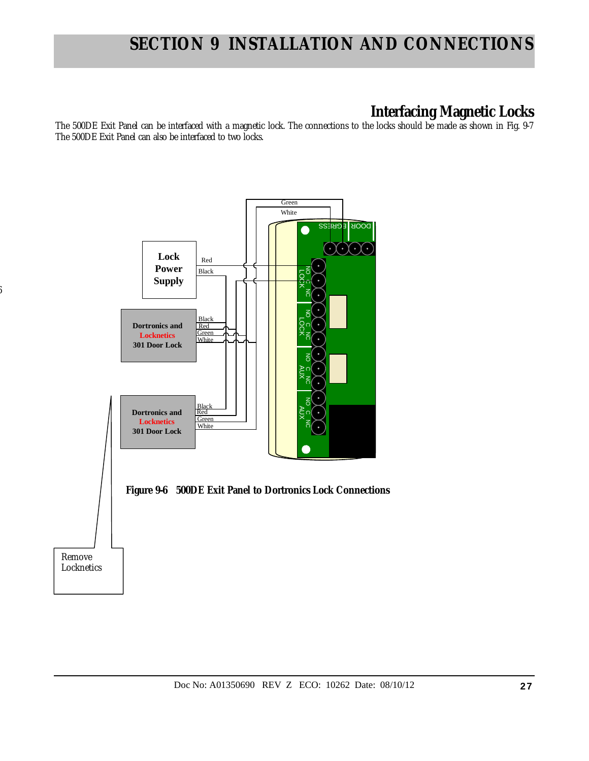## Interfacing Magnetic Locks

The 500DE Exit Panel can be interfaced with a magnetic lock. The connections to the locks should be made as shown in Fig. 9-7 The 500DE Exit Panel can also be interfaced to two locks.

**Figure 9-6 500DE Exit Panel to Dortronics Lock Connections**

Remove Locknetics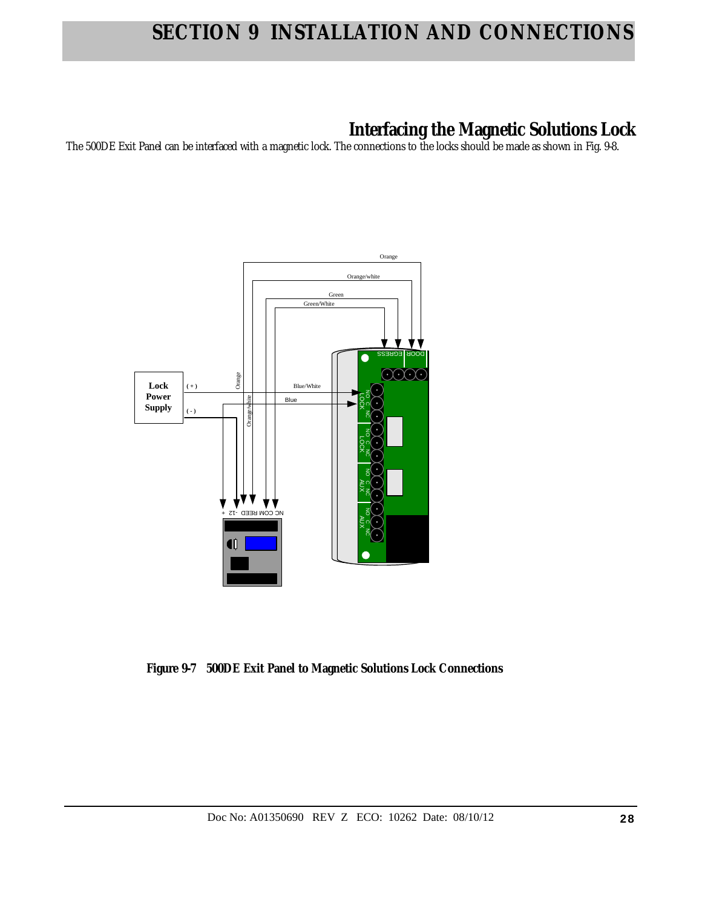## Interfacing the Magnetic Solutions Lock

The 500DE Exit Panel can be interfaced with a magnetic lock. The connections to the locks should be made as shown in Fig. 9-8.

**Figure 9-7 500DE Exit Panel to Magnetic Solutions Lock Connections**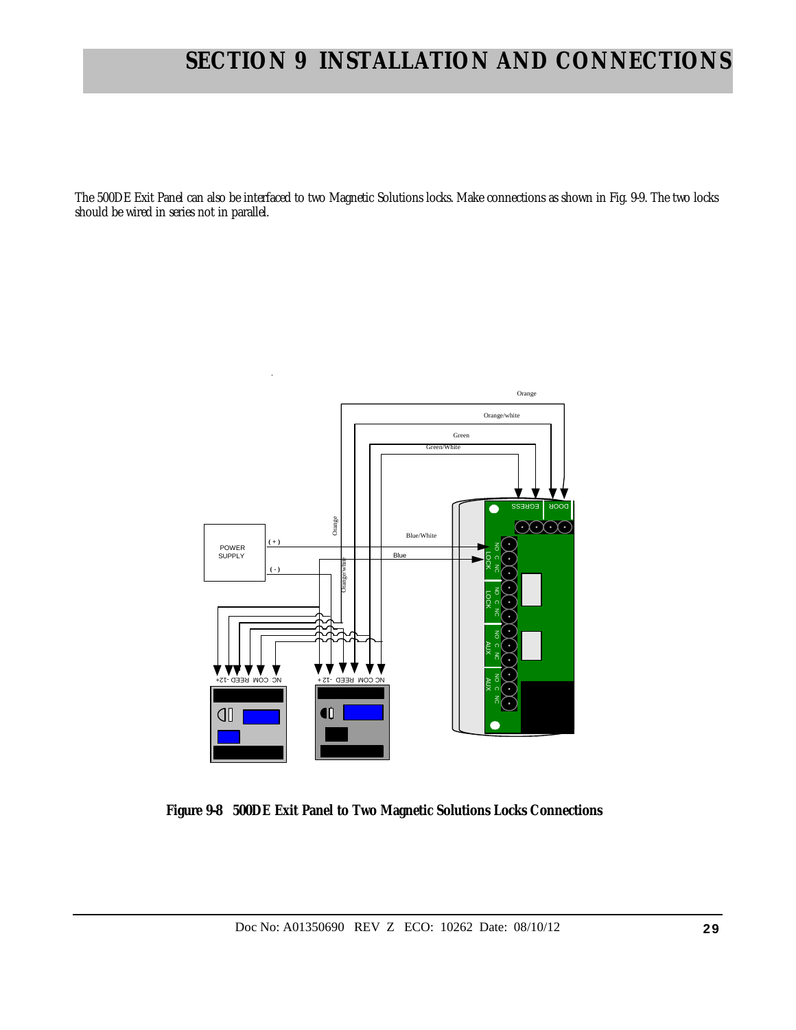# SECTION 9 INSTALLATION AND CONNECTIONS

The 500DE Exit Panel can also be interfaced to two Magnetic Solutions locks. Make connections as shown in Fig. 9-9. The two locks should be wired in series not in parallel.

**Figure 9-8 500DE Exit Panel to Two Magnetic Solutions Locks Connections**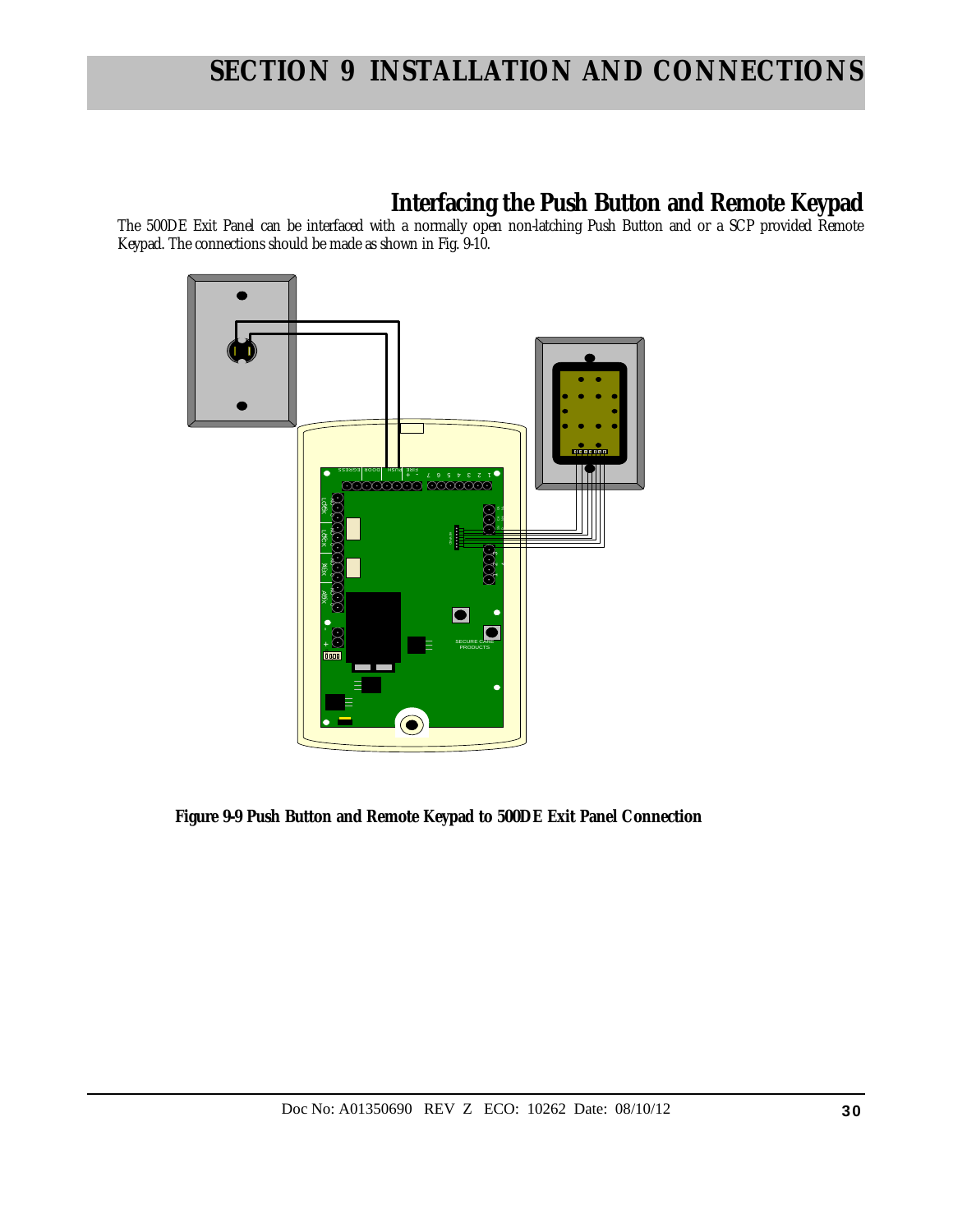## Interfacing the Push Button and Remote Keypad

The 500DE Exit Panel can be interfaced with a normally open non-latching Push Button and or a SCP provided Remote Keypad. The connections should be made as shown in Fig. 9-10.

**Figure 9-9 Push Button and Remote Keypad to 500DE Exit Panel Connection**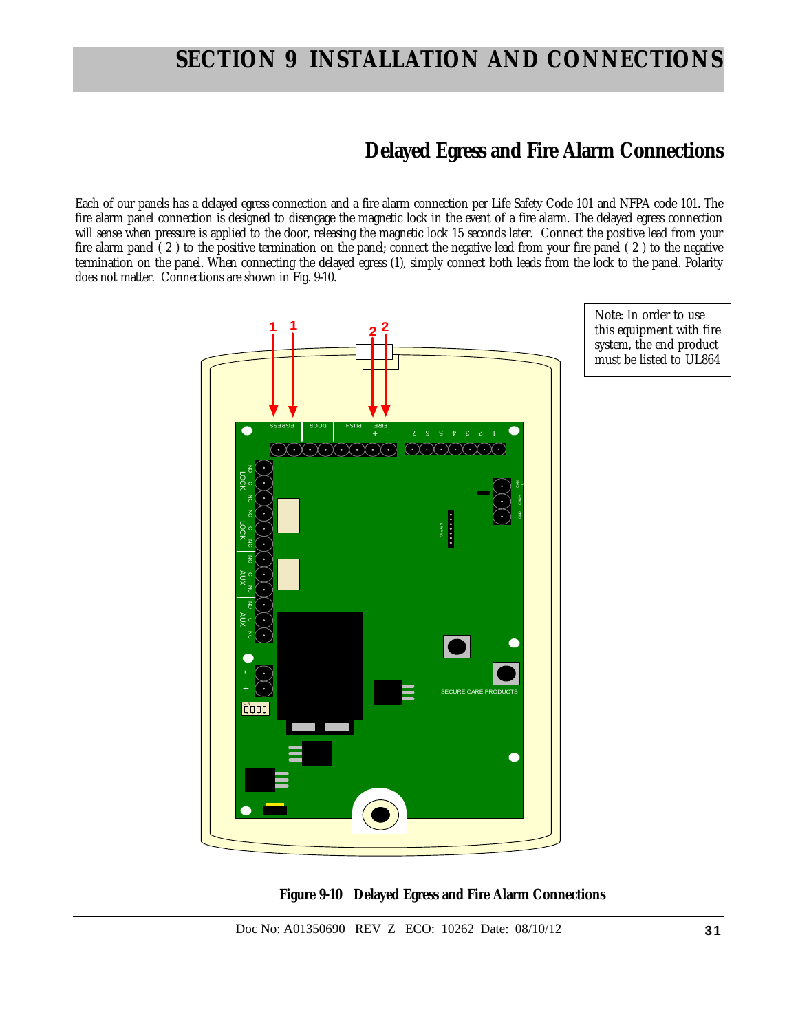# SECTION 9 INSTALLATION AND CONNECTIONS

## Delayed Egress and Fire Alarm Connections

Each of our panels has a delayed egress connection and a fire alarm connection per Life Safety Code 101 and NFPA code 101. The fire alarm panel connection is designed to disengage the magnetic lock in the event of a fire alarm. The delayed egress connection will sense when pressure is applied to the door, releasing the magnetic lock 15 seconds later. Connect the positive lead from your fire alarm panel ( 2 ) to the positive termination on the panel; connect the negative lead from your fire panel ( 2 ) to the negative termination on the panel. When connecting the delayed egress (1), simply connect both leads from the lock to the panel. Polarity does not matter. Connections are shown in Fig. 9-10.

Note: In order to use this equipment with fire system, the end product must be listed to UL864

**Figure 9-10 Delayed Egress and Fire Alarm Connections**

Doc No: A01350690 REV Z ECO: 10262 Date: 08/10/12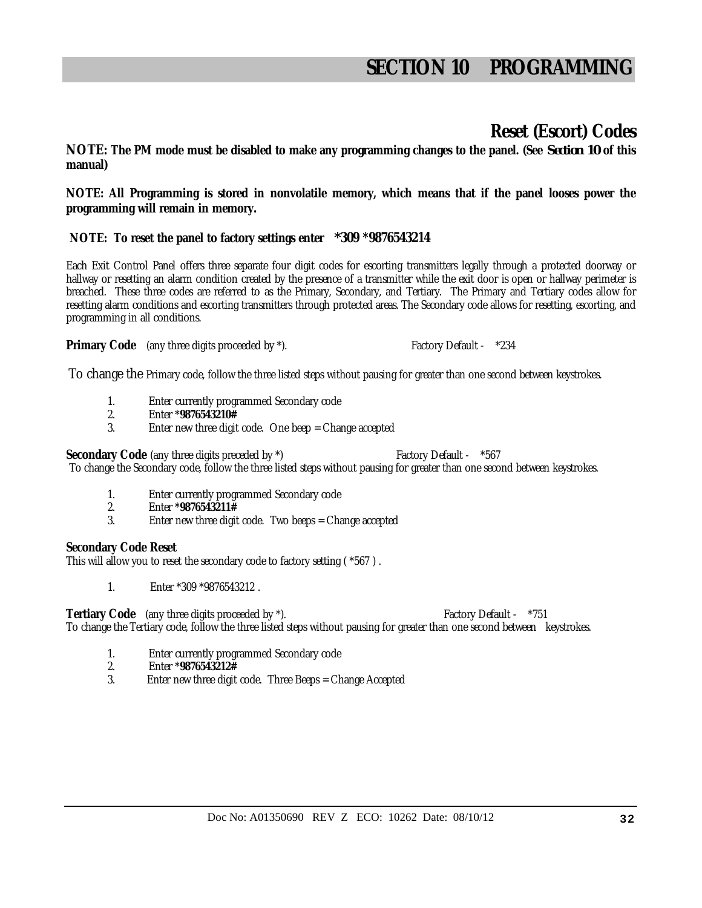# SECTION 10 PROGRAMMING

## Reset (Escort) Codes

**NOTE: The PM mode must be disabled to make any programming changes to the panel. (See *Section 10* of this manual)**

**NOTE: All Programming is stored in nonvolatile memory, which means that if the panel looses power the programming will remain in memory.**

**NOTE: To reset the panel to factory settings enter \*309 \*9876543214**

Each Exit Control Panel offers three separate four digit codes for escorting transmitters legally through a protected doorway or hallway or resetting an alarm condition created by the presence of a transmitter while the exit door is open or hallway perimeter is breached. These three codes are referred to as the Primary, Secondary, and Tertiary. The Primary and Tertiary codes allow for resetting alarm conditions and escorting transmitters through protected areas. The Secondary code allows for resetting, escorting, and programming in all conditions.

**Primary Code** (any three digits proceeded by *). Factory Default - *234

To change the Primary code, follow the three listed steps without pausing for greater than one second between keystrokes.

1. Enter currently programmed Secondary code
2. Enter **\*9876543210#**
3. Enter new three digit code. One beep = Change accepted

**Secondary Code** (any three digits preceded by *) Factory Default - *567

To change the Secondary code, follow the three listed steps without pausing for greater than one second between keystrokes.

1. Enter currently programmed Secondary code
2. Enter **\*9876543211#**
3. Enter new three digit code. Two beeps = Change accepted

**Secondary Code Reset**

This will allow you to reset the secondary code to factory setting ( *567 ) .

1. Enter *309 *9876543212 .

**Tertiary Code** (any three digits proceeded by *). Factory Default - *751

To change the Tertiary code, follow the three listed steps without pausing for greater than one second between keystrokes.

1. Enter currently programmed Secondary code
2. Enter **\*9876543212#**
3. Enter new three digit code. Three Beeps = Change Accepted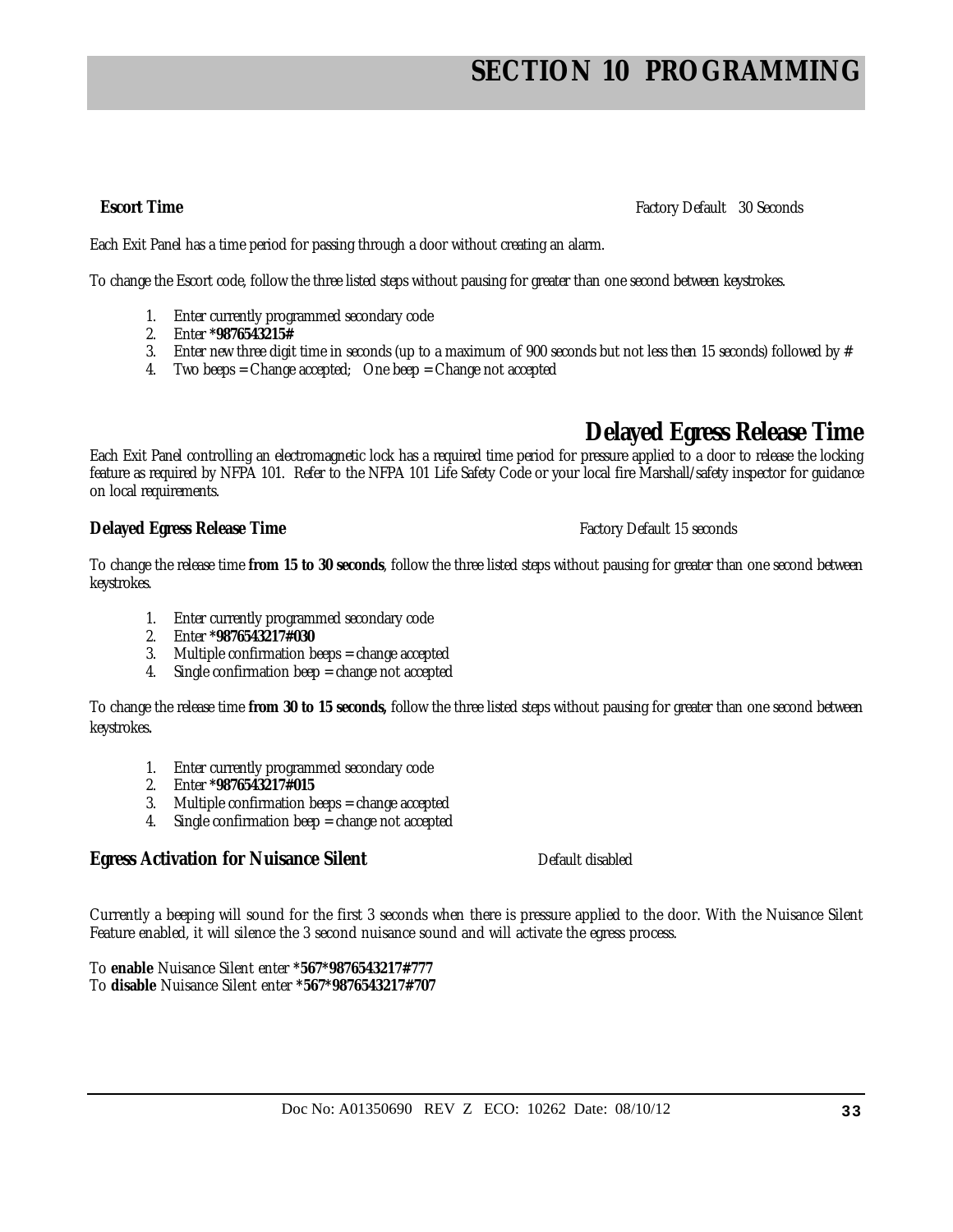# SECTION 10 PROGRAMMING

**Escort Time** Factory Default 30 Seconds

Each Exit Panel has a time period for passing through a door without creating an alarm.

To change the Escort code, follow the three listed steps without pausing for greater than one second between keystrokes.

1. Enter currently programmed secondary code
2. Enter ***9876543215#**
3. Enter new three digit time in seconds (up to a maximum of 900 seconds but not less then 15 seconds) followed by #
4. Two beeps = Change accepted; One beep = Change not accepted

## Delayed Egress Release Time

Each Exit Panel controlling an electromagnetic lock has a required time period for pressure applied to a door to release the locking feature as required by NFPA 101. Refer to the NFPA 101 Life Safety Code or your local fire Marshall/safety inspector for guidance on local requirements.

**Delayed Egress Release Time** Factory Default 15 seconds

To change the release time **from 15 to 30 seconds**, follow the three listed steps without pausing for greater than one second between keystrokes.

1. Enter currently programmed secondary code
2. Enter ***9876543217#030**
3. Multiple confirmation beeps = change accepted
4. Single confirmation beep = change not accepted

To change the release time **from 30 to 15 seconds,** follow the three listed steps without pausing for greater than one second between keystrokes.

1. Enter currently programmed secondary code
2. Enter ***9876543217#015**
3. Multiple confirmation beeps = change accepted
4. Single confirmation beep = change not accepted

**Egress Activation for Nuisance Silent** Default disabled

Currently a beeping will sound for the first 3 seconds when there is pressure applied to the door. With the Nuisance Silent Feature enabled, it will silence the 3 second nuisance sound and will activate the egress process.

To **enable** Nuisance Silent enter ***567*9876543217#777**
To **disable** Nuisance Silent enter ***567*9876543217#707**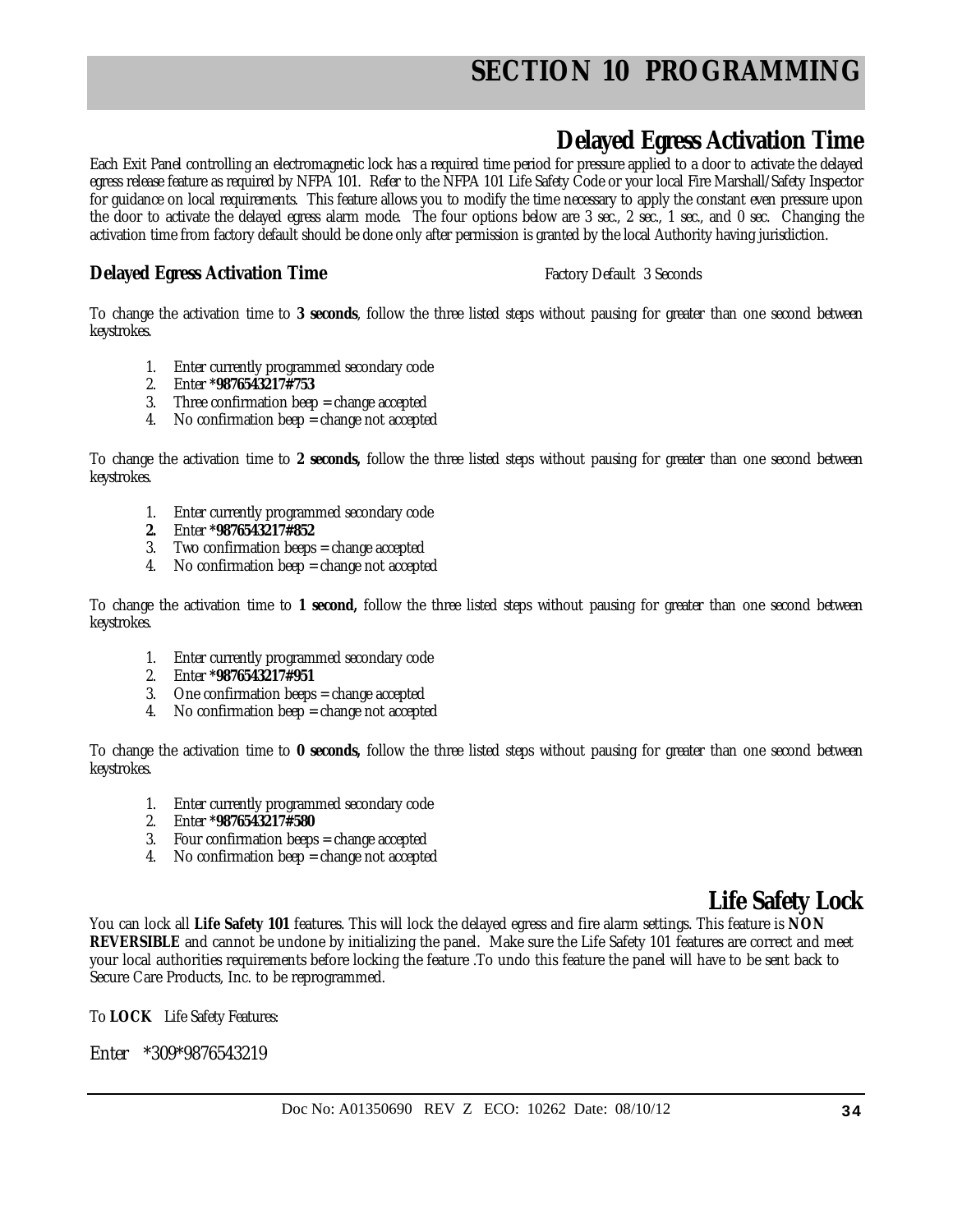# SECTION 10 PROGRAMMING

## Delayed Egress Activation Time

Each Exit Panel controlling an electromagnetic lock has a required time period for pressure applied to a door to activate the delayed egress release feature as required by NFPA 101. Refer to the NFPA 101 Life Safety Code or your local Fire Marshall/Safety Inspector for guidance on local requirements. This feature allows you to modify the time necessary to apply the constant even pressure upon the door to activate the delayed egress alarm mode. The four options below are 3 sec., 2 sec., 1 sec., and 0 sec. Changing the activation time from factory default should be done only after permission is granted by the local Authority having jurisdiction.

### Delayed Egress Activation Time

Factory Default 3 Seconds

To change the activation time to **3 seconds**, follow the three listed steps without pausing for greater than one second between keystrokes.

1. Enter currently programmed secondary code
2. Enter ***9876543217#753**
3. Three confirmation beep = change accepted
4. No confirmation beep = change not accepted

To change the activation time to **2 seconds,** follow the three listed steps without pausing for greater than one second between keystrokes.

1. Enter currently programmed secondary code
2. Enter ***9876543217#852**
3. Two confirmation beeps = change accepted
4. No confirmation beep = change not accepted

To change the activation time to **1 second,** follow the three listed steps without pausing for greater than one second between keystrokes.

1. Enter currently programmed secondary code
2. Enter ***9876543217#951**
3. One confirmation beeps = change accepted
4. No confirmation beep = change not accepted

To change the activation time to **0 seconds,** follow the three listed steps without pausing for greater than one second between keystrokes.

1. Enter currently programmed secondary code
2. Enter ***9876543217#580**
3. Four confirmation beeps = change accepted
4. No confirmation beep = change not accepted

## Life Safety Lock

You can lock all **Life Safety 101** features. This will lock the delayed egress and fire alarm settings. This feature is **NON REVERSIBLE** and cannot be undone by initializing the panel. Make sure the Life Safety 101 features are correct and meet your local authorities requirements before locking the feature .To undo this feature the panel will have to be sent back to Secure Care Products, Inc. to be reprogrammed.

To **LOCK** Life Safety Features:

Enter *309*9876543219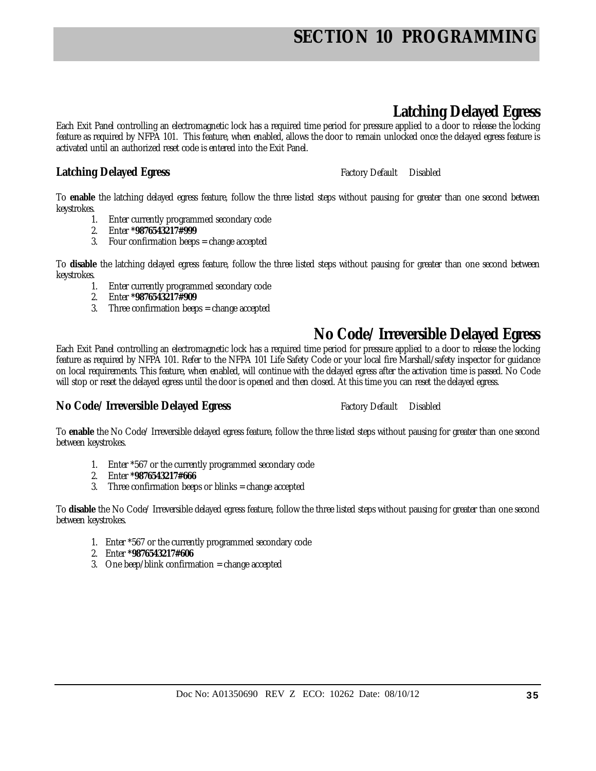# SECTION 10 PROGRAMMING

## Latching Delayed Egress

Each Exit Panel controlling an electromagnetic lock has a required time period for pressure applied to a door to release the locking feature as required by NFPA 101. This feature, when enabled, allows the door to remain unlocked once the delayed egress feature is activated until an authorized reset code is entered into the Exit Panel.

### Latching Delayed Egress

Factory Default Disabled

To **enable** the latching delayed egress feature, follow the three listed steps without pausing for greater than one second between keystrokes.

1. Enter currently programmed secondary code
2. Enter ***9876543217#999**
3. Four confirmation beeps = change accepted

To **disable** the latching delayed egress feature, follow the three listed steps without pausing for greater than one second between keystrokes.

1. Enter currently programmed secondary code
2. Enter ***9876543217#909**
3. Three confirmation beeps = change accepted

## No Code/ Irreversible Delayed Egress

Each Exit Panel controlling an electromagnetic lock has a required time period for pressure applied to a door to release the locking feature as required by NFPA 101. Refer to the NFPA 101 Life Safety Code or your local fire Marshall/safety inspector for guidance on local requirements. This feature, when enabled, will continue with the delayed egress after the activation time is passed. No Code will stop or reset the delayed egress until the door is opened and then closed. At this time you can reset the delayed egress.

### No Code/ Irreversible Delayed Egress

Factory Default Disabled

To **enable** the No Code/ Irreversible delayed egress feature, follow the three listed steps without pausing for greater than one second between keystrokes.

1. Enter *567 or the currently programmed secondary code
2. Enter ***9876543217#666**
3. Three confirmation beeps or blinks = change accepted

To **disable** the No Code/ Irreversible delayed egress feature, follow the three listed steps without pausing for greater than one second between keystrokes.

1. Enter *567 or the currently programmed secondary code
2. Enter ***9876543217#606**
3. One beep/blink confirmation = change accepted

Doc No: A01350690 REV Z ECO: 10262 Date: 08/10/12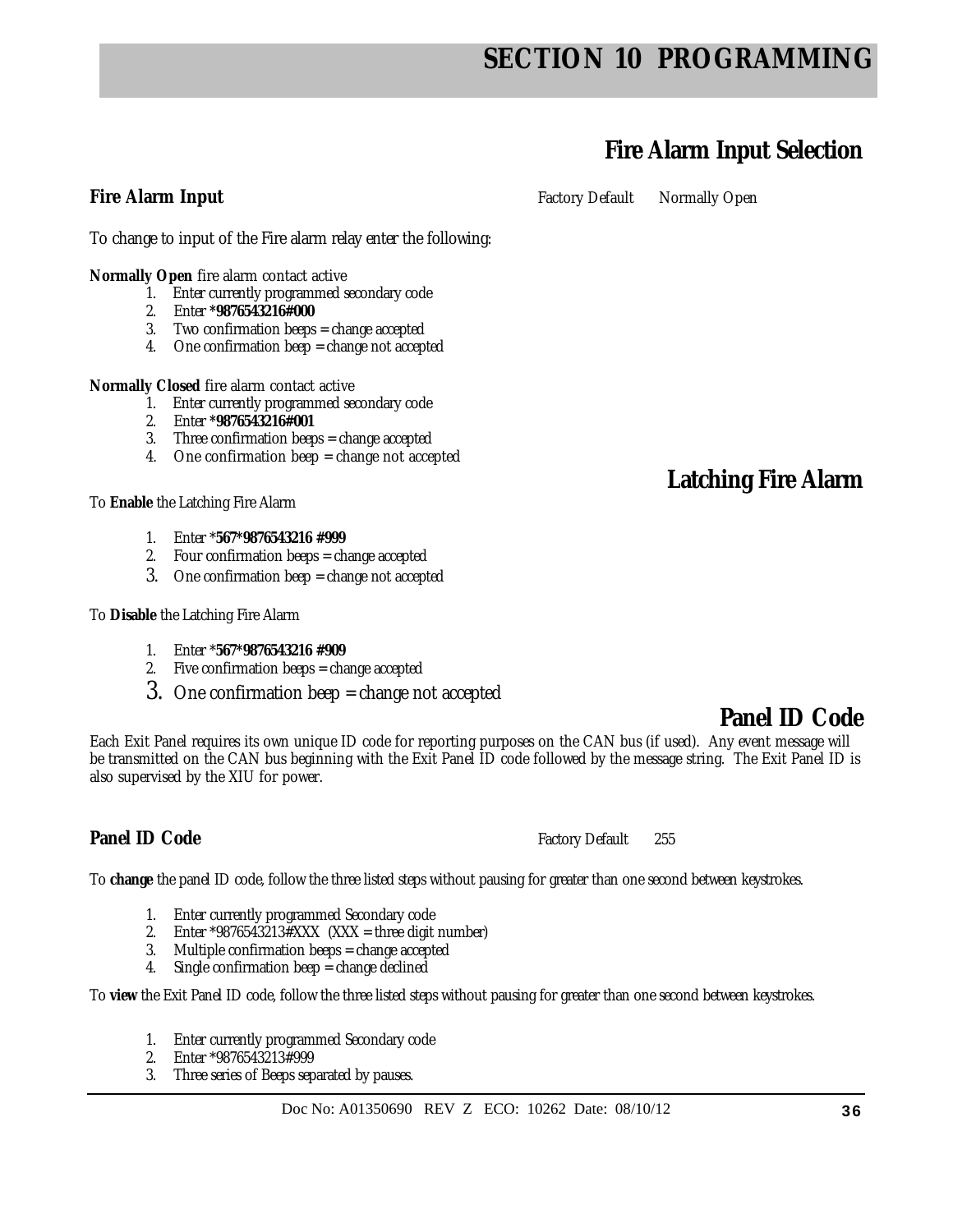# SECTION 10 PROGRAMMING

## Fire Alarm Input Selection

**Fire Alarm Input** Factory Default Normally Open

To change to input of the Fire alarm relay enter the following:

**Normally Open** fire alarm contact active

1. Enter currently programmed secondary code
2. Enter ***9876543216#000**
3. Two confirmation beeps = change accepted
4. One confirmation beep = change not accepted

**Normally Closed** fire alarm contact active

1. Enter currently programmed secondary code
2. Enter ***9876543216#001**
3. Three confirmation beeps = change accepted
4. One confirmation beep = change not accepted

## Latching Fire Alarm

To **Enable** the Latching Fire Alarm

1. Enter ***567*9876543216 #999**
2. Four confirmation beeps = change accepted
3. One confirmation beep = change not accepted

To **Disable** the Latching Fire Alarm

1. Enter ***567*9876543216 #909**
2. Five confirmation beeps = change accepted
3. One confirmation beep = change not accepted

## Panel ID Code

Each Exit Panel requires its own unique ID code for reporting purposes on the CAN bus (if used). Any event message will be transmitted on the CAN bus beginning with the Exit Panel ID code followed by the message string. The Exit Panel ID is also supervised by the XIU for power.

**Panel ID Code** Factory Default 255

To **change** the panel ID code, follow the three listed steps without pausing for greater than one second between keystrokes.

1. Enter currently programmed Secondary code
2. Enter *9876543213#XXX (XXX = three digit number)
3. Multiple confirmation beeps = change accepted
4. Single confirmation beep = change declined

To **view** the Exit Panel ID code, follow the three listed steps without pausing for greater than one second between keystrokes.

1. Enter currently programmed Secondary code
2. Enter *9876543213#999
3. Three series of Beeps separated by pauses.

Doc No: A01350690 REV Z ECO: 10262 Date: 08/10/12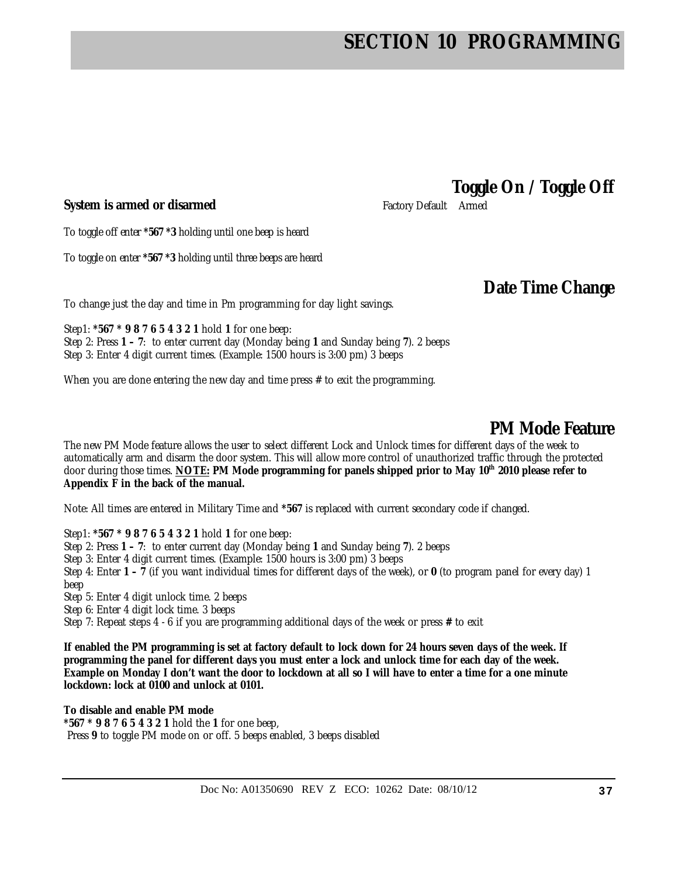# SECTION 10 PROGRAMMING

## Toggle On / Toggle Off

**System is armed or disarmed** Factory Default Armed

To toggle off enter ***567 *3** holding until one beep is heard

To toggle on enter ***567 *3** holding until three beeps are heard

## Date Time Change

To change just the day and time in Pm programming for day light savings.

Step1: ***567 * 9 8 7 6 5 4 3 2 1** hold **1** for one beep:
Step 2: Press **1 – 7**: to enter current day (Monday being **1** and Sunday being **7**). 2 beeps
Step 3: Enter 4 digit current times. (Example: 1500 hours is 3:00 pm) 3 beeps

When you are done entering the new day and time press **#** to exit the programming.

## PM Mode Feature

The new PM Mode feature allows the user to select different Lock and Unlock times for different days of the week to automatically arm and disarm the door system. This will allow more control of unauthorized traffic through the protected door during those times. **<u>NOTE:</u> PM Mode programming for panels shipped prior to May 10th 2010 please refer to Appendix F in the back of the manual.**

Note: All times are entered in Military Time and ***567** is replaced with current secondary code if changed.

Step1: ***567 * 9 8 7 6 5 4 3 2 1** hold **1** for one beep:
Step 2: Press **1 – 7**: to enter current day (Monday being **1** and Sunday being **7**). 2 beeps
Step 3: Enter 4 digit current times. (Example: 1500 hours is 3:00 pm) 3 beeps
Step 4: Enter **1 – 7** (if you want individual times for different days of the week), or **0** (to program panel for every day) 1 beep
Step 5: Enter 4 digit unlock time. 2 beeps
Step 6: Enter 4 digit lock time. 3 beeps
Step 7: Repeat steps 4 - 6 if you are programming additional days of the week or press **#** to exit

**If enabled the PM programming is set at factory default to lock down for 24 hours seven days of the week. If programming the panel for different days you must enter a lock and unlock time for each day of the week. Example on Monday I don't want the door to lockdown at all so I will have to enter a time for a one minute lockdown: lock at 0100 and unlock at 0101.**

**To disable and enable PM mode**
***567 * 9 8 7 6 5 4 3 2 1** hold the **1** for one beep,
Press **9** to toggle PM mode on or off. 5 beeps enabled, 3 beeps disabled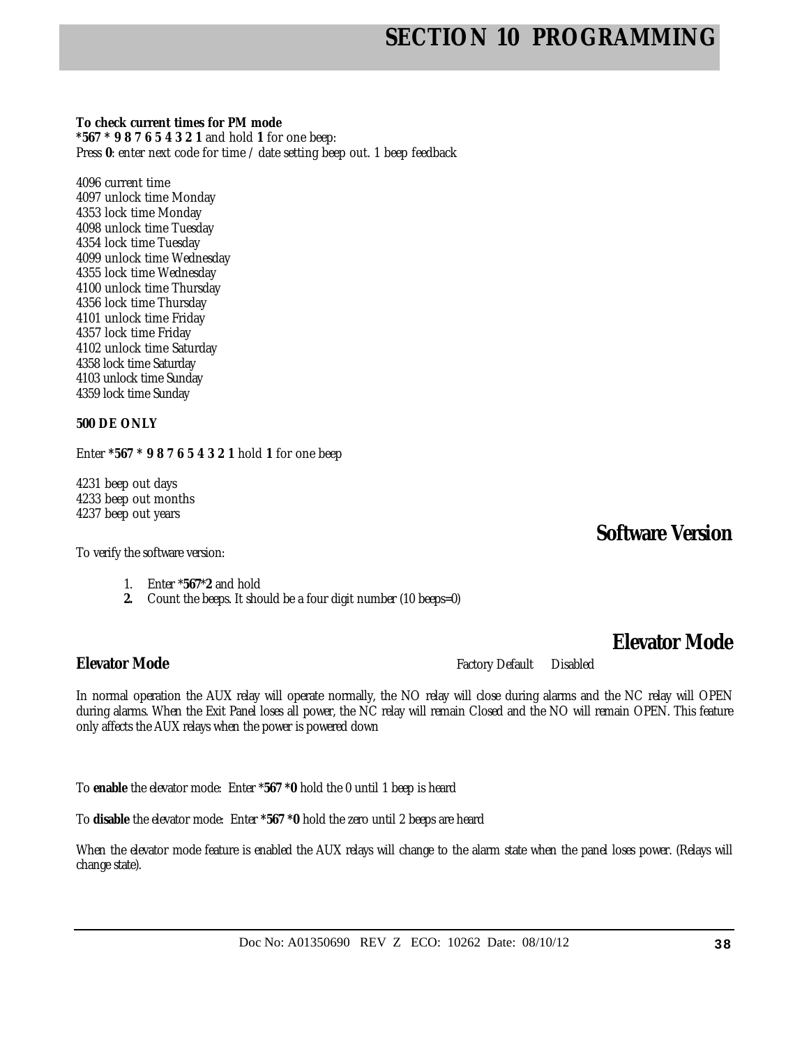**To check current times for PM mode**
***567 * 9 8 7 6 5 4 3 2 1** and hold **1** for one beep:
Press **0**: enter next code for time / date setting beep out. 1 beep feedback

4096 current time
4097 unlock time Monday
4353 lock time Monday
4098 unlock time Tuesday
4354 lock time Tuesday
4099 unlock time Wednesday
4355 lock time Wednesday
4100 unlock time Thursday
4356 lock time Thursday
4101 unlock time Friday
4357 lock time Friday
4102 unlock time Saturday
4358 lock time Saturday
4103 unlock time Sunday
4359 lock time Sunday

**500 DE ONLY**

Enter ***567 * 9 8 7 6 5 4 3 2 1** hold **1** for one beep

4231 beep out days
4233 beep out months
4237 beep out years

## Software Version

To verify the software version:

1. Enter ***567*2** and hold
2. Count the beeps. It should be a four digit number (10 beeps=0)

## Elevator Mode

### Elevator Mode

Factory Default    Disabled

In normal operation the AUX relay will operate normally, the NO relay will close during alarms and the NC relay will OPEN during alarms. When the Exit Panel loses all power, the NC relay will remain Closed and the NO will remain OPEN. This feature only affects the AUX relays when the power is powered down

To **enable** the elevator mode: Enter ***567 *0** hold the 0 until 1 beep is heard

To **disable** the elevator mode: Enter ***567 *0** hold the zero until 2 beeps are heard

When the elevator mode feature is enabled the AUX relays will change to the alarm state when the panel loses power. (Relays will change state).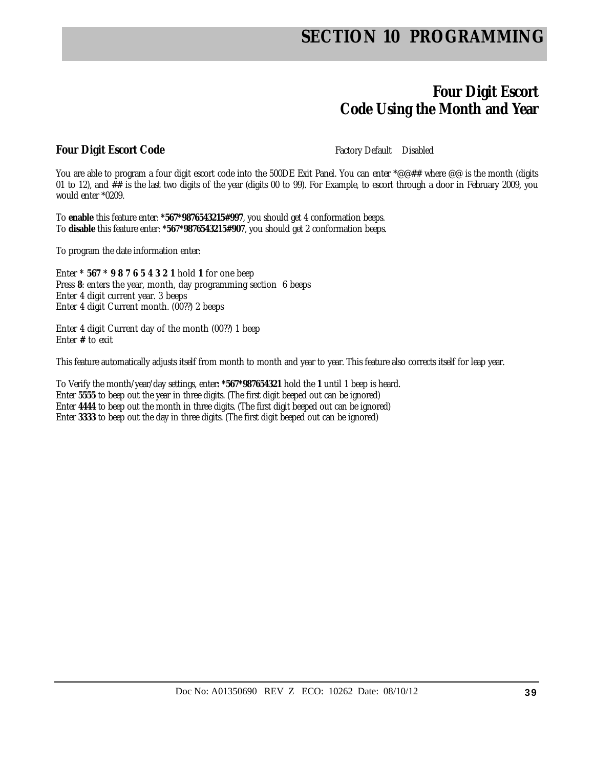# Four Digit Escort Code Using the Month and Year

**Four Digit Escort Code** Factory Default Disabled

You are able to program a four digit escort code into the 500DE Exit Panel. You can enter *@@## where @@ is the month (digits 01 to 12), and ## is the last two digits of the year (digits 00 to 99). For Example, to escort through a door in February 2009, you would enter *0209.

To **enable** this feature enter: ***567*9876543215#997**, you should get 4 conformation beeps.
To **disable** this feature enter: ***567*9876543215#907**, you should get 2 conformation beeps.

To program the date information enter:

Enter * **567 * 9 8 7 6 5 4 3 2 1** hold **1** for one beep
Press **8**: enters the year, month, day programming section 6 beeps
Enter 4 digit current year. 3 beeps
Enter 4 digit Current month. (00??) 2 beeps

Enter 4 digit Current day of the month (00??) 1 beep
Enter **#** to exit

This feature automatically adjusts itself from month to month and year to year. This feature also corrects itself for leap year.

To Verify the month/year/day settings, enter**: *567*987654321** hold the **1** until 1 beep is heard.
Enter **5555** to beep out the year in three digits. (The first digit beeped out can be ignored)
Enter **4444** to beep out the month in three digits. (The first digit beeped out can be ignored)
Enter **3333** to beep out the day in three digits. (The first digit beeped out can be ignored)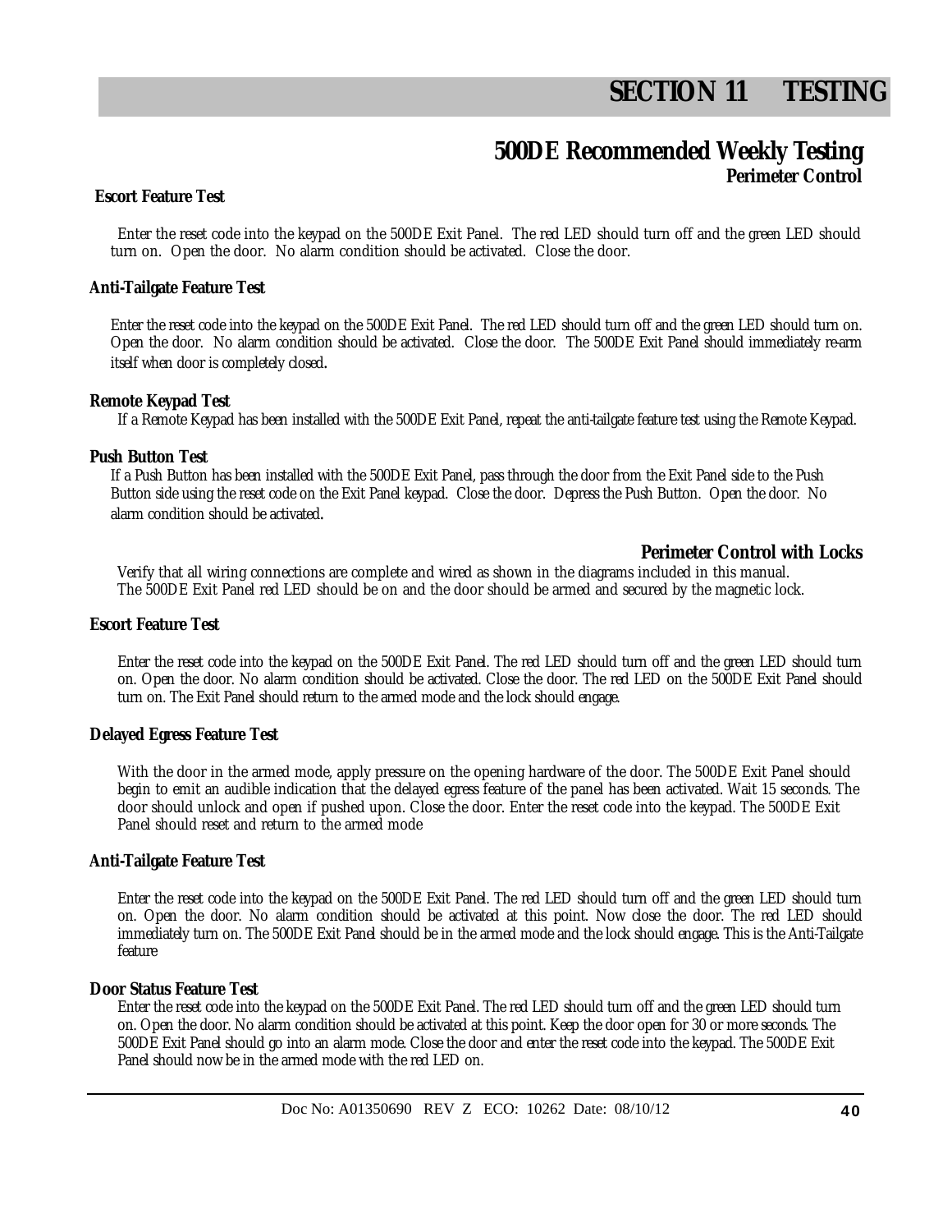# SECTION 11 TESTING

## 500DE Recommended Weekly Testing

### Perimeter Control

**Escort Feature Test**

Enter the reset code into the keypad on the 500DE Exit Panel. The red LED should turn off and the green LED should turn on. Open the door. No alarm condition should be activated. Close the door.

**Anti-Tailgate Feature Test**

Enter the reset code into the keypad on the 500DE Exit Panel. The red LED should turn off and the green LED should turn on. Open the door. No alarm condition should be activated. Close the door. The 500DE Exit Panel should immediately re-arm itself when door is completely closed.

**Remote Keypad Test**

If a Remote Keypad has been installed with the 500DE Exit Panel, repeat the anti-tailgate feature test using the Remote Keypad.

**Push Button Test**

If a Push Button has been installed with the 500DE Exit Panel, pass through the door from the Exit Panel side to the Push Button side using the reset code on the Exit Panel keypad. Close the door. Depress the Push Button. Open the door. No alarm condition should be activated.

### Perimeter Control with Locks

Verify that all wiring connections are complete and wired as shown in the diagrams included in this manual. The 500DE Exit Panel red LED should be on and the door should be armed and secured by the magnetic lock.

**Escort Feature Test**

Enter the reset code into the keypad on the 500DE Exit Panel. The red LED should turn off and the green LED should turn on. Open the door. No alarm condition should be activated. Close the door. The red LED on the 500DE Exit Panel should turn on. The Exit Panel should return to the armed mode and the lock should engage.

**Delayed Egress Feature Test**

With the door in the armed mode, apply pressure on the opening hardware of the door. The 500DE Exit Panel should begin to emit an audible indication that the delayed egress feature of the panel has been activated. Wait 15 seconds. The door should unlock and open if pushed upon. Close the door. Enter the reset code into the keypad. The 500DE Exit Panel should reset and return to the armed mode

**Anti-Tailgate Feature Test**

Enter the reset code into the keypad on the 500DE Exit Panel. The red LED should turn off and the green LED should turn on. Open the door. No alarm condition should be activated at this point. Now close the door. The red LED should immediately turn on. The 500DE Exit Panel should be in the armed mode and the lock should engage. This is the Anti-Tailgate feature

**Door Status Feature Test**

Enter the reset code into the keypad on the 500DE Exit Panel. The red LED should turn off and the green LED should turn on. Open the door. No alarm condition should be activated at this point. Keep the door open for 30 or more seconds. The 500DE Exit Panel should go into an alarm mode. Close the door and enter the reset code into the keypad. The 500DE Exit Panel should now be in the armed mode with the red LED on.

Doc No: A01350690 REV Z ECO: 10262 Date: 08/10/12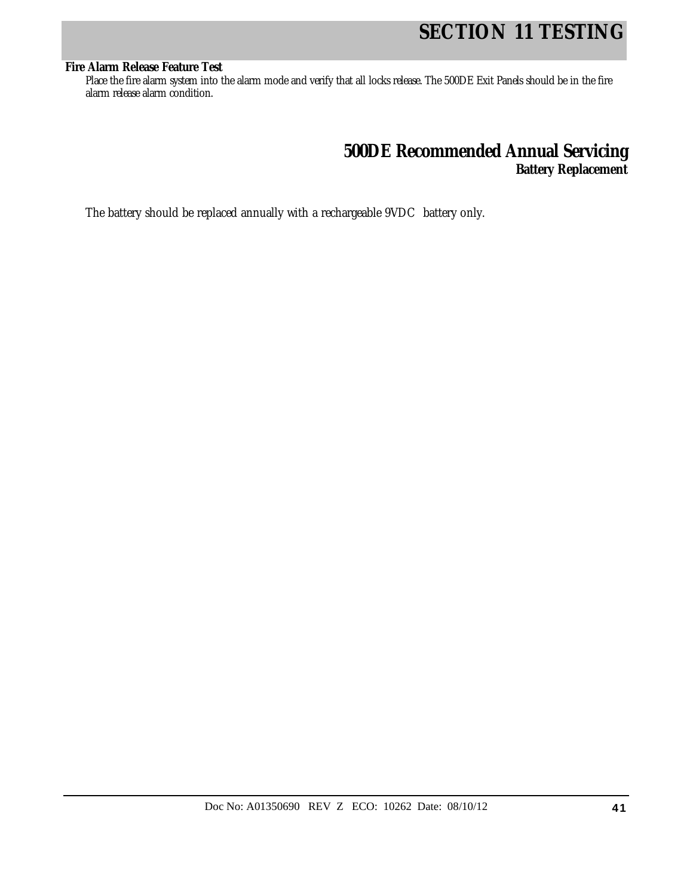# SECTION 11 TESTING

**Fire Alarm Release Feature Test**

Place the fire alarm system into the alarm mode and verify that all locks release. The 500DE Exit Panels should be in the fire alarm release alarm condition.

## 500DE Recommended Annual Servicing

### Battery Replacement

The battery should be replaced annually with a rechargeable 9VDC battery only.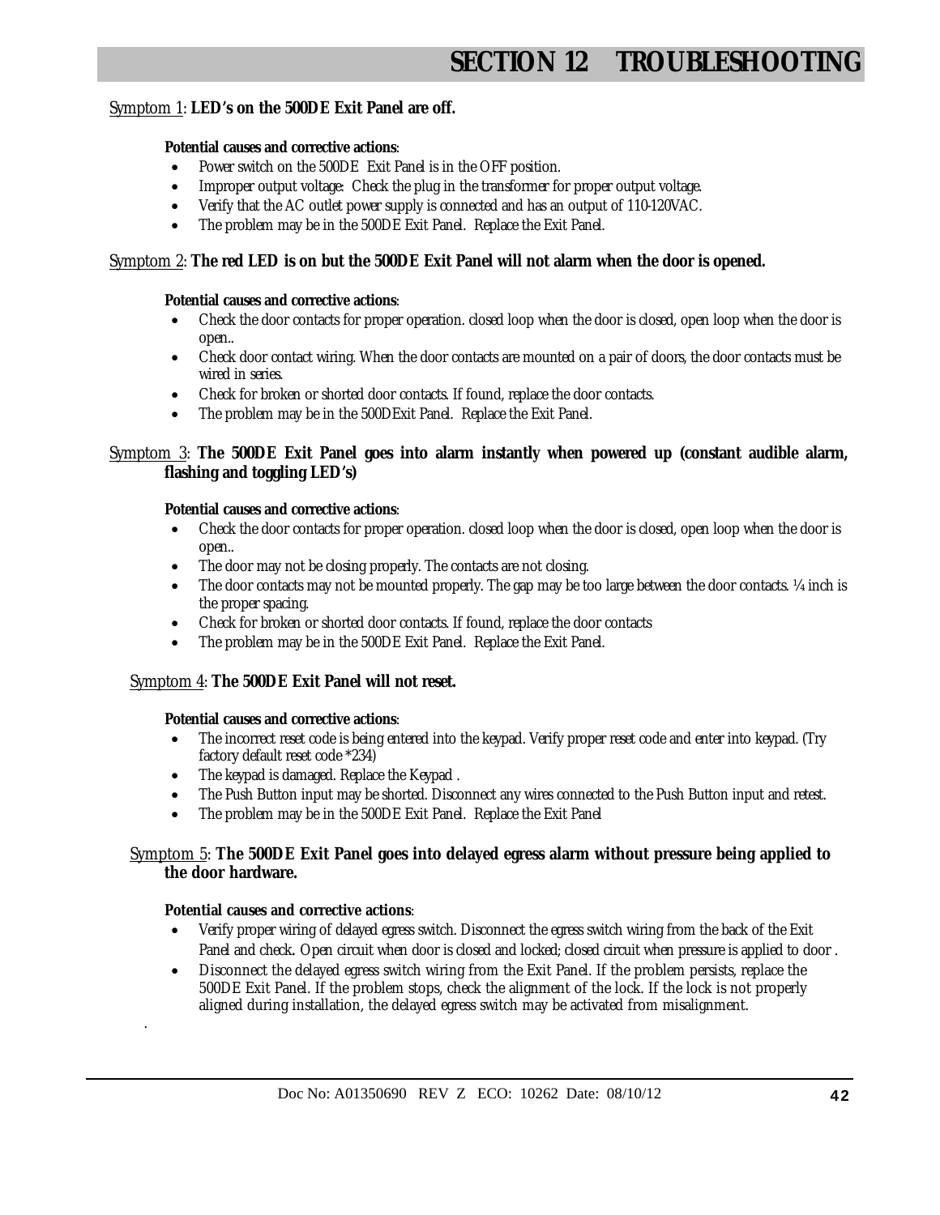# SECTION 12 TROUBLESHOOTING

Symptom 1: **LED's on the 500DE Exit Panel are off.**

**Potential causes and corrective actions**:

- Power switch on the 500DE Exit Panel is in the OFF position.
- Improper output voltage: Check the plug in the transformer for proper output voltage.
- Verify that the AC outlet power supply is connected and has an output of 110-120VAC.
- The problem may be in the 500DE Exit Panel. Replace the Exit Panel.

Symptom 2: **The red LED is on but the 500DE Exit Panel will not alarm when the door is opened.**

**Potential causes and corrective actions**:

- Check the door contacts for proper operation. closed loop when the door is closed, open loop when the door is open..
- Check door contact wiring. When the door contacts are mounted on a pair of doors, the door contacts must be wired in series.
- Check for broken or shorted door contacts. If found, replace the door contacts.
- The problem may be in the 500DExit Panel. Replace the Exit Panel.

Symptom 3: **The 500DE Exit Panel goes into alarm instantly when powered up (constant audible alarm, flashing and toggling LED's)**

**Potential causes and corrective actions**:

- Check the door contacts for proper operation. closed loop when the door is closed, open loop when the door is open..
- The door may not be closing properly. The contacts are not closing.
- The door contacts may not be mounted properly. The gap may be too large between the door contacts. ¼ inch is the proper spacing.
- Check for broken or shorted door contacts. If found, replace the door contacts
- The problem may be in the 500DE Exit Panel. Replace the Exit Panel.

Symptom 4: **The 500DE Exit Panel will not reset.**

**Potential causes and corrective actions**:

- The incorrect reset code is being entered into the keypad. Verify proper reset code and enter into keypad. (Try factory default reset code *234)
- The keypad is damaged. Replace the Keypad .
- The Push Button input may be shorted. Disconnect any wires connected to the Push Button input and retest.
- The problem may be in the 500DE Exit Panel. Replace the Exit Panel

Symptom 5: **The 500DE Exit Panel goes into delayed egress alarm without pressure being applied to the door hardware.**

**Potential causes and corrective actions**:

- Verify proper wiring of delayed egress switch. Disconnect the egress switch wiring from the back of the Exit Panel and check. Open circuit when door is closed and locked; closed circuit when pressure is applied to door .
- Disconnect the delayed egress switch wiring from the Exit Panel. If the problem persists, replace the 500DE Exit Panel. If the problem stops, check the alignment of the lock. If the lock is not properly aligned during installation, the delayed egress switch may be activated from misalignment.

Doc No: A01350690 REV Z ECO: 10262 Date: 08/10/12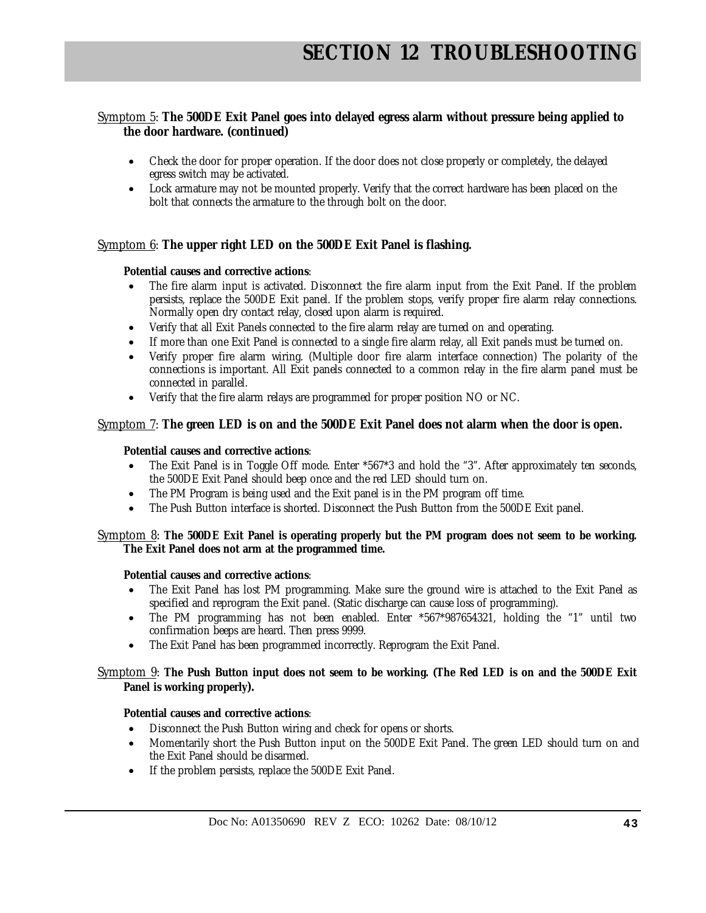# SECTION 12 TROUBLESHOOTING

Symptom 5: **The 500DE Exit Panel goes into delayed egress alarm without pressure being applied to the door hardware. (continued)**

- Check the door for proper operation. If the door does not close properly or completely, the delayed egress switch may be activated.
- Lock armature may not be mounted properly. Verify that the correct hardware has been placed on the bolt that connects the armature to the through bolt on the door.

Symptom 6: **The upper right LED on the 500DE Exit Panel is flashing.**

**Potential causes and corrective actions**:

- The fire alarm input is activated. Disconnect the fire alarm input from the Exit Panel. If the problem persists, replace the 500DE Exit panel. If the problem stops, verify proper fire alarm relay connections. Normally open dry contact relay, closed upon alarm is required.
- Verify that all Exit Panels connected to the fire alarm relay are turned on and operating.
- If more than one Exit Panel is connected to a single fire alarm relay, all Exit panels must be turned on.
- Verify proper fire alarm wiring. (Multiple door fire alarm interface connection) The polarity of the connections is important. All Exit panels connected to a common relay in the fire alarm panel must be connected in parallel.
- Verify that the fire alarm relays are programmed for proper position NO or NC.

Symptom 7: **The green LED is on and the 500DE Exit Panel does not alarm when the door is open.**

**Potential causes and corrective actions**:

- The Exit Panel is in Toggle Off mode. Enter *567*3 and hold the "3". After approximately ten seconds, the 500DE Exit Panel should beep once and the red LED should turn on.
- The PM Program is being used and the Exit panel is in the PM program off time.
- The Push Button interface is shorted. Disconnect the Push Button from the 500DE Exit panel.

Symptom 8: **The 500DE Exit Panel is operating properly but the PM program does not seem to be working. The Exit Panel does not arm at the programmed time.**

**Potential causes and corrective actions**:

- The Exit Panel has lost PM programming. Make sure the ground wire is attached to the Exit Panel as specified and reprogram the Exit panel. (Static discharge can cause loss of programming).
- The PM programming has not been enabled. Enter *567*987654321, holding the "1" until two confirmation beeps are heard. Then press 9999.
- The Exit Panel has been programmed incorrectly. Reprogram the Exit Panel.

Symptom 9: **The Push Button input does not seem to be working. (The Red LED is on and the 500DE Exit Panel is working properly).**

**Potential causes and corrective actions**:

- Disconnect the Push Button wiring and check for opens or shorts.
- Momentarily short the Push Button input on the 500DE Exit Panel. The green LED should turn on and the Exit Panel should be disarmed.
- If the problem persists, replace the 500DE Exit Panel.

Doc No: A01350690 REV Z ECO: 10262 Date: 08/10/12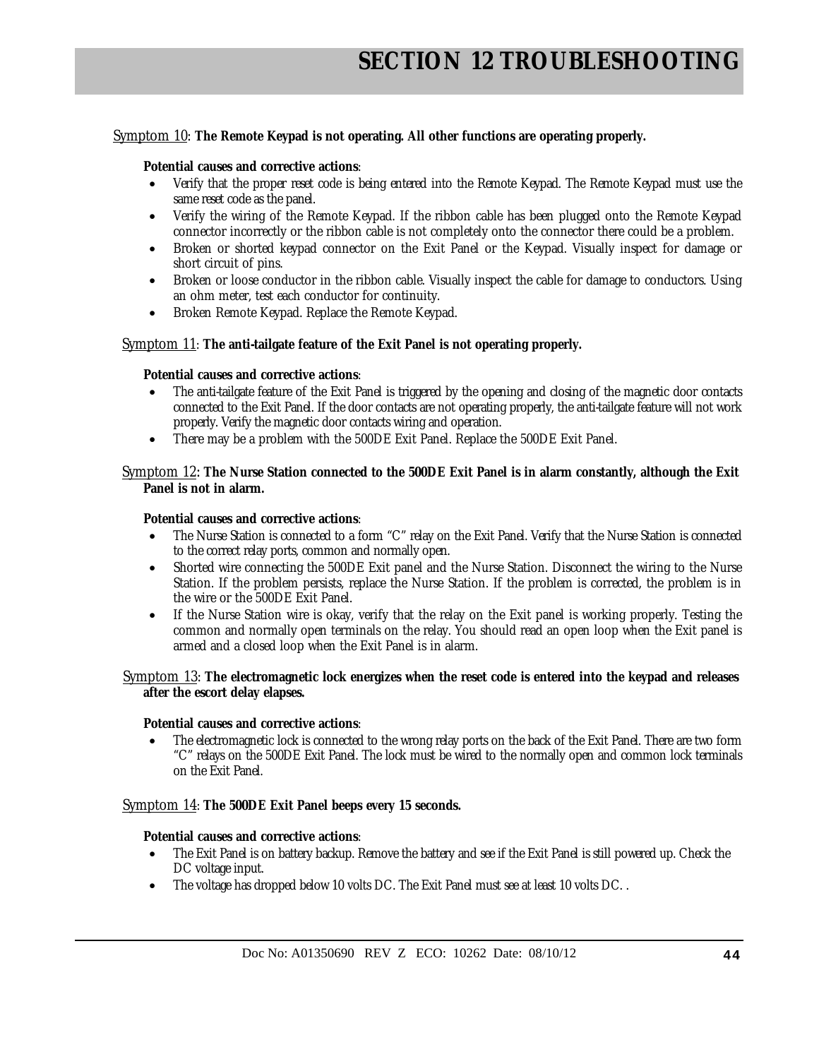# SECTION 12 TROUBLESHOOTING

Symptom 10: **The Remote Keypad is not operating. All other functions are operating properly.**

**Potential causes and corrective actions**:

- Verify that the proper reset code is being entered into the Remote Keypad. The Remote Keypad must use the same reset code as the panel.
- Verify the wiring of the Remote Keypad. If the ribbon cable has been plugged onto the Remote Keypad connector incorrectly or the ribbon cable is not completely onto the connector there could be a problem.
- Broken or shorted keypad connector on the Exit Panel or the Keypad. Visually inspect for damage or short circuit of pins.
- Broken or loose conductor in the ribbon cable. Visually inspect the cable for damage to conductors. Using an ohm meter, test each conductor for continuity.
- Broken Remote Keypad. Replace the Remote Keypad.

Symptom 11: **The anti-tailgate feature of the Exit Panel is not operating properly.**

**Potential causes and corrective actions**:

- The anti-tailgate feature of the Exit Panel is triggered by the opening and closing of the magnetic door contacts connected to the Exit Panel. If the door contacts are not operating properly, the anti-tailgate feature will not work properly. Verify the magnetic door contacts wiring and operation.
- There may be a problem with the 500DE Exit Panel. Replace the 500DE Exit Panel.

Symptom 12: **The Nurse Station connected to the 500DE Exit Panel is in alarm constantly, although the Exit Panel is not in alarm.**

**Potential causes and corrective actions**:

- The Nurse Station is connected to a form "C" relay on the Exit Panel. Verify that the Nurse Station is connected to the correct relay ports, common and normally open.
- Shorted wire connecting the 500DE Exit panel and the Nurse Station. Disconnect the wiring to the Nurse Station. If the problem persists, replace the Nurse Station. If the problem is corrected, the problem is in the wire or the 500DE Exit Panel.
- If the Nurse Station wire is okay, verify that the relay on the Exit panel is working properly. Testing the common and normally open terminals on the relay. You should read an open loop when the Exit panel is armed and a closed loop when the Exit Panel is in alarm.

Symptom 13: **The electromagnetic lock energizes when the reset code is entered into the keypad and releases after the escort delay elapses.**

**Potential causes and corrective actions**:

- The electromagnetic lock is connected to the wrong relay ports on the back of the Exit Panel. There are two form "C" relays on the 500DE Exit Panel. The lock must be wired to the normally open and common lock terminals on the Exit Panel.

Symptom 14: **The 500DE Exit Panel beeps every 15 seconds.**

**Potential causes and corrective actions**:

- The Exit Panel is on battery backup. Remove the battery and see if the Exit Panel is still powered up. Check the DC voltage input.
- The voltage has dropped below 10 volts DC. The Exit Panel must see at least 10 volts DC. .

Doc No: A01350690 REV Z ECO: 10262 Date: 08/10/12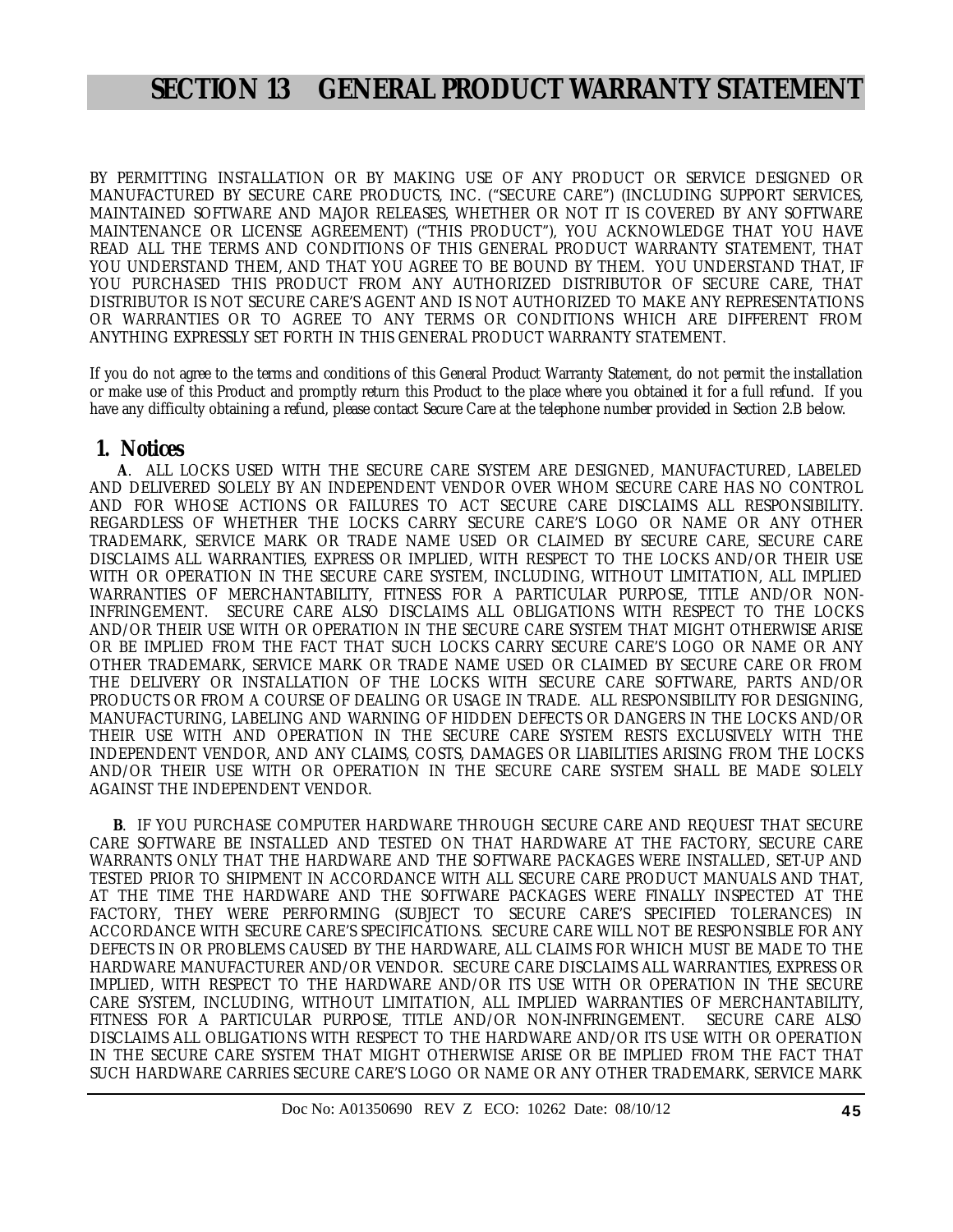// SECTION 13 GENERAL PRODUCT WARRANTY STATEMENT

BY PERMITTING INSTALLATION OR BY MAKING USE OF ANY PRODUCT OR SERVICE DESIGNED OR MANUFACTURED BY SECURE CARE PRODUCTS, INC. ("SECURE CARE") (INCLUDING SUPPORT SERVICES, MAINTAINED SOFTWARE AND MAJOR RELEASES, WHETHER OR NOT IT IS COVERED BY ANY SOFTWARE MAINTENANCE OR LICENSE AGREEMENT) ("THIS PRODUCT"), YOU ACKNOWLEDGE THAT YOU HAVE READ ALL THE TERMS AND CONDITIONS OF THIS GENERAL PRODUCT WARRANTY STATEMENT, THAT YOU UNDERSTAND THEM, AND THAT YOU AGREE TO BE BOUND BY THEM. YOU UNDERSTAND THAT, IF YOU PURCHASED THIS PRODUCT FROM ANY AUTHORIZED DISTRIBUTOR OF SECURE CARE, THAT DISTRIBUTOR IS NOT SECURE CARE'S AGENT AND IS NOT AUTHORIZED TO MAKE ANY REPRESENTATIONS OR WARRANTIES OR TO AGREE TO ANY TERMS OR CONDITIONS WHICH ARE DIFFERENT FROM ANYTHING EXPRESSLY SET FORTH IN THIS GENERAL PRODUCT WARRANTY STATEMENT.

If you do not agree to the terms and conditions of this General Product Warranty Statement, do not permit the installation or make use of this Product and promptly return this Product to the place where you obtained it for a full refund. If you have any difficulty obtaining a refund, please contact Secure Care at the telephone number provided in Section 2.B below.

## 1. Notices

**A**. ALL LOCKS USED WITH THE SECURE CARE SYSTEM ARE DESIGNED, MANUFACTURED, LABELED AND DELIVERED SOLELY BY AN INDEPENDENT VENDOR OVER WHOM SECURE CARE HAS NO CONTROL AND FOR WHOSE ACTIONS OR FAILURES TO ACT SECURE CARE DISCLAIMS ALL RESPONSIBILITY. REGARDLESS OF WHETHER THE LOCKS CARRY SECURE CARE'S LOGO OR NAME OR ANY OTHER TRADEMARK, SERVICE MARK OR TRADE NAME USED OR CLAIMED BY SECURE CARE, SECURE CARE DISCLAIMS ALL WARRANTIES, EXPRESS OR IMPLIED, WITH RESPECT TO THE LOCKS AND/OR THEIR USE WITH OR OPERATION IN THE SECURE CARE SYSTEM, INCLUDING, WITHOUT LIMITATION, ALL IMPLIED WARRANTIES OF MERCHANTABILITY, FITNESS FOR A PARTICULAR PURPOSE, TITLE AND/OR NON-INFRINGEMENT. SECURE CARE ALSO DISCLAIMS ALL OBLIGATIONS WITH RESPECT TO THE LOCKS AND/OR THEIR USE WITH OR OPERATION IN THE SECURE CARE SYSTEM THAT MIGHT OTHERWISE ARISE OR BE IMPLIED FROM THE FACT THAT SUCH LOCKS CARRY SECURE CARE'S LOGO OR NAME OR ANY OTHER TRADEMARK, SERVICE MARK OR TRADE NAME USED OR CLAIMED BY SECURE CARE OR FROM THE DELIVERY OR INSTALLATION OF THE LOCKS WITH SECURE CARE SOFTWARE, PARTS AND/OR PRODUCTS OR FROM A COURSE OF DEALING OR USAGE IN TRADE. ALL RESPONSIBILITY FOR DESIGNING, MANUFACTURING, LABELING AND WARNING OF HIDDEN DEFECTS OR DANGERS IN THE LOCKS AND/OR THEIR USE WITH AND OPERATION IN THE SECURE CARE SYSTEM RESTS EXCLUSIVELY WITH THE INDEPENDENT VENDOR, AND ANY CLAIMS, COSTS, DAMAGES OR LIABILITIES ARISING FROM THE LOCKS AND/OR THEIR USE WITH OR OPERATION IN THE SECURE CARE SYSTEM SHALL BE MADE SOLELY AGAINST THE INDEPENDENT VENDOR.

**B**. IF YOU PURCHASE COMPUTER HARDWARE THROUGH SECURE CARE AND REQUEST THAT SECURE CARE SOFTWARE BE INSTALLED AND TESTED ON THAT HARDWARE AT THE FACTORY, SECURE CARE WARRANTS ONLY THAT THE HARDWARE AND THE SOFTWARE PACKAGES WERE INSTALLED, SET-UP AND TESTED PRIOR TO SHIPMENT IN ACCORDANCE WITH ALL SECURE CARE PRODUCT MANUALS AND THAT, AT THE TIME THE HARDWARE AND THE SOFTWARE PACKAGES WERE FINALLY INSPECTED AT THE FACTORY, THEY WERE PERFORMING (SUBJECT TO SECURE CARE'S SPECIFIED TOLERANCES) IN ACCORDANCE WITH SECURE CARE'S SPECIFICATIONS. SECURE CARE WILL NOT BE RESPONSIBLE FOR ANY DEFECTS IN OR PROBLEMS CAUSED BY THE HARDWARE, ALL CLAIMS FOR WHICH MUST BE MADE TO THE HARDWARE MANUFACTURER AND/OR VENDOR. SECURE CARE DISCLAIMS ALL WARRANTIES, EXPRESS OR IMPLIED, WITH RESPECT TO THE HARDWARE AND/OR ITS USE WITH OR OPERATION IN THE SECURE CARE SYSTEM, INCLUDING, WITHOUT LIMITATION, ALL IMPLIED WARRANTIES OF MERCHANTABILITY, FITNESS FOR A PARTICULAR PURPOSE, TITLE AND/OR NON-INFRINGEMENT. SECURE CARE ALSO DISCLAIMS ALL OBLIGATIONS WITH RESPECT TO THE HARDWARE AND/OR ITS USE WITH OR OPERATION IN THE SECURE CARE SYSTEM THAT MIGHT OTHERWISE ARISE OR BE IMPLIED FROM THE FACT THAT SUCH HARDWARE CARRIES SECURE CARE'S LOGO OR NAME OR ANY OTHER TRADEMARK, SERVICE MARK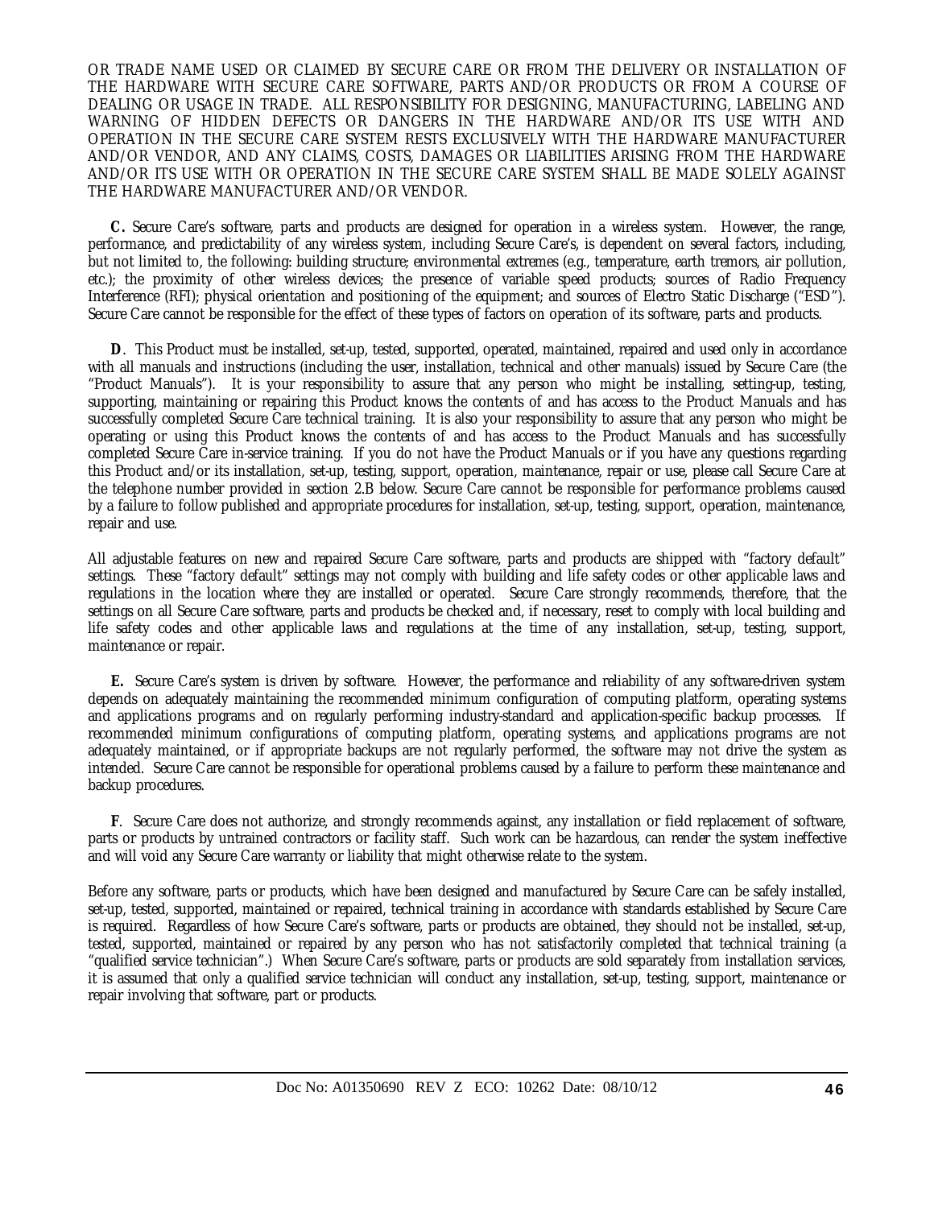OR TRADE NAME USED OR CLAIMED BY SECURE CARE OR FROM THE DELIVERY OR INSTALLATION OF THE HARDWARE WITH SECURE CARE SOFTWARE, PARTS AND/OR PRODUCTS OR FROM A COURSE OF DEALING OR USAGE IN TRADE. ALL RESPONSIBILITY FOR DESIGNING, MANUFACTURING, LABELING AND WARNING OF HIDDEN DEFECTS OR DANGERS IN THE HARDWARE AND/OR ITS USE WITH AND OPERATION IN THE SECURE CARE SYSTEM RESTS EXCLUSIVELY WITH THE HARDWARE MANUFACTURER AND/OR VENDOR, AND ANY CLAIMS, COSTS, DAMAGES OR LIABILITIES ARISING FROM THE HARDWARE AND/OR ITS USE WITH OR OPERATION IN THE SECURE CARE SYSTEM SHALL BE MADE SOLELY AGAINST THE HARDWARE MANUFACTURER AND/OR VENDOR.

**C.** Secure Care's software, parts and products are designed for operation in a wireless system. However, the range, performance, and predictability of any wireless system, including Secure Care's, is dependent on several factors, including, but not limited to, the following: building structure; environmental extremes (e.g., temperature, earth tremors, air pollution, etc.); the proximity of other wireless devices; the presence of variable speed products; sources of Radio Frequency Interference (RFI); physical orientation and positioning of the equipment; and sources of Electro Static Discharge ("ESD"). Secure Care cannot be responsible for the effect of these types of factors on operation of its software, parts and products.

**D**. This Product must be installed, set-up, tested, supported, operated, maintained, repaired and used only in accordance with all manuals and instructions (including the user, installation, technical and other manuals) issued by Secure Care (the "Product Manuals"). It is your responsibility to assure that any person who might be installing, setting-up, testing, supporting, maintaining or repairing this Product knows the contents of and has access to the Product Manuals and has successfully completed Secure Care technical training. It is also your responsibility to assure that any person who might be operating or using this Product knows the contents of and has access to the Product Manuals and has successfully completed Secure Care in-service training. If you do not have the Product Manuals or if you have any questions regarding this Product and/or its installation, set-up, testing, support, operation, maintenance, repair or use, please call Secure Care at the telephone number provided in section 2.B below. Secure Care cannot be responsible for performance problems caused by a failure to follow published and appropriate procedures for installation, set-up, testing, support, operation, maintenance, repair and use.

All adjustable features on new and repaired Secure Care software, parts and products are shipped with "factory default" settings. These "factory default" settings may not comply with building and life safety codes or other applicable laws and regulations in the location where they are installed or operated. Secure Care strongly recommends, therefore, that the settings on all Secure Care software, parts and products be checked and, if necessary, reset to comply with local building and life safety codes and other applicable laws and regulations at the time of any installation, set-up, testing, support, maintenance or repair.

**E.** Secure Care's system is driven by software. However, the performance and reliability of any software-driven system depends on adequately maintaining the recommended minimum configuration of computing platform, operating systems and applications programs and on regularly performing industry-standard and application-specific backup processes. If recommended minimum configurations of computing platform, operating systems, and applications programs are not adequately maintained, or if appropriate backups are not regularly performed, the software may not drive the system as intended. Secure Care cannot be responsible for operational problems caused by a failure to perform these maintenance and backup procedures.

**F**. Secure Care does not authorize, and strongly recommends against, any installation or field replacement of software, parts or products by untrained contractors or facility staff. Such work can be hazardous, can render the system ineffective and will void any Secure Care warranty or liability that might otherwise relate to the system.

Before any software, parts or products, which have been designed and manufactured by Secure Care can be safely installed, set-up, tested, supported, maintained or repaired, technical training in accordance with standards established by Secure Care is required. Regardless of how Secure Care's software, parts or products are obtained, they should not be installed, set-up, tested, supported, maintained or repaired by any person who has not satisfactorily completed that technical training (a "qualified service technician".) When Secure Care's software, parts or products are sold separately from installation services, it is assumed that only a qualified service technician will conduct any installation, set-up, testing, support, maintenance or repair involving that software, part or products.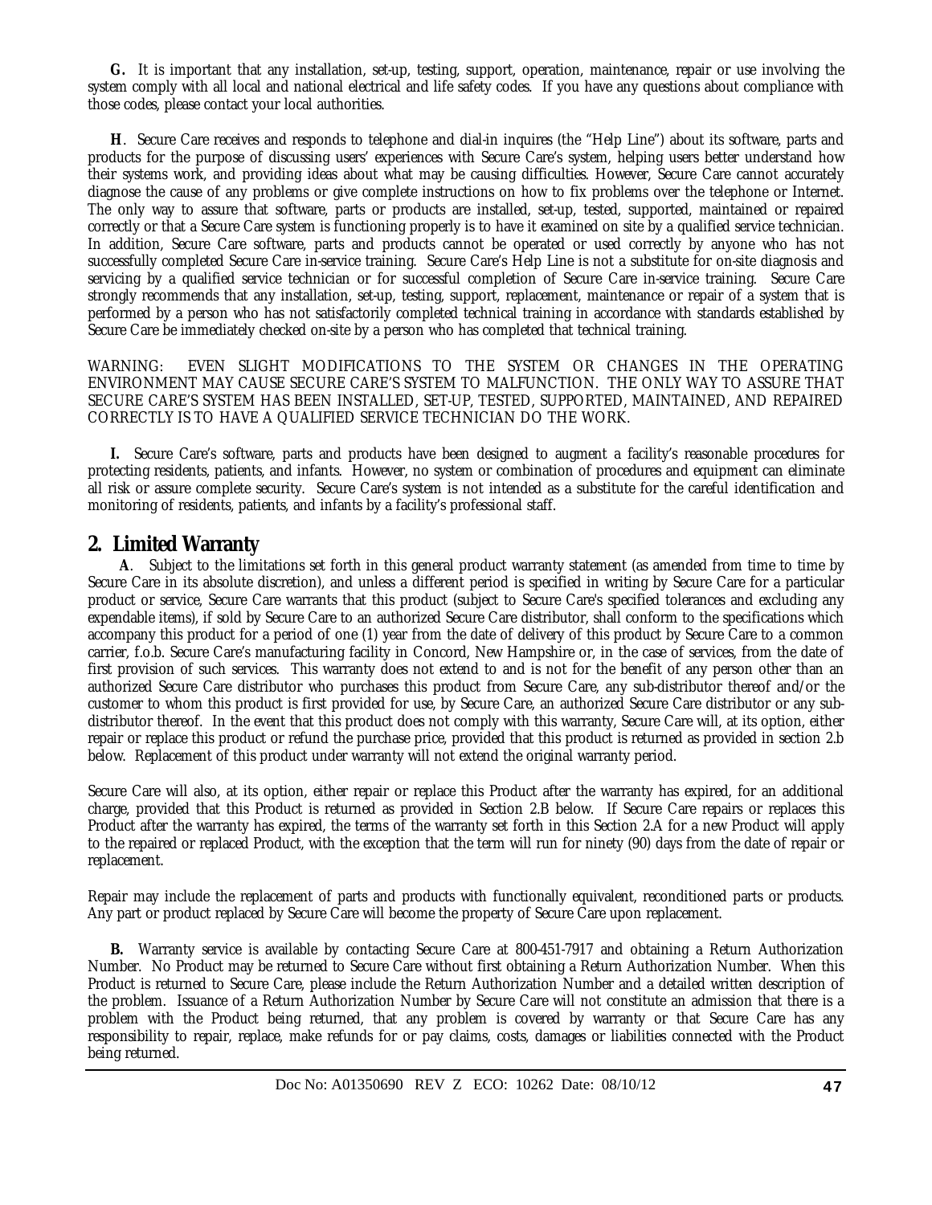**G.** It is important that any installation, set-up, testing, support, operation, maintenance, repair or use involving the system comply with all local and national electrical and life safety codes. If you have any questions about compliance with those codes, please contact your local authorities.

**H**. Secure Care receives and responds to telephone and dial-in inquires (the "Help Line") about its software, parts and products for the purpose of discussing users' experiences with Secure Care's system, helping users better understand how their systems work, and providing ideas about what may be causing difficulties. However, Secure Care cannot accurately diagnose the cause of any problems or give complete instructions on how to fix problems over the telephone or Internet. The only way to assure that software, parts or products are installed, set-up, tested, supported, maintained or repaired correctly or that a Secure Care system is functioning properly is to have it examined on site by a qualified service technician. In addition, Secure Care software, parts and products cannot be operated or used correctly by anyone who has not successfully completed Secure Care in-service training. Secure Care's Help Line is not a substitute for on-site diagnosis and servicing by a qualified service technician or for successful completion of Secure Care in-service training. Secure Care strongly recommends that any installation, set-up, testing, support, replacement, maintenance or repair of a system that is performed by a person who has not satisfactorily completed technical training in accordance with standards established by Secure Care be immediately checked on-site by a person who has completed that technical training.

WARNING: EVEN SLIGHT MODIFICATIONS TO THE SYSTEM OR CHANGES IN THE OPERATING ENVIRONMENT MAY CAUSE SECURE CARE'S SYSTEM TO MALFUNCTION. THE ONLY WAY TO ASSURE THAT SECURE CARE'S SYSTEM HAS BEEN INSTALLED, SET-UP, TESTED, SUPPORTED, MAINTAINED, AND REPAIRED CORRECTLY IS TO HAVE A QUALIFIED SERVICE TECHNICIAN DO THE WORK.

**I.** Secure Care's software, parts and products have been designed to augment a facility's reasonable procedures for protecting residents, patients, and infants. However, no system or combination of procedures and equipment can eliminate all risk or assure complete security. Secure Care's system is not intended as a substitute for the careful identification and monitoring of residents, patients, and infants by a facility's professional staff.

## 2. Limited Warranty

**A**. Subject to the limitations set forth in this general product warranty statement (as amended from time to time by Secure Care in its absolute discretion), and unless a different period is specified in writing by Secure Care for a particular product or service, Secure Care warrants that this product (subject to Secure Care's specified tolerances and excluding any expendable items), if sold by Secure Care to an authorized Secure Care distributor, shall conform to the specifications which accompany this product for a period of one (1) year from the date of delivery of this product by Secure Care to a common carrier, f.o.b. Secure Care's manufacturing facility in Concord, New Hampshire or, in the case of services, from the date of first provision of such services. This warranty does not extend to and is not for the benefit of any person other than an authorized Secure Care distributor who purchases this product from Secure Care, any sub-distributor thereof and/or the customer to whom this product is first provided for use, by Secure Care, an authorized Secure Care distributor or any sub-distributor thereof. In the event that this product does not comply with this warranty, Secure Care will, at its option, either repair or replace this product or refund the purchase price, provided that this product is returned as provided in section 2.b below. Replacement of this product under warranty will not extend the original warranty period.

Secure Care will also, at its option, either repair or replace this Product after the warranty has expired, for an additional charge, provided that this Product is returned as provided in Section 2.B below. If Secure Care repairs or replaces this Product after the warranty has expired, the terms of the warranty set forth in this Section 2.A for a new Product will apply to the repaired or replaced Product, with the exception that the term will run for ninety (90) days from the date of repair or replacement.

Repair may include the replacement of parts and products with functionally equivalent, reconditioned parts or products. Any part or product replaced by Secure Care will become the property of Secure Care upon replacement.

**B.** Warranty service is available by contacting Secure Care at 800-451-7917 and obtaining a Return Authorization Number. No Product may be returned to Secure Care without first obtaining a Return Authorization Number. When this Product is returned to Secure Care, please include the Return Authorization Number and a detailed written description of the problem. Issuance of a Return Authorization Number by Secure Care will not constitute an admission that there is a problem with the Product being returned, that any problem is covered by warranty or that Secure Care has any responsibility to repair, replace, make refunds for or pay claims, costs, damages or liabilities connected with the Product being returned.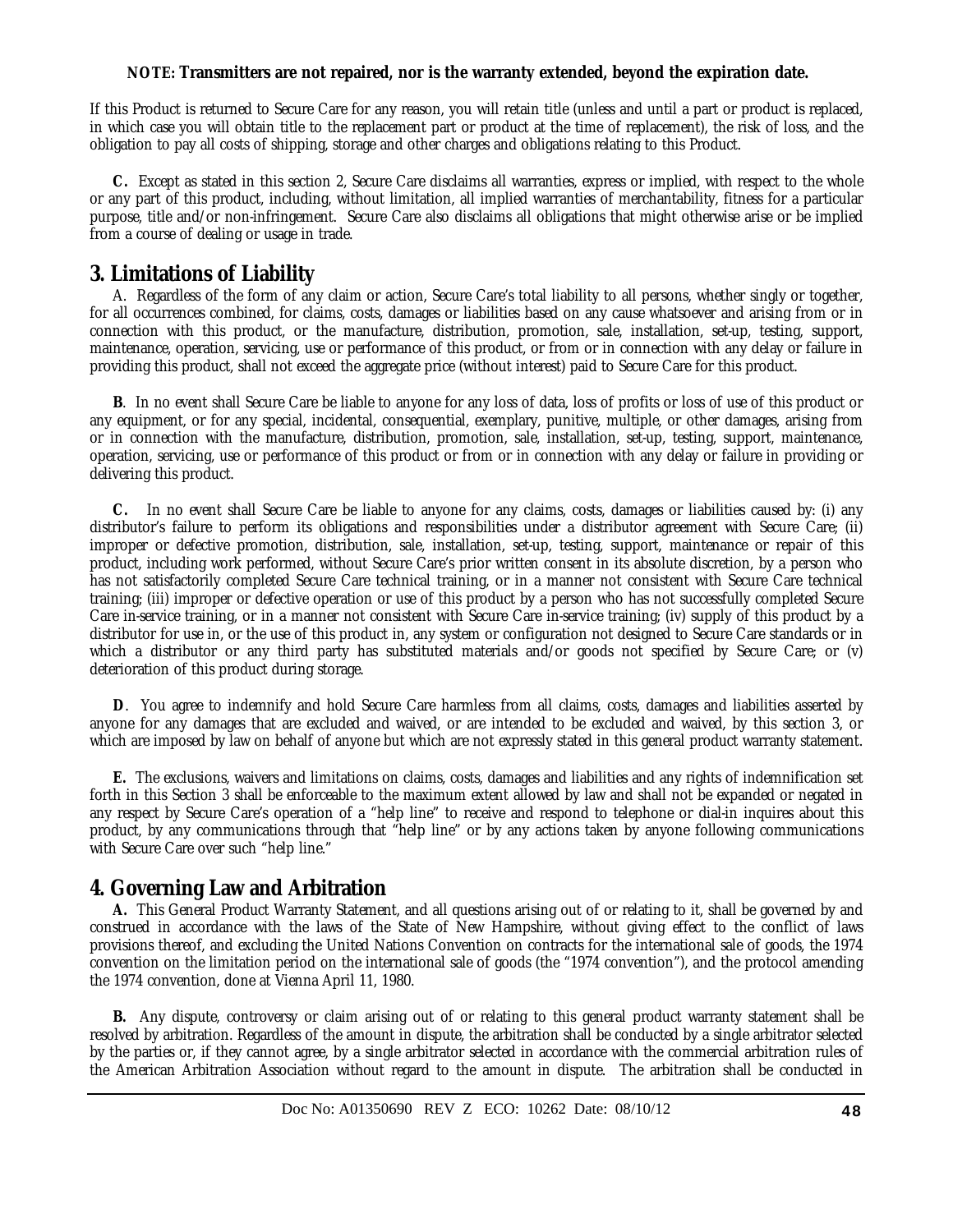**NOTE: Transmitters are not repaired, nor is the warranty extended, beyond the expiration date.**

If this Product is returned to Secure Care for any reason, you will retain title (unless and until a part or product is replaced, in which case you will obtain title to the replacement part or product at the time of replacement), the risk of loss, and the obligation to pay all costs of shipping, storage and other charges and obligations relating to this Product.

**C.** Except as stated in this section 2, Secure Care disclaims all warranties, express or implied, with respect to the whole or any part of this product, including, without limitation, all implied warranties of merchantability, fitness for a particular purpose, title and/or non-infringement. Secure Care also disclaims all obligations that might otherwise arise or be implied from a course of dealing or usage in trade.

## 3. Limitations of Liability

A. Regardless of the form of any claim or action, Secure Care's total liability to all persons, whether singly or together, for all occurrences combined, for claims, costs, damages or liabilities based on any cause whatsoever and arising from or in connection with this product, or the manufacture, distribution, promotion, sale, installation, set-up, testing, support, maintenance, operation, servicing, use or performance of this product, or from or in connection with any delay or failure in providing this product, shall not exceed the aggregate price (without interest) paid to Secure Care for this product.

**B**. In no event shall Secure Care be liable to anyone for any loss of data, loss of profits or loss of use of this product or any equipment, or for any special, incidental, consequential, exemplary, punitive, multiple, or other damages, arising from or in connection with the manufacture, distribution, promotion, sale, installation, set-up, testing, support, maintenance, operation, servicing, use or performance of this product or from or in connection with any delay or failure in providing or delivering this product.

**C.** In no event shall Secure Care be liable to anyone for any claims, costs, damages or liabilities caused by: (i) any distributor's failure to perform its obligations and responsibilities under a distributor agreement with Secure Care; (ii) improper or defective promotion, distribution, sale, installation, set-up, testing, support, maintenance or repair of this product, including work performed, without Secure Care's prior written consent in its absolute discretion, by a person who has not satisfactorily completed Secure Care technical training, or in a manner not consistent with Secure Care technical training; (iii) improper or defective operation or use of this product by a person who has not successfully completed Secure Care in-service training, or in a manner not consistent with Secure Care in-service training; (iv) supply of this product by a distributor for use in, or the use of this product in, any system or configuration not designed to Secure Care standards or in which a distributor or any third party has substituted materials and/or goods not specified by Secure Care; or (v) deterioration of this product during storage.

**D**. You agree to indemnify and hold Secure Care harmless from all claims, costs, damages and liabilities asserted by anyone for any damages that are excluded and waived, or are intended to be excluded and waived, by this section 3, or which are imposed by law on behalf of anyone but which are not expressly stated in this general product warranty statement.

**E.** The exclusions, waivers and limitations on claims, costs, damages and liabilities and any rights of indemnification set forth in this Section 3 shall be enforceable to the maximum extent allowed by law and shall not be expanded or negated in any respect by Secure Care's operation of a "help line" to receive and respond to telephone or dial-in inquires about this product, by any communications through that "help line" or by any actions taken by anyone following communications with Secure Care over such "help line."

## 4. Governing Law and Arbitration

**A.** This General Product Warranty Statement, and all questions arising out of or relating to it, shall be governed by and construed in accordance with the laws of the State of New Hampshire, without giving effect to the conflict of laws provisions thereof, and excluding the United Nations Convention on contracts for the international sale of goods, the 1974 convention on the limitation period on the international sale of goods (the "1974 convention"), and the protocol amending the 1974 convention, done at Vienna April 11, 1980.

**B.** Any dispute, controversy or claim arising out of or relating to this general product warranty statement shall be resolved by arbitration. Regardless of the amount in dispute, the arbitration shall be conducted by a single arbitrator selected by the parties or, if they cannot agree, by a single arbitrator selected in accordance with the commercial arbitration rules of the American Arbitration Association without regard to the amount in dispute. The arbitration shall be conducted in

Doc No: A01350690 REV Z ECO: 10262 Date: 08/10/12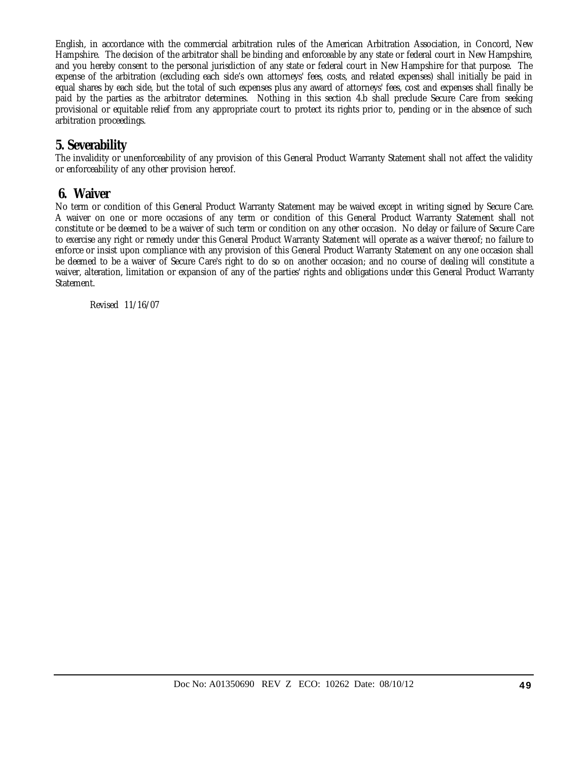English, in accordance with the commercial arbitration rules of the American Arbitration Association, in Concord, New Hampshire. The decision of the arbitrator shall be binding and enforceable by any state or federal court in New Hampshire, and you hereby consent to the personal jurisdiction of any state or federal court in New Hampshire for that purpose. The expense of the arbitration (excluding each side's own attorneys' fees, costs, and related expenses) shall initially be paid in equal shares by each side, but the total of such expenses plus any award of attorneys' fees, cost and expenses shall finally be paid by the parties as the arbitrator determines. Nothing in this section 4.b shall preclude Secure Care from seeking provisional or equitable relief from any appropriate court to protect its rights prior to, pending or in the absence of such arbitration proceedings.

## 5. Severability

The invalidity or unenforceability of any provision of this General Product Warranty Statement shall not affect the validity or enforceability of any other provision hereof.

## 6. Waiver

No term or condition of this General Product Warranty Statement may be waived except in writing signed by Secure Care. A waiver on one or more occasions of any term or condition of this General Product Warranty Statement shall not constitute or be deemed to be a waiver of such term or condition on any other occasion. No delay or failure of Secure Care to exercise any right or remedy under this General Product Warranty Statement will operate as a waiver thereof; no failure to enforce or insist upon compliance with any provision of this General Product Warranty Statement on any one occasion shall be deemed to be a waiver of Secure Care's right to do so on another occasion; and no course of dealing will constitute a waiver, alteration, limitation or expansion of any of the parties' rights and obligations under this General Product Warranty Statement.

Revised 11/16/07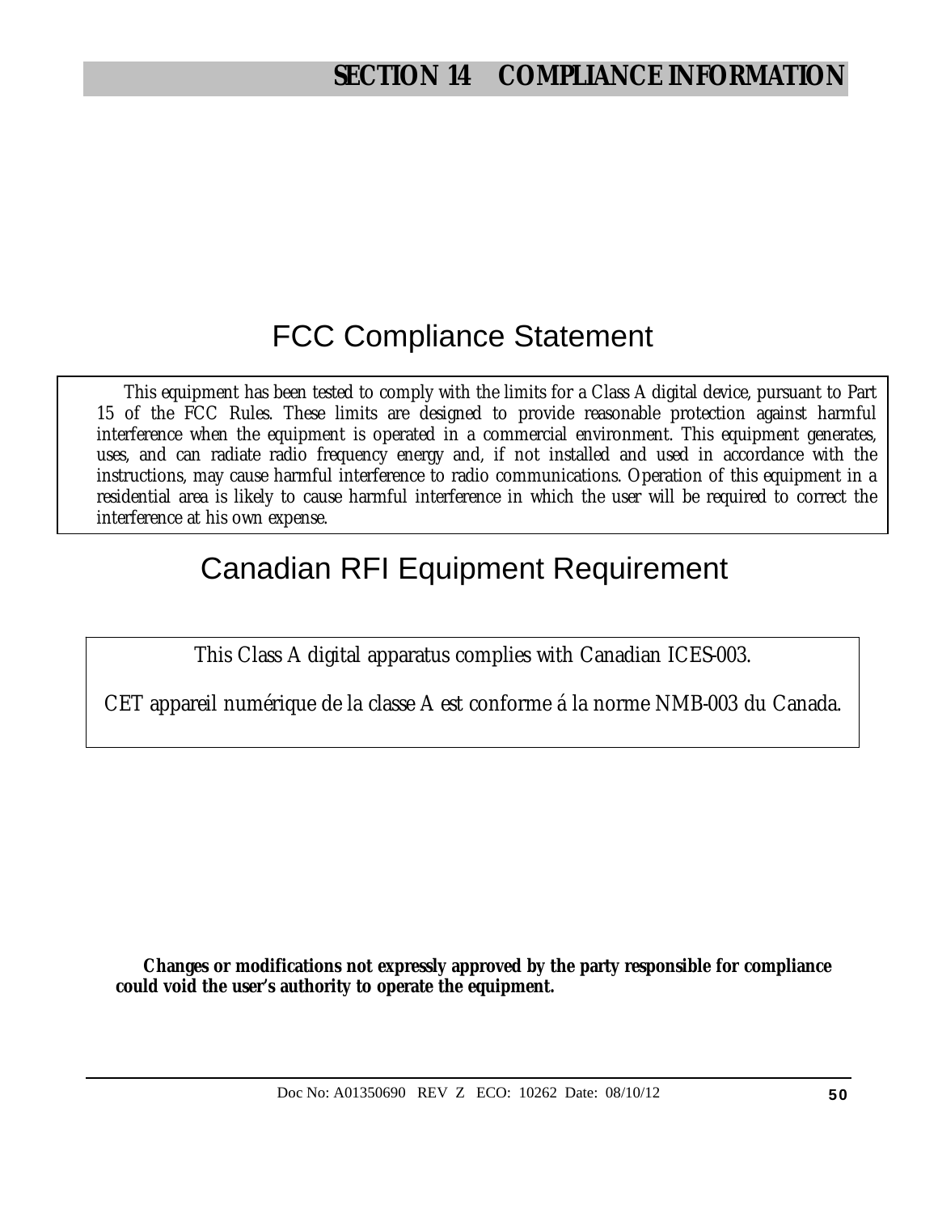# SECTION 14 COMPLIANCE INFORMATION

## FCC Compliance Statement

This equipment has been tested to comply with the limits for a Class A digital device, pursuant to Part 15 of the FCC Rules. These limits are designed to provide reasonable protection against harmful interference when the equipment is operated in a commercial environment. This equipment generates, uses, and can radiate radio frequency energy and, if not installed and used in accordance with the instructions, may cause harmful interference to radio communications. Operation of this equipment in a residential area is likely to cause harmful interference in which the user will be required to correct the interference at his own expense.

## Canadian RFI Equipment Requirement

This Class A digital apparatus complies with Canadian ICES-003.

CET appareil numérique de la classe A est conforme á la norme NMB-003 du Canada.

**Changes or modifications not expressly approved by the party responsible for compliance could void the user's authority to operate the equipment.**

Doc No: A01350690 REV Z ECO: 10262 Date: 08/10/12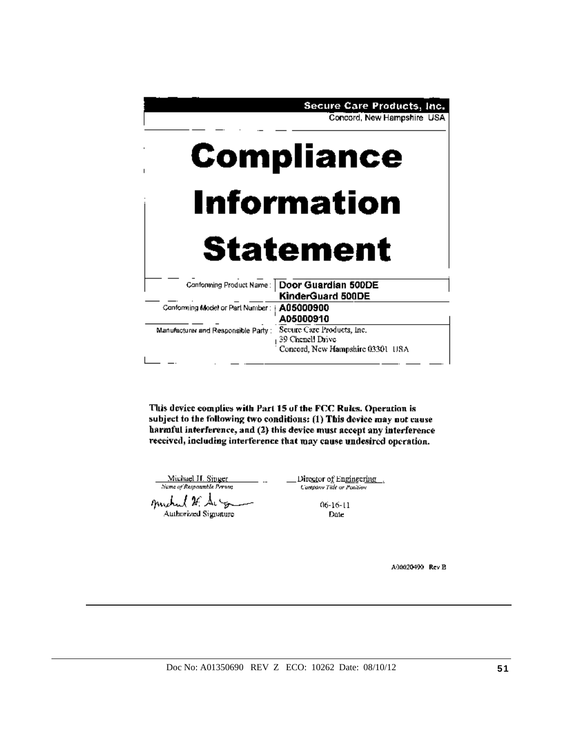**Secure Care Products, Inc.**
Concord, New Hampshire USA

# Compliance Information Statement

| | |
|---|---|
| Conforming Product Name : | **Door Guardian 500DE**<br>**KinderGuard 500DE** |
| Conforming Model or Part Number : | **A05000900**<br>**A05000910** |
| Manufacturer and Responsible Party : | Secure Care Products, Inc.<br>39 Chenell Drive<br>Concord, New Hampshire 03301 USA |

**This device complies with Part 15 of the FCC Rules. Operation is subject to the following two conditions: (1) This device may not cause harmful interference, and (2) this device must accept any interference received, including interference that may cause undesired operation.**

Michael H. Singer
*Name of Responsible Person*

Director of Engineering
*Company Title or Position*

Authorized Signature

06-16-11
Date

A00020490 Rev B

Doc No: A01350690 REV Z ECO: 10262 Date: 08/10/12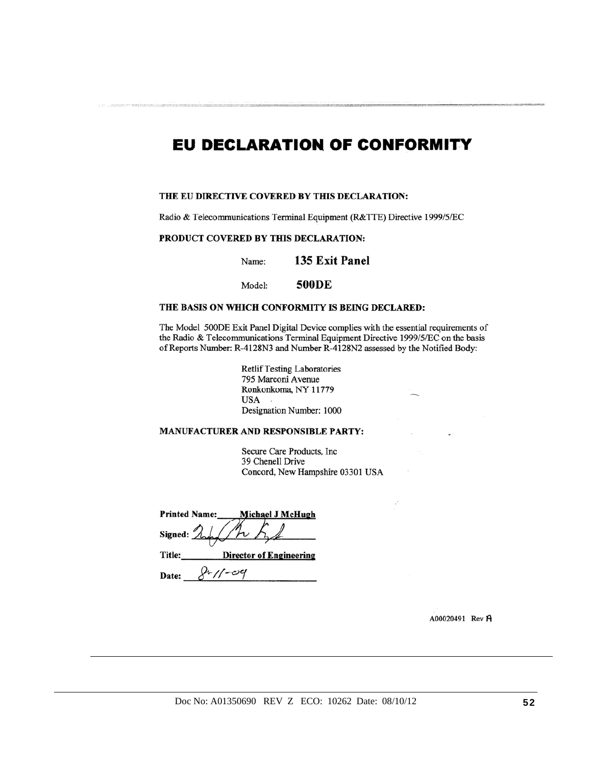# EU DECLARATION OF CONFORMITY

**THE EU DIRECTIVE COVERED BY THIS DECLARATION:**

Radio & Telecommunications Terminal Equipment (R&TTE) Directive 1999/5/EC

**PRODUCT COVERED BY THIS DECLARATION:**

Name: **135 Exit Panel**

Model: **500DE**

**THE BASIS ON WHICH CONFORMITY IS BEING DECLARED:**

The Model 500DE Exit Panel Digital Device complies with the essential requirements of the Radio & Telecommunications Terminal Equipment Directive 1999/5/EC on the basis of Reports Number: R-4128N3 and Number R-4128N2 assessed by the Notified Body:

Retlif Testing Laboratories
795 Marconi Avenue
Ronkonkoma, NY 11779
USA
Designation Number: 1000

**MANUFACTURER AND RESPONSIBLE PARTY:**

Secure Care Products, Inc
39 Chenell Drive
Concord, New Hampshire 03301 USA

**Printed Name:** Michael J McHugh

**Signed:** [signature]

**Title:** Director of Engineering

**Date:** 8-11-09

A00020491 Rev A

Doc No: A01350690 REV Z ECO: 10262 Date: 08/10/12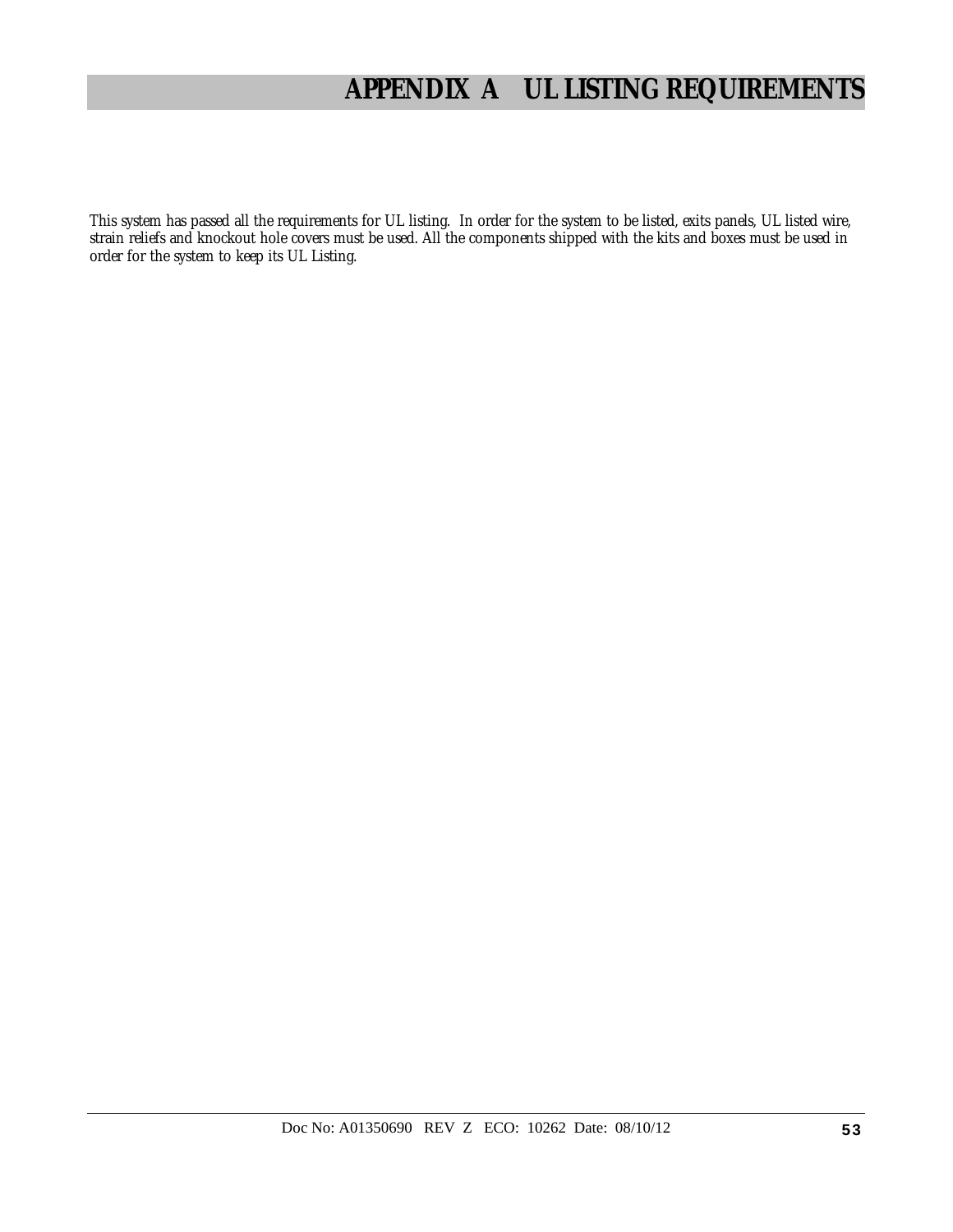# APPENDIX A UL LISTING REQUIREMENTS

*This system has passed all the requirements for UL listing. In order for the system to be listed, exits panels, UL listed wire, strain reliefs and knockout hole covers must be used. All the components shipped with the kits and boxes must be used in order for the system to keep its UL Listing.*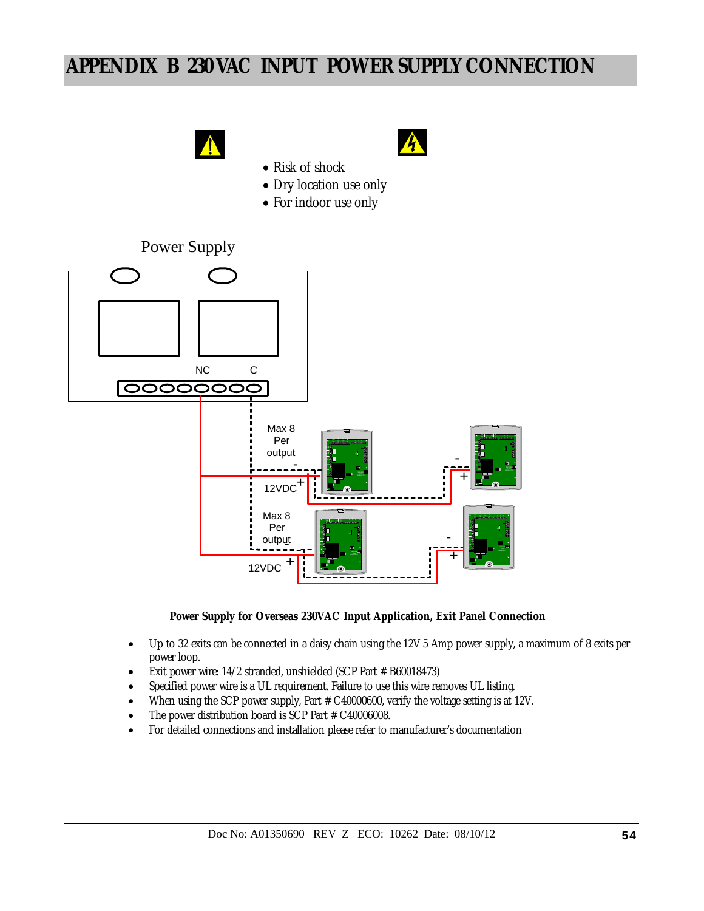# APPENDIX B 230VAC INPUT POWER SUPPLY CONNECTION

- Risk of shock
- Dry location use only
- For indoor use only

Power Supply

NC C

Max 8 Per output

12VDC

Max 8 Per output

12VDC

**Power Supply for Overseas 230VAC Input Application, Exit Panel Connection**

- Up to 32 exits can be connected in a daisy chain using the 12V 5 Amp power supply, a maximum of 8 exits per power loop.
- Exit power wire: 14/2 stranded, unshielded (SCP Part # B60018473)
- Specified power wire is a UL requirement. Failure to use this wire removes UL listing.
- When using the SCP power supply, Part # C40000600, verify the voltage setting is at 12V.
- The power distribution board is SCP Part # C40006008.
- For detailed connections and installation please refer to manufacturer's documentation

Doc No: A01350690 REV Z ECO: 10262 Date: 08/10/12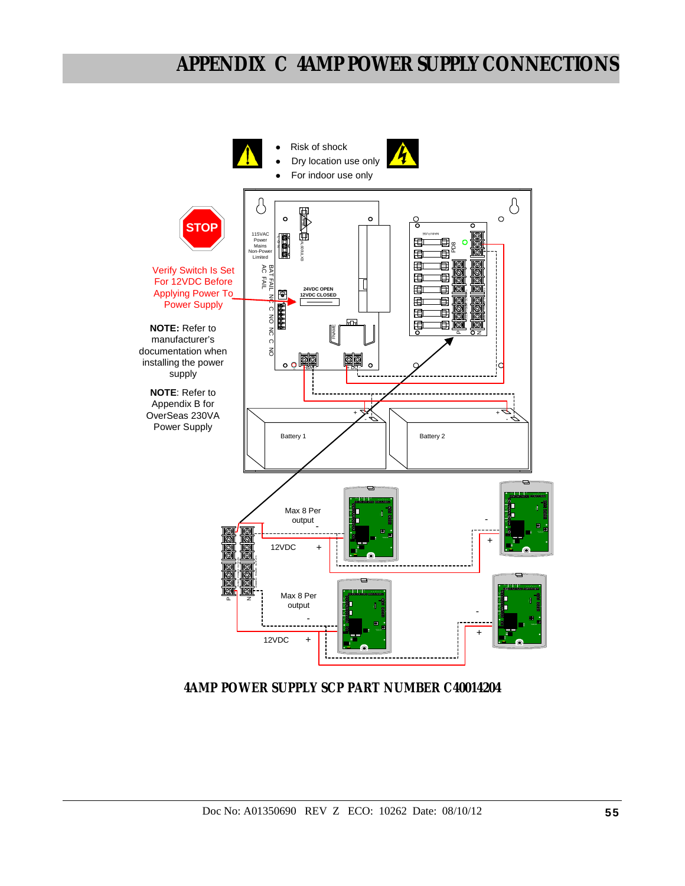# APPENDIX C 4AMP POWER SUPPLY CONNECTIONS

- Risk of shock
- Dry location use only
- For indoor use only

STOP

Verify Switch Is Set For 12VDC Before Applying Power To Power Supply

**NOTE:** Refer to manufacturer's documentation when installing the power supply

**NOTE**: Refer to Appendix B for OverSeas 230VA Power Supply

115VAC Power Mains Non-Power Limited

BAT FAIL AC FAIL

NC C NO NC C NO

24VDC OPEN 12VDC CLOSED

PD8

Battery 1

Battery 2

Max 8 Per output

12VDC

Max 8 Per output

12VDC

**4AMP POWER SUPPLY SCP PART NUMBER C40014204**

Doc No: A01350690 REV Z ECO: 10262 Date: 08/10/12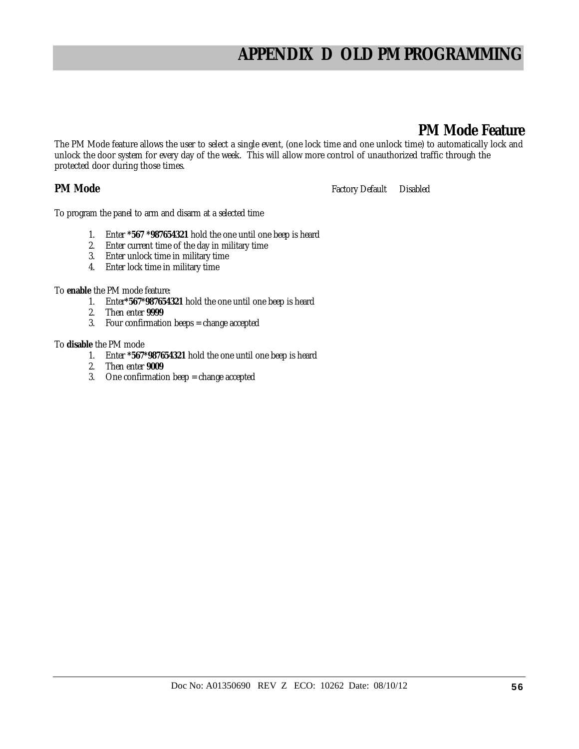# APPENDIX D OLD PM PROGRAMMING

## PM Mode Feature

The PM Mode feature allows the user to select a single event, (one lock time and one unlock time) to automatically lock and unlock the door system for every day of the week. This will allow more control of unauthorized traffic through the protected door during those times.

### PM Mode

Factory Default Disabled

To program the panel to arm and disarm at a selected time

1. Enter ***567 *987654321** hold the one until one beep is heard
2. Enter current time of the day in military time
3. Enter unlock time in military time
4. Enter lock time in military time

To **enable** the PM mode feature:

1. Enter***567*987654321** hold the one until one beep is heard
2. Then enter **9999**
3. Four confirmation beeps = change accepted

To **disable** the PM mode

1. Enter ***567*987654321** hold the one until one beep is heard
2. Then enter **9009**
3. One confirmation beep = change accepted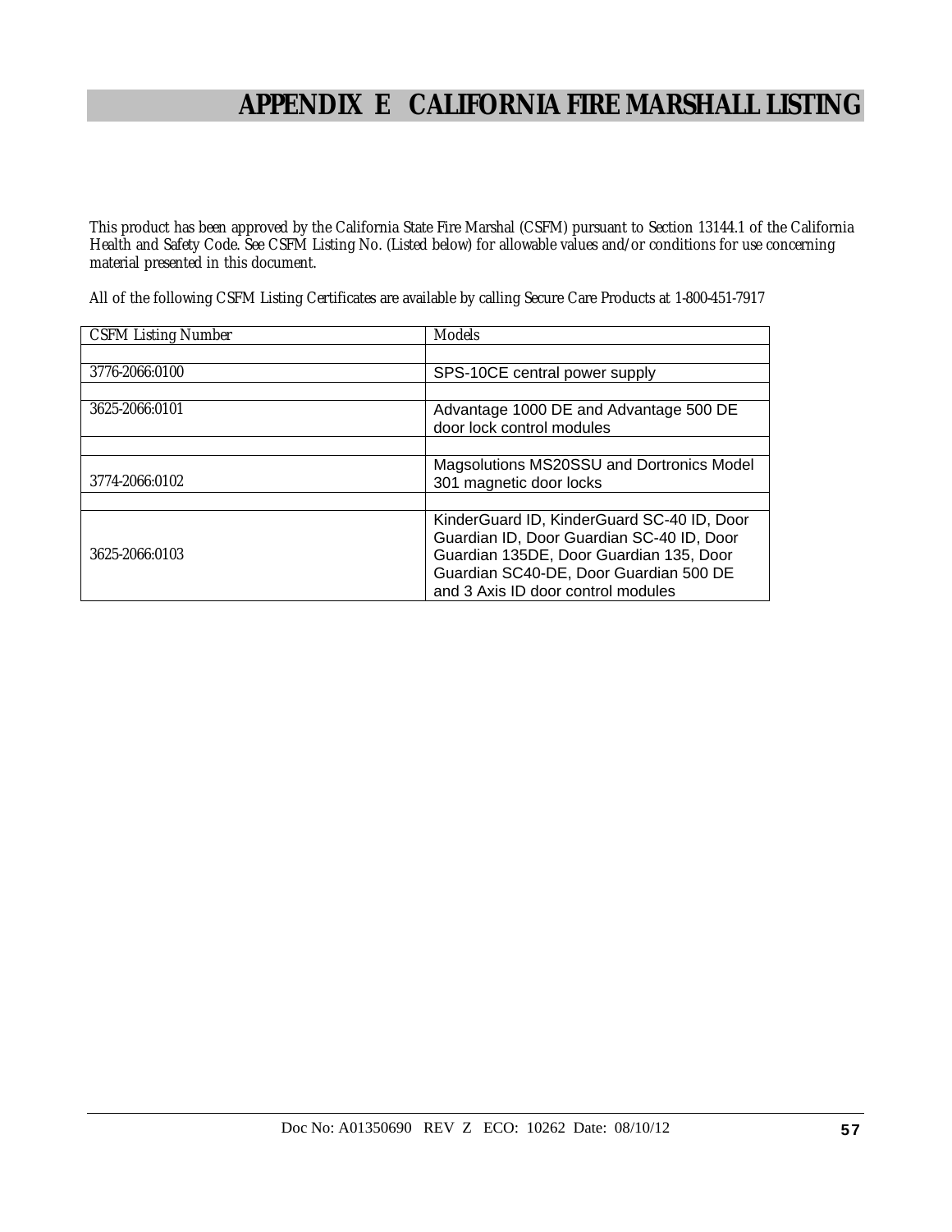# APPENDIX E CALIFORNIA FIRE MARSHALL LISTING

This product has been approved by the California State Fire Marshal (CSFM) pursuant to Section 13144.1 of the California Health and Safety Code. See CSFM Listing No. (Listed below) for allowable values and/or conditions for use concerning material presented in this document.

All of the following CSFM Listing Certificates are available by calling Secure Care Products at 1-800-451-7917

| CSFM Listing Number | Models |
|---|---|
| | |
| 3776-2066:0100 | SPS-10CE central power supply |
| | |
| 3625-2066:0101 | Advantage 1000 DE and Advantage 500 DE door lock control modules |
| | |
| 3774-2066:0102 | Magsolutions MS20SSU and Dortronics Model 301 magnetic door locks |
| | |
| 3625-2066:0103 | KinderGuard ID, KinderGuard SC-40 ID, Door Guardian ID, Door Guardian SC-40 ID, Door Guardian 135DE, Door Guardian 135, Door Guardian SC40-DE, Door Guardian 500 DE and 3 Axis ID door control modules |

Doc No: A01350690 REV Z ECO: 10262 Date: 08/10/12